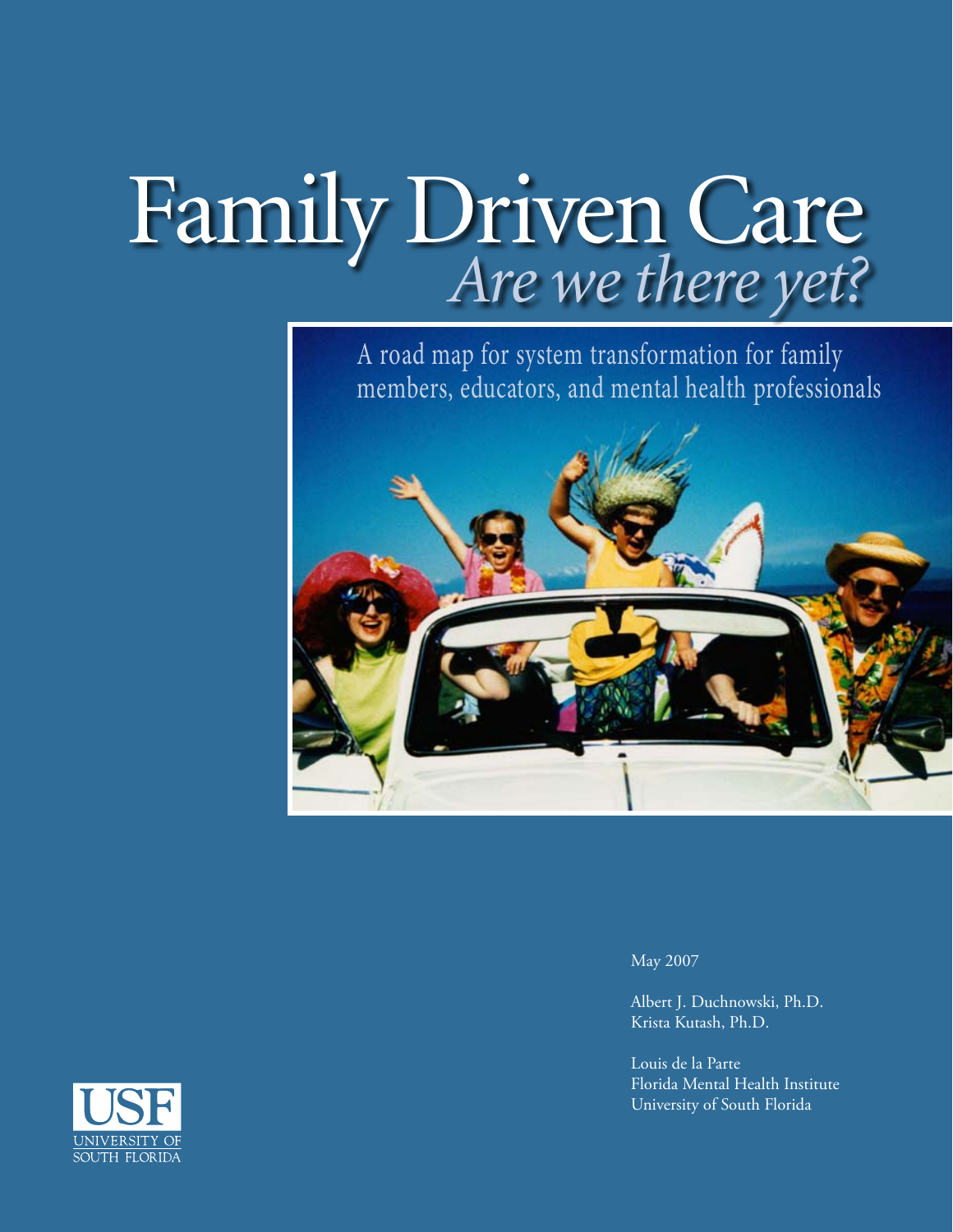# Family Driven Care

## *Are we there yet?*

A road map for system transformation for family members, educators, and mental health professionals

May 2007

Albert J. Duchnowski, Ph.D.
Krista Kutash, Ph.D.

Louis de la Parte
Florida Mental Health Institute
University of South Florida

USF
UNIVERSITY OF SOUTH FLORIDA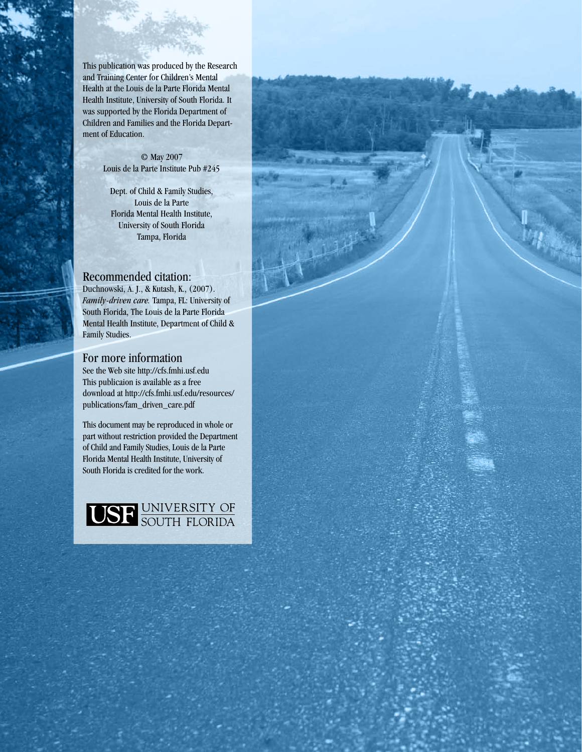This publication was produced by the Research and Training Center for Children's Mental Health at the Louis de la Parte Florida Mental Health Institute, University of South Florida. It was supported by the Florida Department of Children and Families and the Florida Department of Education.

© May 2007
Louis de la Parte Institute Pub #245

Dept. of Child & Family Studies,
Louis de la Parte
Florida Mental Health Institute,
University of South Florida
Tampa, Florida

## Recommended citation:

Duchnowski, A. J., & Kutash, K., (2007). *Family-driven care.* Tampa, FL: University of South Florida, The Louis de la Parte Florida Mental Health Institute, Department of Child & Family Studies.

## For more information

See the Web site http://cfs.fmhi.usf.edu
This publicaion is available as a free download at http://cfs.fmhi.usf.edu/resources/publications/fam_driven_care.pdf

This document may be reproduced in whole or part without restriction provided the Department of Child and Family Studies, Louis de la Parte Florida Mental Health Institute, University of South Florida is credited for the work.

USF UNIVERSITY OF SOUTH FLORIDA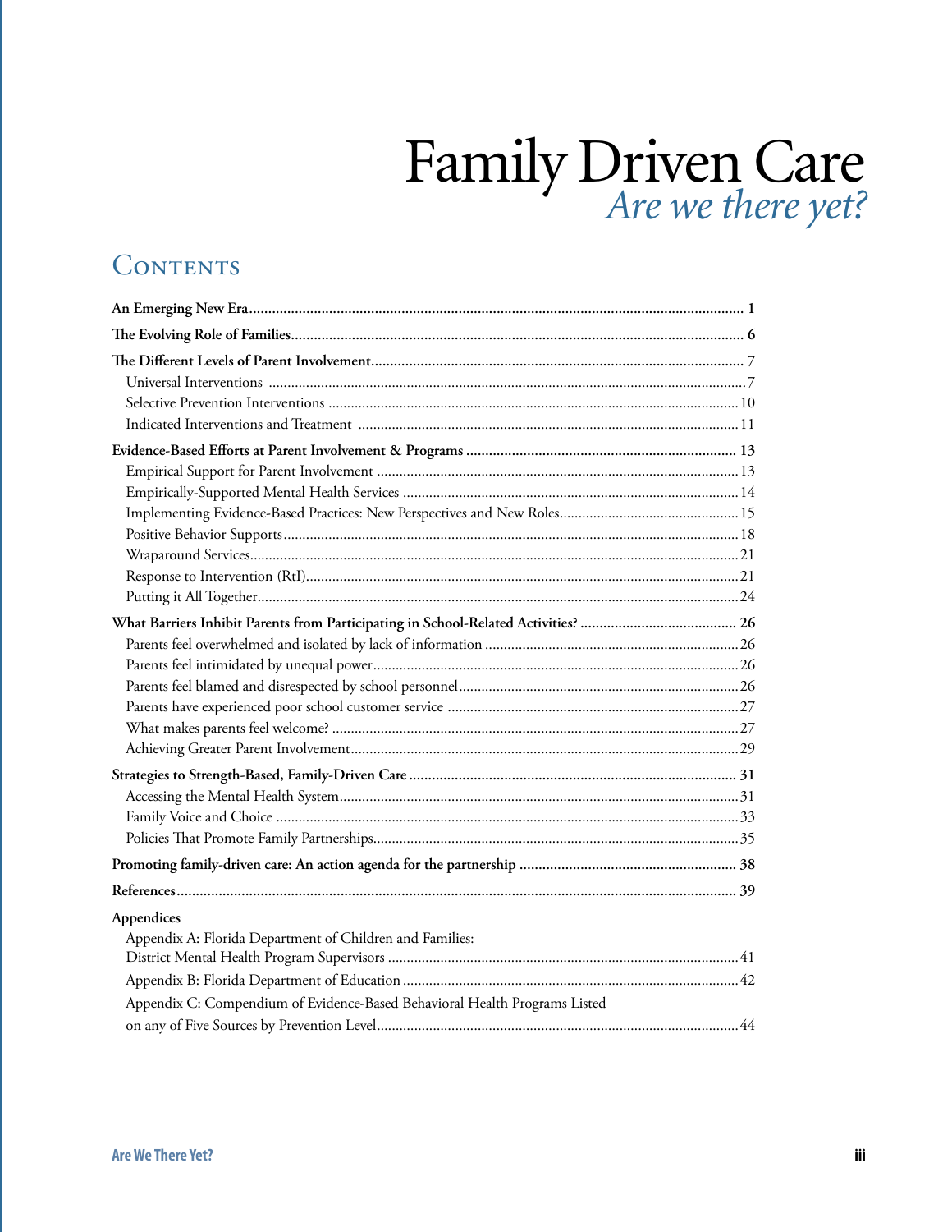# Family Driven Care
*Are we there yet?*

## Contents

**An Emerging New Era** .......... 1

**The Evolving Role of Families** .......... 6

**The Different Levels of Parent Involvement** .......... 7

- Universal Interventions .......... 7
- Selective Prevention Interventions .......... 10
- Indicated Interventions and Treatment .......... 11

**Evidence-Based Efforts at Parent Involvement & Programs** .......... 13

- Empirical Support for Parent Involvement .......... 13
- Empirically-Supported Mental Health Services .......... 14
- Implementing Evidence-Based Practices: New Perspectives and New Roles .......... 15
- Positive Behavior Supports .......... 18
- Wraparound Services .......... 21
- Response to Intervention (RtI) .......... 21
- Putting it All Together .......... 24

**What Barriers Inhibit Parents from Participating in School-Related Activities?** .......... 26

- Parents feel overwhelmed and isolated by lack of information .......... 26
- Parents feel intimidated by unequal power .......... 26
- Parents feel blamed and disrespected by school personnel .......... 26
- Parents have experienced poor school customer service .......... 27
- What makes parents feel welcome? .......... 27
- Achieving Greater Parent Involvement .......... 29

**Strategies to Strength-Based, Family-Driven Care** .......... 31

- Accessing the Mental Health System .......... 31
- Family Voice and Choice .......... 33
- Policies That Promote Family Partnerships .......... 35

**Promoting family-driven care: An action agenda for the partnership** .......... 38

**References** .......... 39

**Appendices**

- Appendix A: Florida Department of Children and Families: District Mental Health Program Supervisors .......... 41
- Appendix B: Florida Department of Education .......... 42
- Appendix C: Compendium of Evidence-Based Behavioral Health Programs Listed on any of Five Sources by Prevention Level .......... 44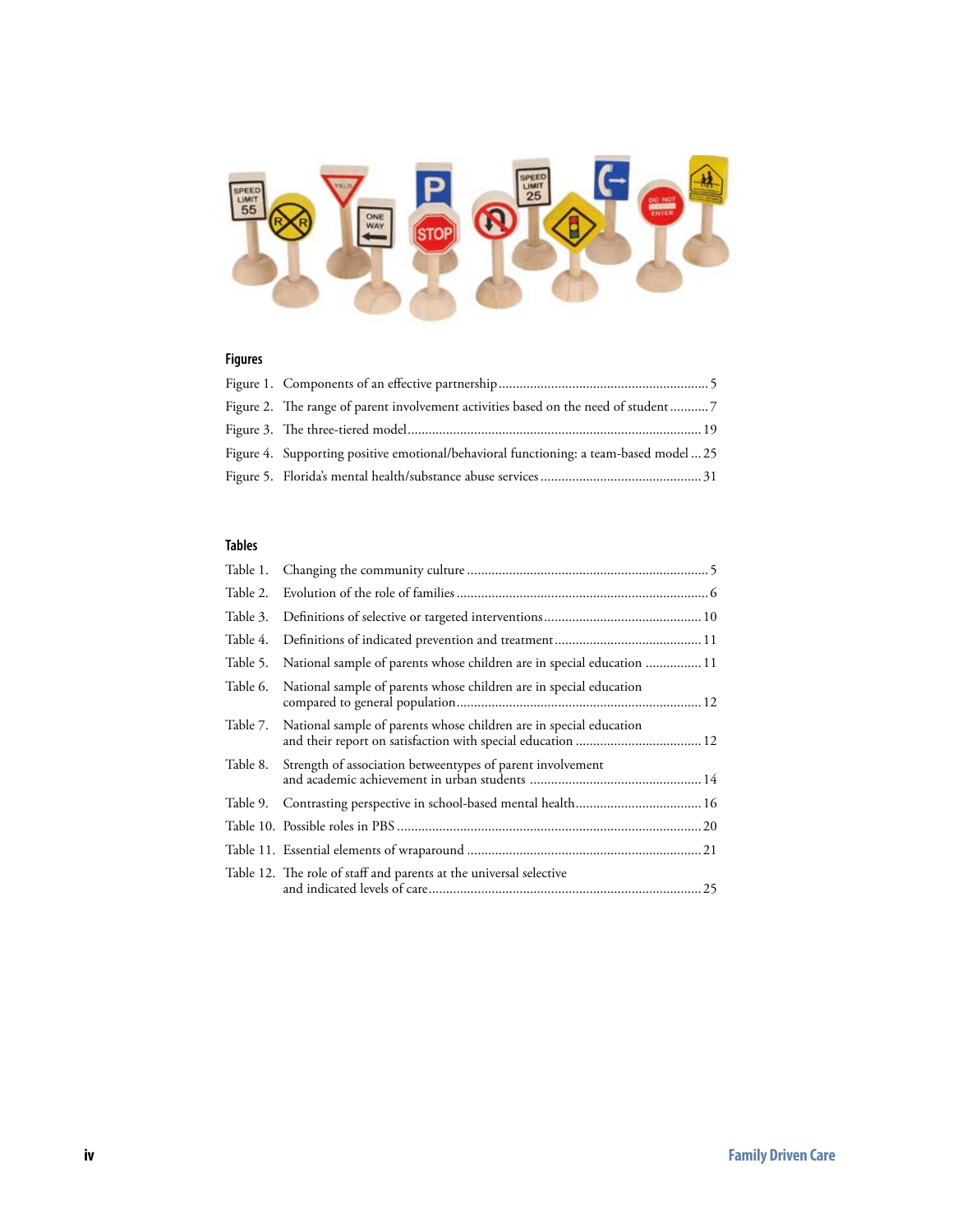## Figures

Figure 1. Components of an effective partnership ........................................................... 5

Figure 2. The range of parent involvement activities based on the need of student ........... 7

Figure 3. The three-tiered model ................................................................................... 19

Figure 4. Supporting positive emotional/behavioral functioning: a team-based model ... 25

Figure 5. Florida's mental health/substance abuse services ............................................. 31

## Tables

Table 1. Changing the community culture .................................................................... 5

Table 2. Evolution of the role of families ....................................................................... 6

Table 3. Definitions of selective or targeted interventions ............................................ 10

Table 4. Definitions of indicated prevention and treatment .......................................... 11

Table 5. National sample of parents whose children are in special education ................ 11

Table 6. National sample of parents whose children are in special education compared to general population ..................................................................... 12

Table 7. National sample of parents whose children are in special education and their report on satisfaction with special education .................................... 12

Table 8. Strength of association betweentypes of parent involvement and academic achievement in urban students ................................................. 14

Table 9. Contrasting perspective in school-based mental health .................................... 16

Table 10. Possible roles in PBS ...................................................................................... 20

Table 11. Essential elements of wraparound .................................................................. 21

Table 12. The role of staff and parents at the universal selective and indicated levels of care ............................................................................ 25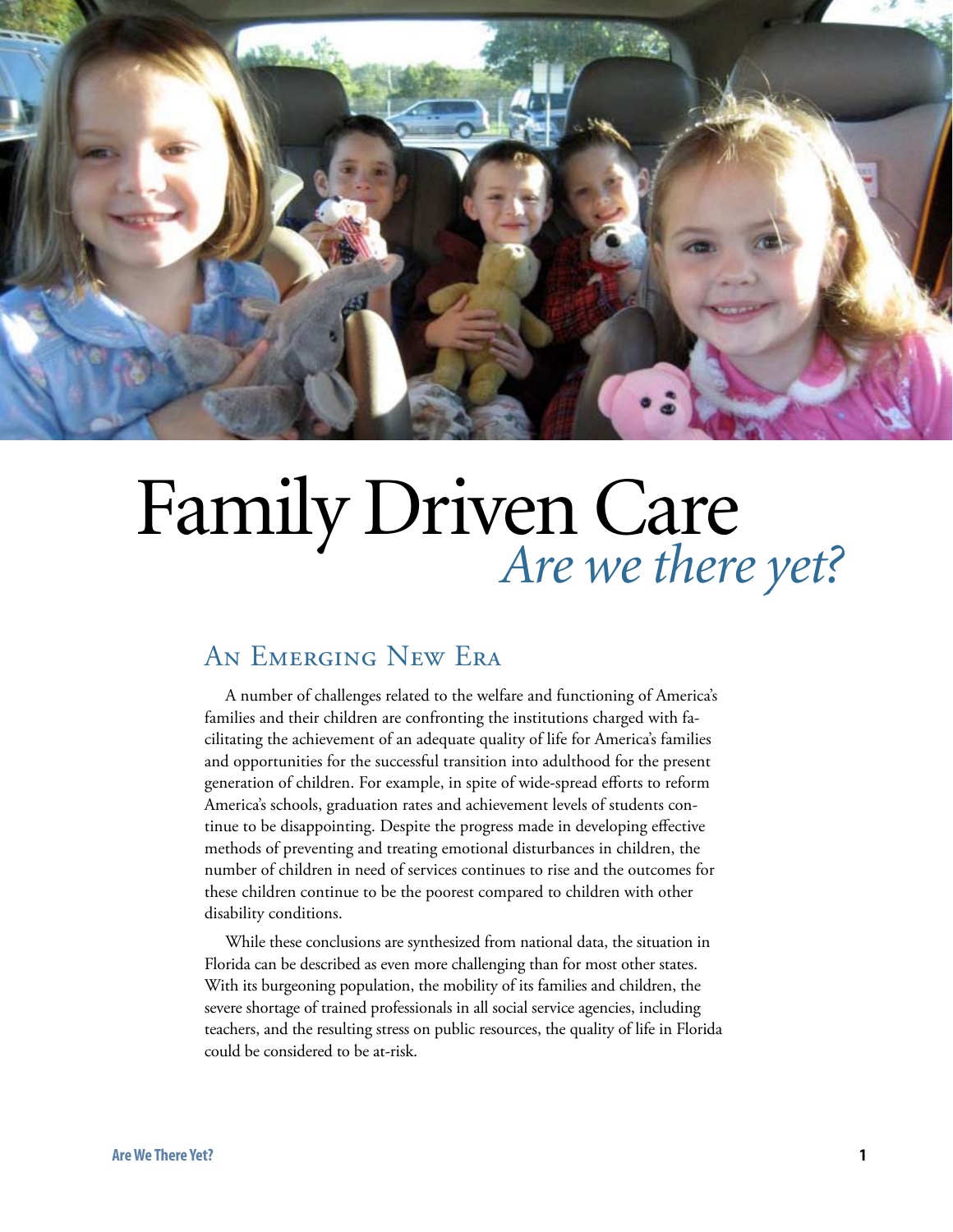# Family Driven Care

## *Are we there yet?*

## An Emerging New Era

A number of challenges related to the welfare and functioning of America's families and their children are confronting the institutions charged with facilitating the achievement of an adequate quality of life for America's families and opportunities for the successful transition into adulthood for the present generation of children. For example, in spite of wide-spread efforts to reform America's schools, graduation rates and achievement levels of students continue to be disappointing. Despite the progress made in developing effective methods of preventing and treating emotional disturbances in children, the number of children in need of services continues to rise and the outcomes for these children continue to be the poorest compared to children with other disability conditions.

While these conclusions are synthesized from national data, the situation in Florida can be described as even more challenging than for most other states. With its burgeoning population, the mobility of its families and children, the severe shortage of trained professionals in all social service agencies, including teachers, and the resulting stress on public resources, the quality of life in Florida could be considered to be at-risk.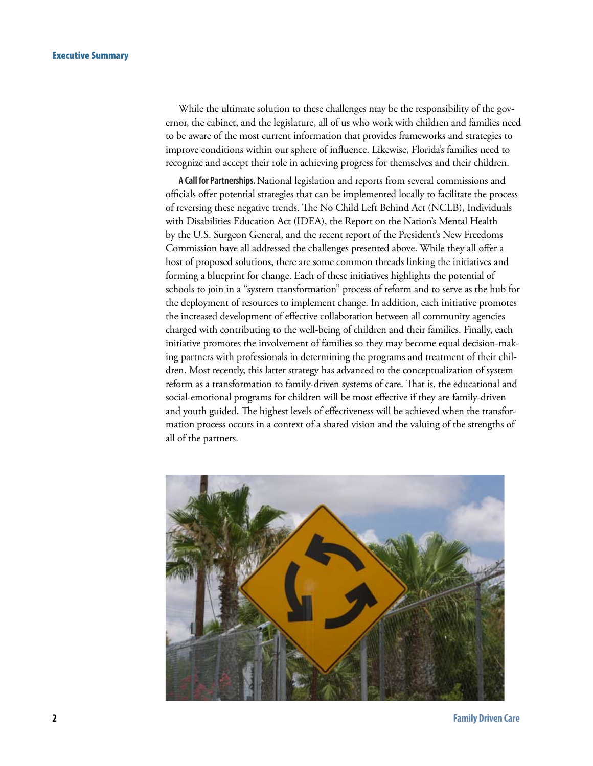While the ultimate solution to these challenges may be the responsibility of the governor, the cabinet, and the legislature, all of us who work with children and families need to be aware of the most current information that provides frameworks and strategies to improve conditions within our sphere of influence. Likewise, Florida's families need to recognize and accept their role in achieving progress for themselves and their children.

**A Call for Partnerships.** National legislation and reports from several commissions and officials offer potential strategies that can be implemented locally to facilitate the process of reversing these negative trends. The No Child Left Behind Act (NCLB), Individuals with Disabilities Education Act (IDEA), the Report on the Nation's Mental Health by the U.S. Surgeon General, and the recent report of the President's New Freedoms Commission have all addressed the challenges presented above. While they all offer a host of proposed solutions, there are some common threads linking the initiatives and forming a blueprint for change. Each of these initiatives highlights the potential of schools to join in a "system transformation" process of reform and to serve as the hub for the deployment of resources to implement change. In addition, each initiative promotes the increased development of effective collaboration between all community agencies charged with contributing to the well-being of children and their families. Finally, each initiative promotes the involvement of families so they may become equal decision-making partners with professionals in determining the programs and treatment of their children. Most recently, this latter strategy has advanced to the conceptualization of system reform as a transformation to family-driven systems of care. That is, the educational and social-emotional programs for children will be most effective if they are family-driven and youth guided. The highest levels of effectiveness will be achieved when the transformation process occurs in a context of a shared vision and the valuing of the strengths of all of the partners.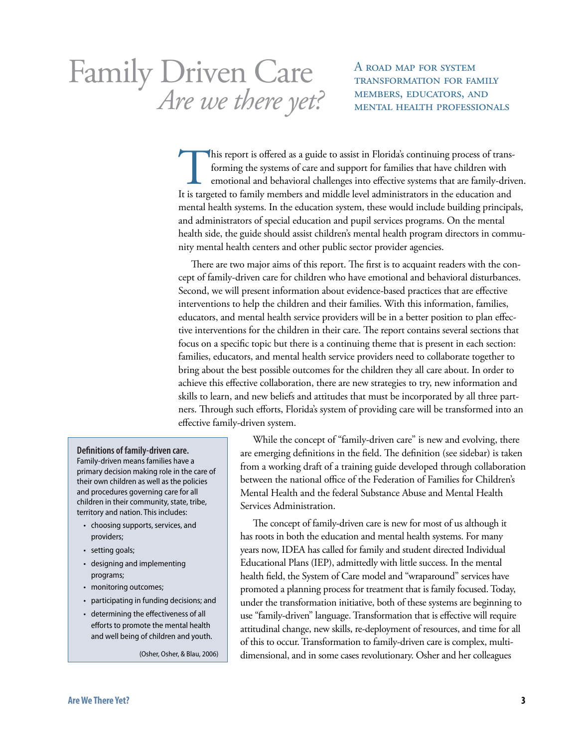# Family Driven Care *Are we there yet?*

A road map for system transformation for family members, educators, and mental health professionals

This report is offered as a guide to assist in Florida's continuing process of transforming the systems of care and support for families that have children with emotional and behavioral challenges into effective systems that are family-driven. It is targeted to family members and middle level administrators in the education and mental health systems. In the education system, these would include building principals, and administrators of special education and pupil services programs. On the mental health side, the guide should assist children's mental health program directors in community mental health centers and other public sector provider agencies.

There are two major aims of this report. The first is to acquaint readers with the concept of family-driven care for children who have emotional and behavioral disturbances. Second, we will present information about evidence-based practices that are effective interventions to help the children and their families. With this information, families, educators, and mental health service providers will be in a better position to plan effective interventions for the children in their care. The report contains several sections that focus on a specific topic but there is a continuing theme that is present in each section: families, educators, and mental health service providers need to collaborate together to bring about the best possible outcomes for the children they all care about. In order to achieve this effective collaboration, there are new strategies to try, new information and skills to learn, and new beliefs and attitudes that must be incorporated by all three partners. Through such efforts, Florida's system of providing care will be transformed into an effective family-driven system.

**Definitions of family-driven care.**
Family-driven means families have a primary decision making role in the care of their own children as well as the policies and procedures governing care for all children in their community, state, tribe, territory and nation. This includes:

- choosing supports, services, and providers;
- setting goals;
- designing and implementing programs;
- monitoring outcomes;
- participating in funding decisions; and
- determining the effectiveness of all efforts to promote the mental health and well being of children and youth.

(Osher, Osher, & Blau, 2006)

While the concept of "family-driven care" is new and evolving, there are emerging definitions in the field. The definition (see sidebar) is taken from a working draft of a training guide developed through collaboration between the national office of the Federation of Families for Children's Mental Health and the federal Substance Abuse and Mental Health Services Administration.

The concept of family-driven care is new for most of us although it has roots in both the education and mental health systems. For many years now, IDEA has called for family and student directed Individual Educational Plans (IEP), admittedly with little success. In the mental health field, the System of Care model and "wraparound" services have promoted a planning process for treatment that is family focused. Today, under the transformation initiative, both of these systems are beginning to use "family-driven" language. Transformation that is effective will require attitudinal change, new skills, re-deployment of resources, and time for all of this to occur. Transformation to family-driven care is complex, multi-dimensional, and in some cases revolutionary. Osher and her colleagues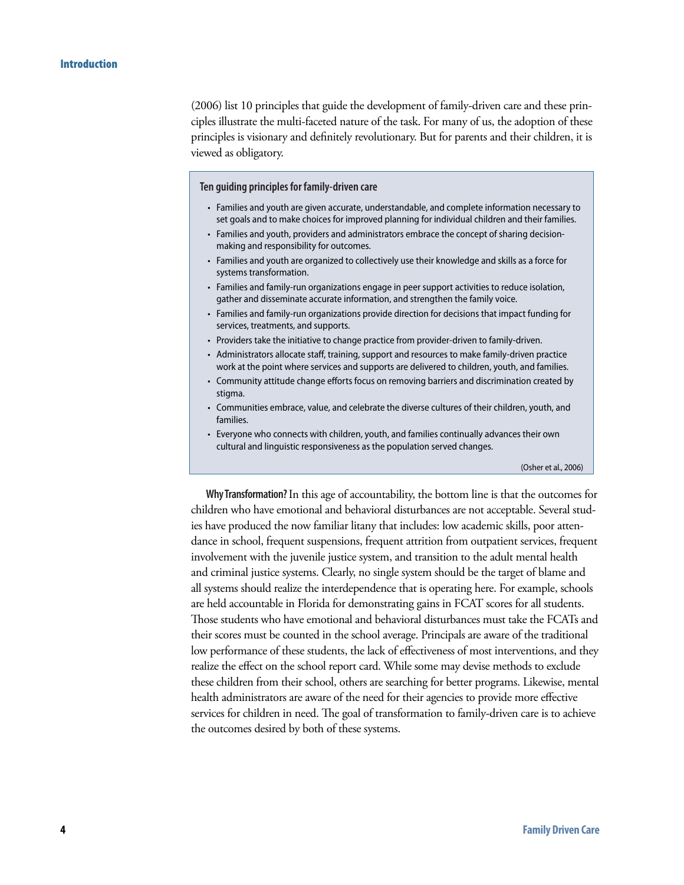(2006) list 10 principles that guide the development of family-driven care and these principles illustrate the multi-faceted nature of the task. For many of us, the adoption of these principles is visionary and definitely revolutionary. But for parents and their children, it is viewed as obligatory.

> **Ten guiding principles for family-driven care**
>
> - Families and youth are given accurate, understandable, and complete information necessary to set goals and to make choices for improved planning for individual children and their families.
> - Families and youth, providers and administrators embrace the concept of sharing decision-making and responsibility for outcomes.
> - Families and youth are organized to collectively use their knowledge and skills as a force for systems transformation.
> - Families and family-run organizations engage in peer support activities to reduce isolation, gather and disseminate accurate information, and strengthen the family voice.
> - Families and family-run organizations provide direction for decisions that impact funding for services, treatments, and supports.
> - Providers take the initiative to change practice from provider-driven to family-driven.
> - Administrators allocate staff, training, support and resources to make family-driven practice work at the point where services and supports are delivered to children, youth, and families.
> - Community attitude change efforts focus on removing barriers and discrimination created by stigma.
> - Communities embrace, value, and celebrate the diverse cultures of their children, youth, and families.
> - Everyone who connects with children, youth, and families continually advances their own cultural and linguistic responsiveness as the population served changes.
>
> (Osher et al., 2006)

**Why Transformation?** In this age of accountability, the bottom line is that the outcomes for children who have emotional and behavioral disturbances are not acceptable. Several studies have produced the now familiar litany that includes: low academic skills, poor attendance in school, frequent suspensions, frequent attrition from outpatient services, frequent involvement with the juvenile justice system, and transition to the adult mental health and criminal justice systems. Clearly, no single system should be the target of blame and all systems should realize the interdependence that is operating here. For example, schools are held accountable in Florida for demonstrating gains in FCAT scores for all students. Those students who have emotional and behavioral disturbances must take the FCATs and their scores must be counted in the school average. Principals are aware of the traditional low performance of these students, the lack of effectiveness of most interventions, and they realize the effect on the school report card. While some may devise methods to exclude these children from their school, others are searching for better programs. Likewise, mental health administrators are aware of the need for their agencies to provide more effective services for children in need. The goal of transformation to family-driven care is to achieve the outcomes desired by both of these systems.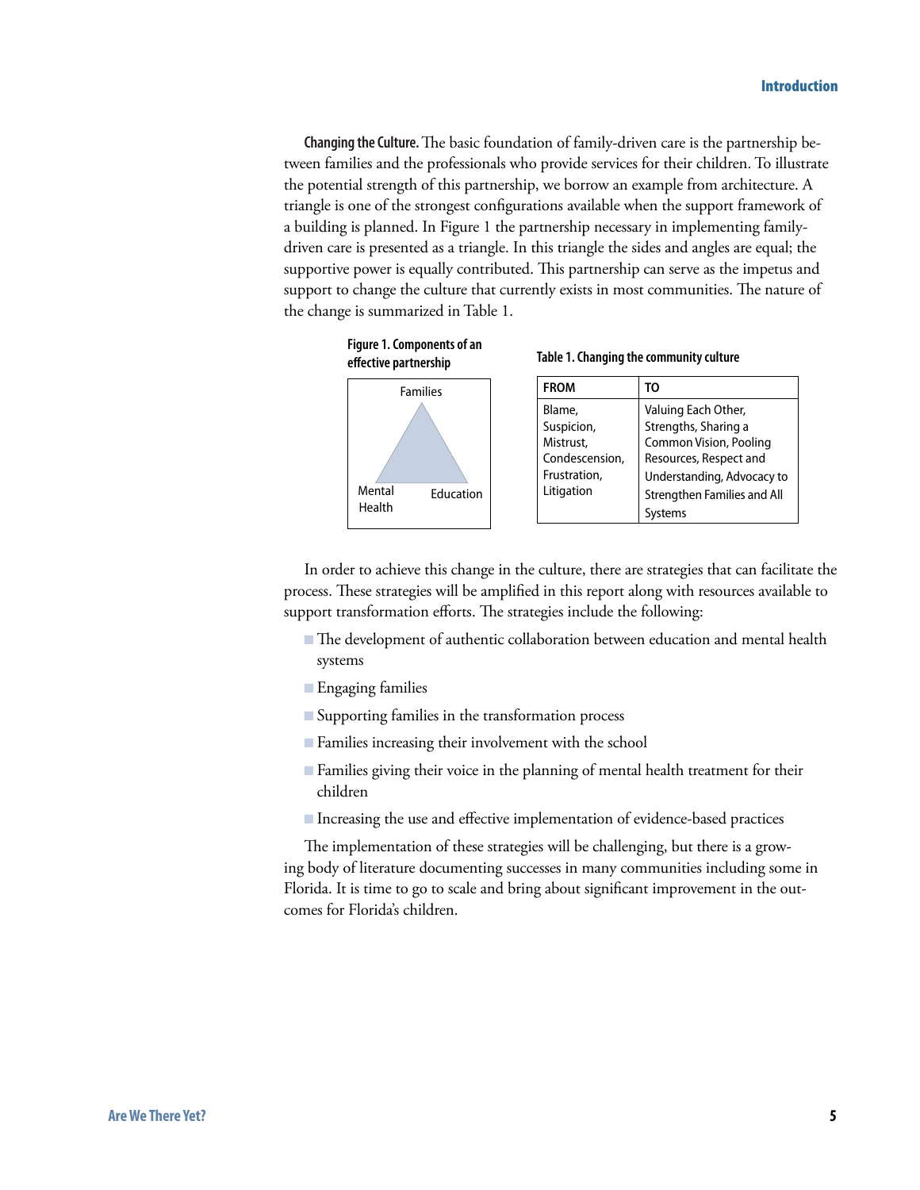**Changing the Culture.** The basic foundation of family-driven care is the partnership between families and the professionals who provide services for their children. To illustrate the potential strength of this partnership, we borrow an example from architecture. A triangle is one of the strongest configurations available when the support framework of a building is planned. In Figure 1 the partnership necessary in implementing family-driven care is presented as a triangle. In this triangle the sides and angles are equal; the supportive power is equally contributed. This partnership can serve as the impetus and support to change the culture that currently exists in most communities. The nature of the change is summarized in Table 1.

**Figure 1. Components of an effective partnership**

Families

Mental Health

Education

**Table 1. Changing the community culture**

| FROM | TO |
|---|---|
| Blame, Suspicion, Mistrust, Condescension, Frustration, Litigation | Valuing Each Other, Strengths, Sharing a Common Vision, Pooling Resources, Respect and Understanding, Advocacy to Strengthen Families and All Systems |

In order to achieve this change in the culture, there are strategies that can facilitate the process. These strategies will be amplified in this report along with resources available to support transformation efforts. The strategies include the following:

- The development of authentic collaboration between education and mental health systems
- Engaging families
- Supporting families in the transformation process
- Families increasing their involvement with the school
- Families giving their voice in the planning of mental health treatment for their children
- Increasing the use and effective implementation of evidence-based practices

The implementation of these strategies will be challenging, but there is a growing body of literature documenting successes in many communities including some in Florida. It is time to go to scale and bring about significant improvement in the outcomes for Florida's children.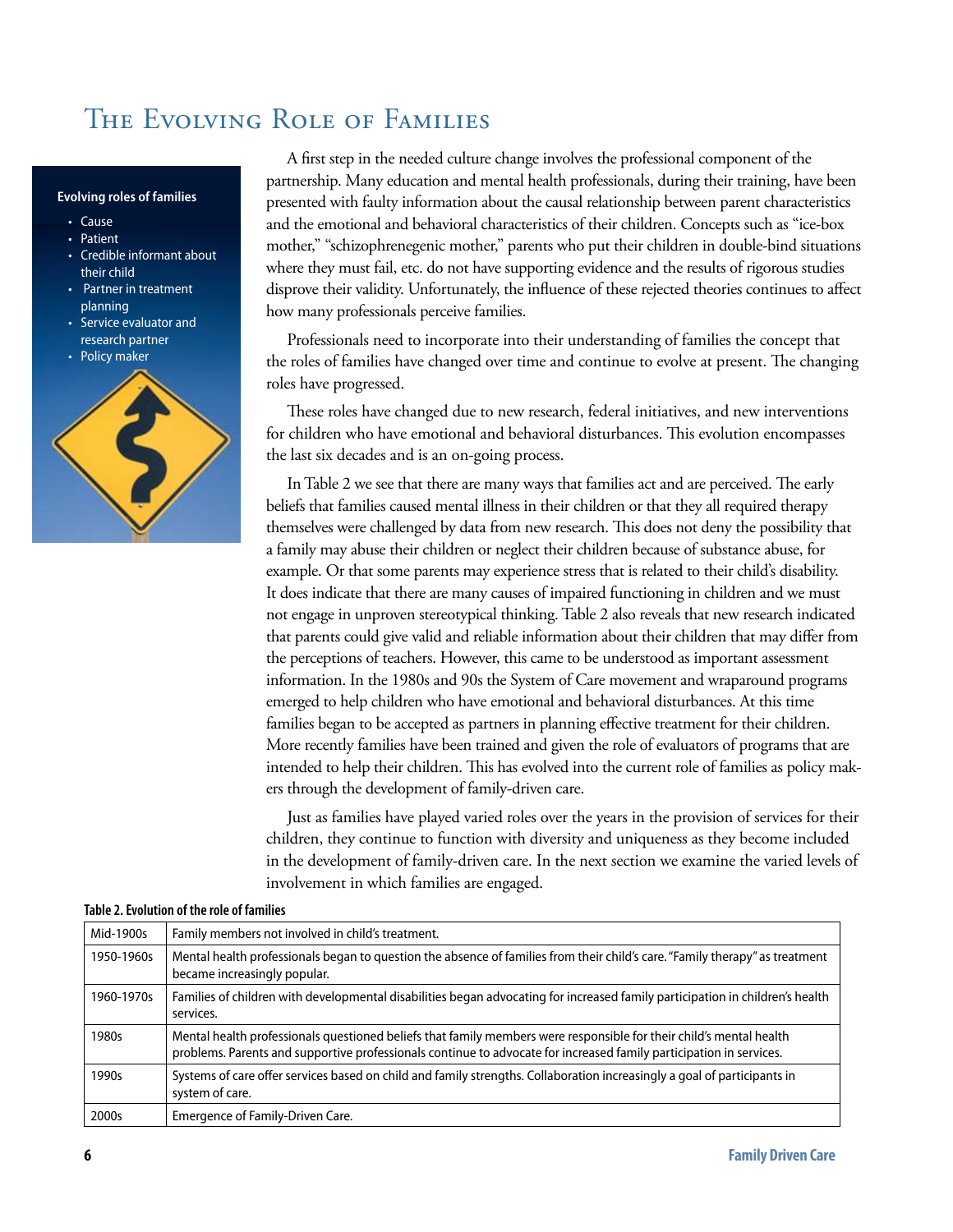# The Evolving Role of Families

**Evolving roles of families**

- Cause
- Patient
- Credible informant about their child
- Partner in treatment planning
- Service evaluator and research partner
- Policy maker

A first step in the needed culture change involves the professional component of the partnership. Many education and mental health professionals, during their training, have been presented with faulty information about the causal relationship between parent characteristics and the emotional and behavioral characteristics of their children. Concepts such as "ice-box mother," "schizophrenegenic mother," parents who put their children in double-bind situations where they must fail, etc. do not have supporting evidence and the results of rigorous studies disprove their validity. Unfortunately, the influence of these rejected theories continues to affect how many professionals perceive families.

Professionals need to incorporate into their understanding of families the concept that the roles of families have changed over time and continue to evolve at present. The changing roles have progressed.

These roles have changed due to new research, federal initiatives, and new interventions for children who have emotional and behavioral disturbances. This evolution encompasses the last six decades and is an on-going process.

In Table 2 we see that there are many ways that families act and are perceived. The early beliefs that families caused mental illness in their children or that they all required therapy themselves were challenged by data from new research. This does not deny the possibility that a family may abuse their children or neglect their children because of substance abuse, for example. Or that some parents may experience stress that is related to their child's disability. It does indicate that there are many causes of impaired functioning in children and we must not engage in unproven stereotypical thinking. Table 2 also reveals that new research indicated that parents could give valid and reliable information about their children that may differ from the perceptions of teachers. However, this came to be understood as important assessment information. In the 1980s and 90s the System of Care movement and wraparound programs emerged to help children who have emotional and behavioral disturbances. At this time families began to be accepted as partners in planning effective treatment for their children. More recently families have been trained and given the role of evaluators of programs that are intended to help their children. This has evolved into the current role of families as policy makers through the development of family-driven care.

Just as families have played varied roles over the years in the provision of services for their children, they continue to function with diversity and uniqueness as they become included in the development of family-driven care. In the next section we examine the varied levels of involvement in which families are engaged.

**Table 2. Evolution of the role of families**

| | |
|---|---|
| Mid-1900s | Family members not involved in child's treatment. |
| 1950-1960s | Mental health professionals began to question the absence of families from their child's care. "Family therapy" as treatment became increasingly popular. |
| 1960-1970s | Families of children with developmental disabilities began advocating for increased family participation in children's health services. |
| 1980s | Mental health professionals questioned beliefs that family members were responsible for their child's mental health problems. Parents and supportive professionals continue to advocate for increased family participation in services. |
| 1990s | Systems of care offer services based on child and family strengths. Collaboration increasingly a goal of participants in system of care. |
| 2000s | Emergence of Family-Driven Care. |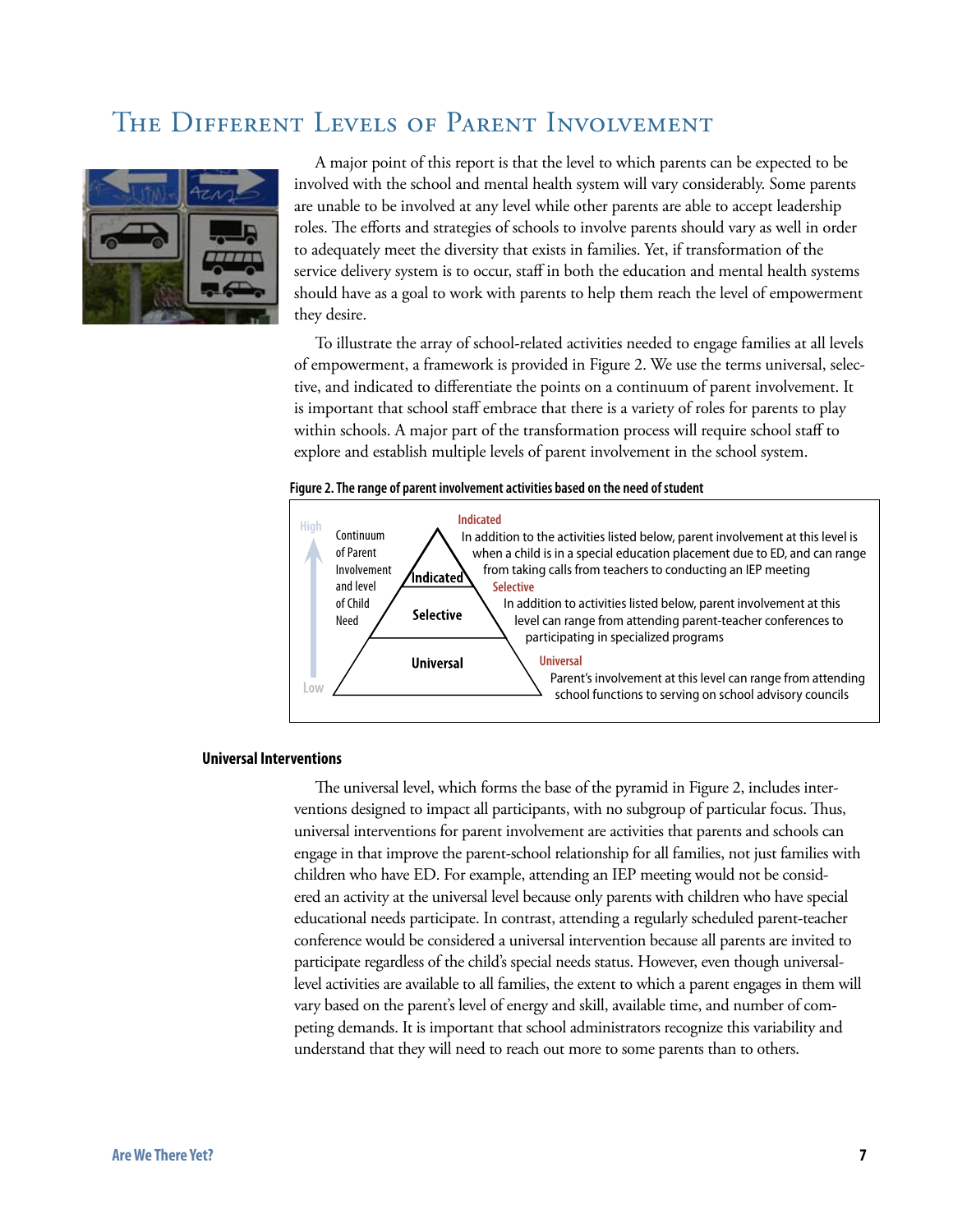# The Different Levels of Parent Involvement

A major point of this report is that the level to which parents can be expected to be involved with the school and mental health system will vary considerably. Some parents are unable to be involved at any level while other parents are able to accept leadership roles. The efforts and strategies of schools to involve parents should vary as well in order to adequately meet the diversity that exists in families. Yet, if transformation of the service delivery system is to occur, staff in both the education and mental health systems should have as a goal to work with parents to help them reach the level of empowerment they desire.

To illustrate the array of school-related activities needed to engage families at all levels of empowerment, a framework is provided in Figure 2. We use the terms universal, selective, and indicated to differentiate the points on a continuum of parent involvement. It is important that school staff embrace that there is a variety of roles for parents to play within schools. A major part of the transformation process will require school staff to explore and establish multiple levels of parent involvement in the school system.

**Figure 2. The range of parent involvement activities based on the need of student**

High ↑ Continuum of Parent Involvement and level of Child Need ↓ Low

- **Indicated** — In addition to the activities listed below, parent involvement at this level is when a child is in a special education placement due to ED, and can range from taking calls from teachers to conducting an IEP meeting
- **Selective** — In addition to activities listed below, parent involvement at this level can range from attending parent-teacher conferences to participating in specialized programs
- **Universal** — Parent's involvement at this level can range from attending school functions to serving on school advisory councils

### Universal Interventions

The universal level, which forms the base of the pyramid in Figure 2, includes interventions designed to impact all participants, with no subgroup of particular focus. Thus, universal interventions for parent involvement are activities that parents and schools can engage in that improve the parent-school relationship for all families, not just families with children who have ED. For example, attending an IEP meeting would not be considered an activity at the universal level because only parents with children who have special educational needs participate. In contrast, attending a regularly scheduled parent-teacher conference would be considered a universal intervention because all parents are invited to participate regardless of the child's special needs status. However, even though universal-level activities are available to all families, the extent to which a parent engages in them will vary based on the parent's level of energy and skill, available time, and number of competing demands. It is important that school administrators recognize this variability and understand that they will need to reach out more to some parents than to others.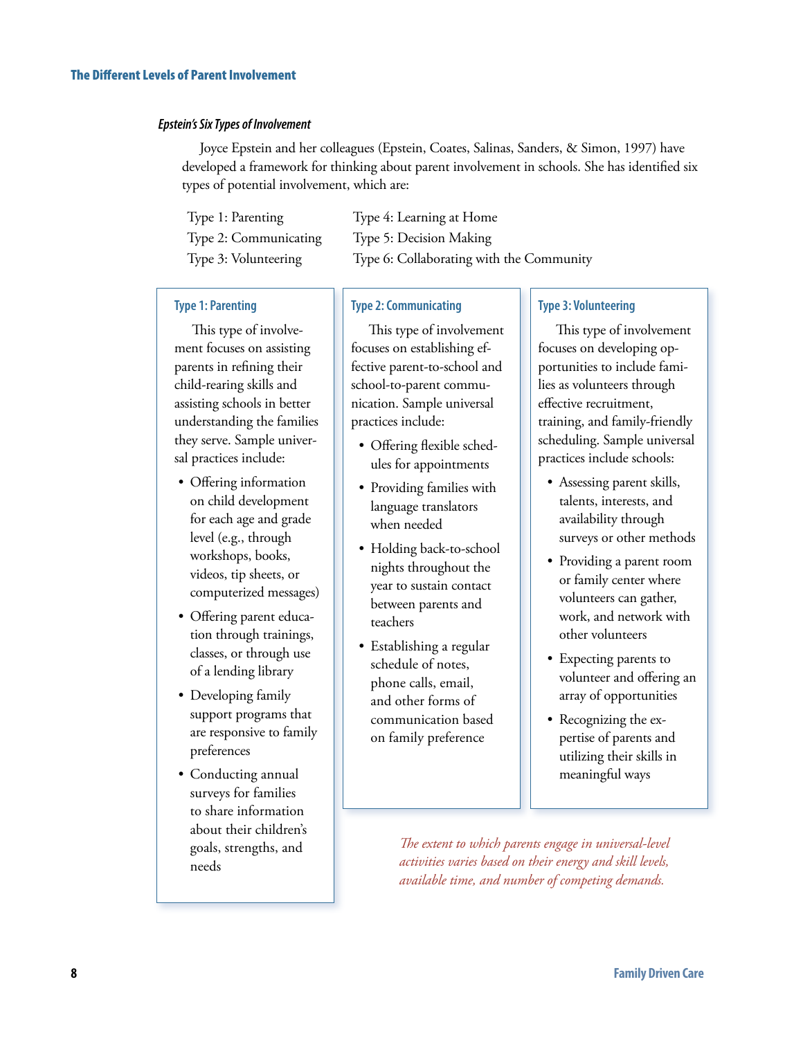## The Different Levels of Parent Involvement

### *Epstein's Six Types of Involvement*

Joyce Epstein and her colleagues (Epstein, Coates, Salinas, Sanders, & Simon, 1997) have developed a framework for thinking about parent involvement in schools. She has identified six types of potential involvement, which are:

| | |
|---|---|
| Type 1: Parenting | Type 4: Learning at Home |
| Type 2: Communicating | Type 5: Decision Making |
| Type 3: Volunteering | Type 6: Collaborating with the Community |

#### Type 1: Parenting

This type of involvement focuses on assisting parents in refining their child-rearing skills and assisting schools in better understanding the families they serve. Sample universal practices include:

- Offering information on child development for each age and grade level (e.g., through workshops, books, videos, tip sheets, or computerized messages)
- Offering parent education through trainings, classes, or through use of a lending library
- Developing family support programs that are responsive to family preferences
- Conducting annual surveys for families to share information about their children's goals, strengths, and needs

#### Type 2: Communicating

This type of involvement focuses on establishing effective parent-to-school and school-to-parent communication. Sample universal practices include:

- Offering flexible schedules for appointments
- Providing families with language translators when needed
- Holding back-to-school nights throughout the year to sustain contact between parents and teachers
- Establishing a regular schedule of notes, phone calls, email, and other forms of communication based on family preference

#### Type 3: Volunteering

This type of involvement focuses on developing opportunities to include families as volunteers through effective recruitment, training, and family-friendly scheduling. Sample universal practices include schools:

- Assessing parent skills, talents, interests, and availability through surveys or other methods
- Providing a parent room or family center where volunteers can gather, work, and network with other volunteers
- Expecting parents to volunteer and offering an array of opportunities
- Recognizing the expertise of parents and utilizing their skills in meaningful ways

*The extent to which parents engage in universal-level activities varies based on their energy and skill levels, available time, and number of competing demands.*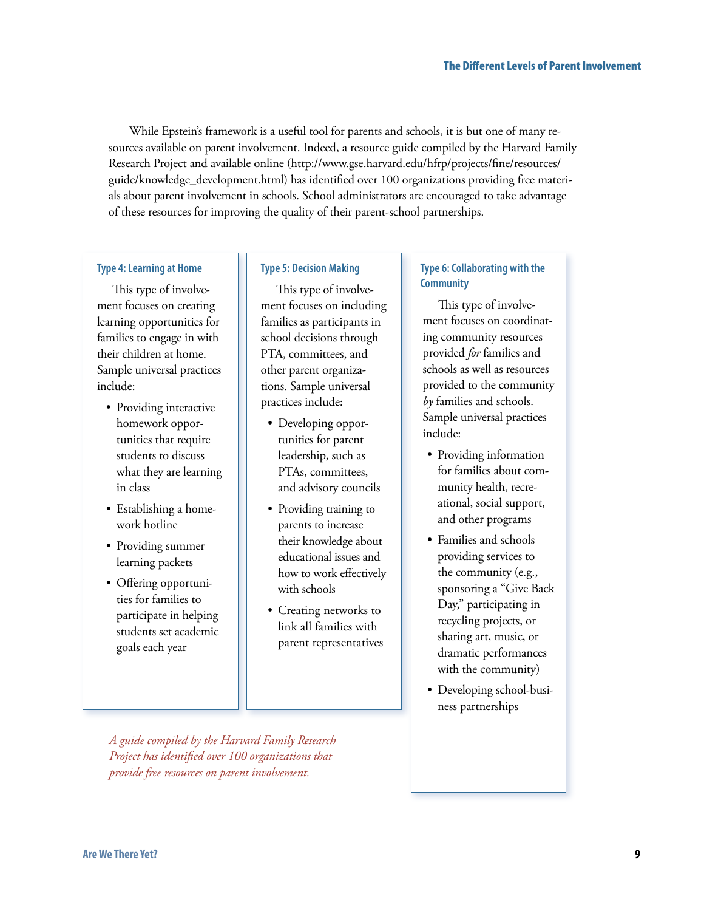While Epstein's framework is a useful tool for parents and schools, it is but one of many resources available on parent involvement. Indeed, a resource guide compiled by the Harvard Family Research Project and available online (http://www.gse.harvard.edu/hfrp/projects/fine/resources/guide/knowledge_development.html) has identified over 100 organizations providing free materials about parent involvement in schools. School administrators are encouraged to take advantage of these resources for improving the quality of their parent-school partnerships.

### Type 4: Learning at Home

This type of involvement focuses on creating learning opportunities for families to engage in with their children at home. Sample universal practices include:

- Providing interactive homework opportunities that require students to discuss what they are learning in class
- Establishing a homework hotline
- Providing summer learning packets
- Offering opportunities for families to participate in helping students set academic goals each year

### Type 5: Decision Making

This type of involvement focuses on including families as participants in school decisions through PTA, committees, and other parent organizations. Sample universal practices include:

- Developing opportunities for parent leadership, such as PTAs, committees, and advisory councils
- Providing training to parents to increase their knowledge about educational issues and how to work effectively with schools
- Creating networks to link all families with parent representatives

### Type 6: Collaborating with the Community

This type of involvement focuses on coordinating community resources provided *for* families and schools as well as resources provided to the community *by* families and schools. Sample universal practices include:

- Providing information for families about community health, recreational, social support, and other programs
- Families and schools providing services to the community (e.g., sponsoring a "Give Back Day," participating in recycling projects, or sharing art, music, or dramatic performances with the community)
- Developing school-business partnerships

*A guide compiled by the Harvard Family Research Project has identified over 100 organizations that provide free resources on parent involvement.*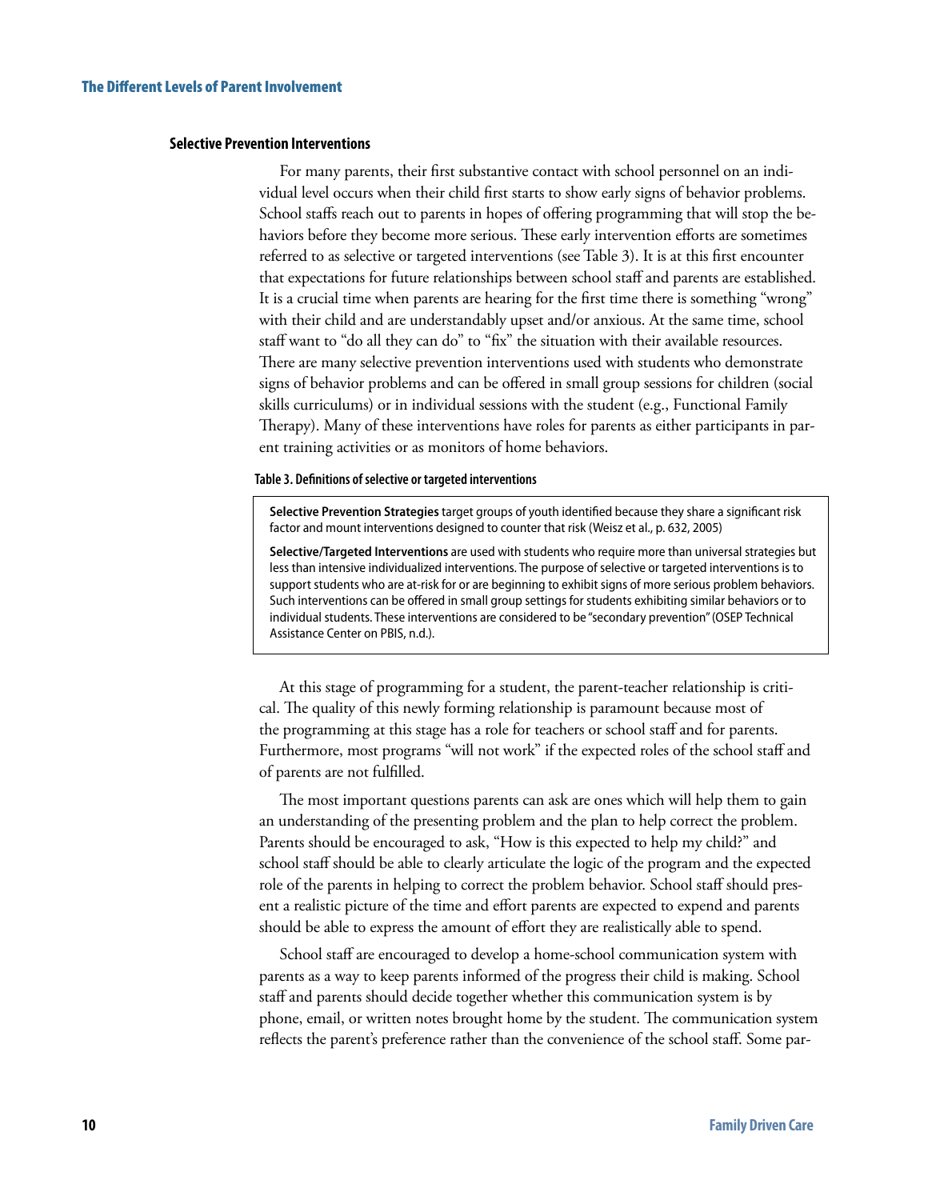### Selective Prevention Interventions

For many parents, their first substantive contact with school personnel on an individual level occurs when their child first starts to show early signs of behavior problems. School staffs reach out to parents in hopes of offering programming that will stop the behaviors before they become more serious. These early intervention efforts are sometimes referred to as selective or targeted interventions (see Table 3). It is at this first encounter that expectations for future relationships between school staff and parents are established. It is a crucial time when parents are hearing for the first time there is something "wrong" with their child and are understandably upset and/or anxious. At the same time, school staff want to "do all they can do" to "fix" the situation with their available resources. There are many selective prevention interventions used with students who demonstrate signs of behavior problems and can be offered in small group sessions for children (social skills curriculums) or in individual sessions with the student (e.g., Functional Family Therapy). Many of these interventions have roles for parents as either participants in parent training activities or as monitors of home behaviors.

**Table 3. Definitions of selective or targeted interventions**

**Selective Prevention Strategies** target groups of youth identified because they share a significant risk factor and mount interventions designed to counter that risk (Weisz et al., p. 632, 2005)

**Selective/Targeted Interventions** are used with students who require more than universal strategies but less than intensive individualized interventions. The purpose of selective or targeted interventions is to support students who are at-risk for or are beginning to exhibit signs of more serious problem behaviors. Such interventions can be offered in small group settings for students exhibiting similar behaviors or to individual students. These interventions are considered to be "secondary prevention" (OSEP Technical Assistance Center on PBIS, n.d.).

At this stage of programming for a student, the parent-teacher relationship is critical. The quality of this newly forming relationship is paramount because most of the programming at this stage has a role for teachers or school staff and for parents. Furthermore, most programs "will not work" if the expected roles of the school staff and of parents are not fulfilled.

The most important questions parents can ask are ones which will help them to gain an understanding of the presenting problem and the plan to help correct the problem. Parents should be encouraged to ask, "How is this expected to help my child?" and school staff should be able to clearly articulate the logic of the program and the expected role of the parents in helping to correct the problem behavior. School staff should present a realistic picture of the time and effort parents are expected to expend and parents should be able to express the amount of effort they are realistically able to spend.

School staff are encouraged to develop a home-school communication system with parents as a way to keep parents informed of the progress their child is making. School staff and parents should decide together whether this communication system is by phone, email, or written notes brought home by the student. The communication system reflects the parent's preference rather than the convenience of the school staff. Some par-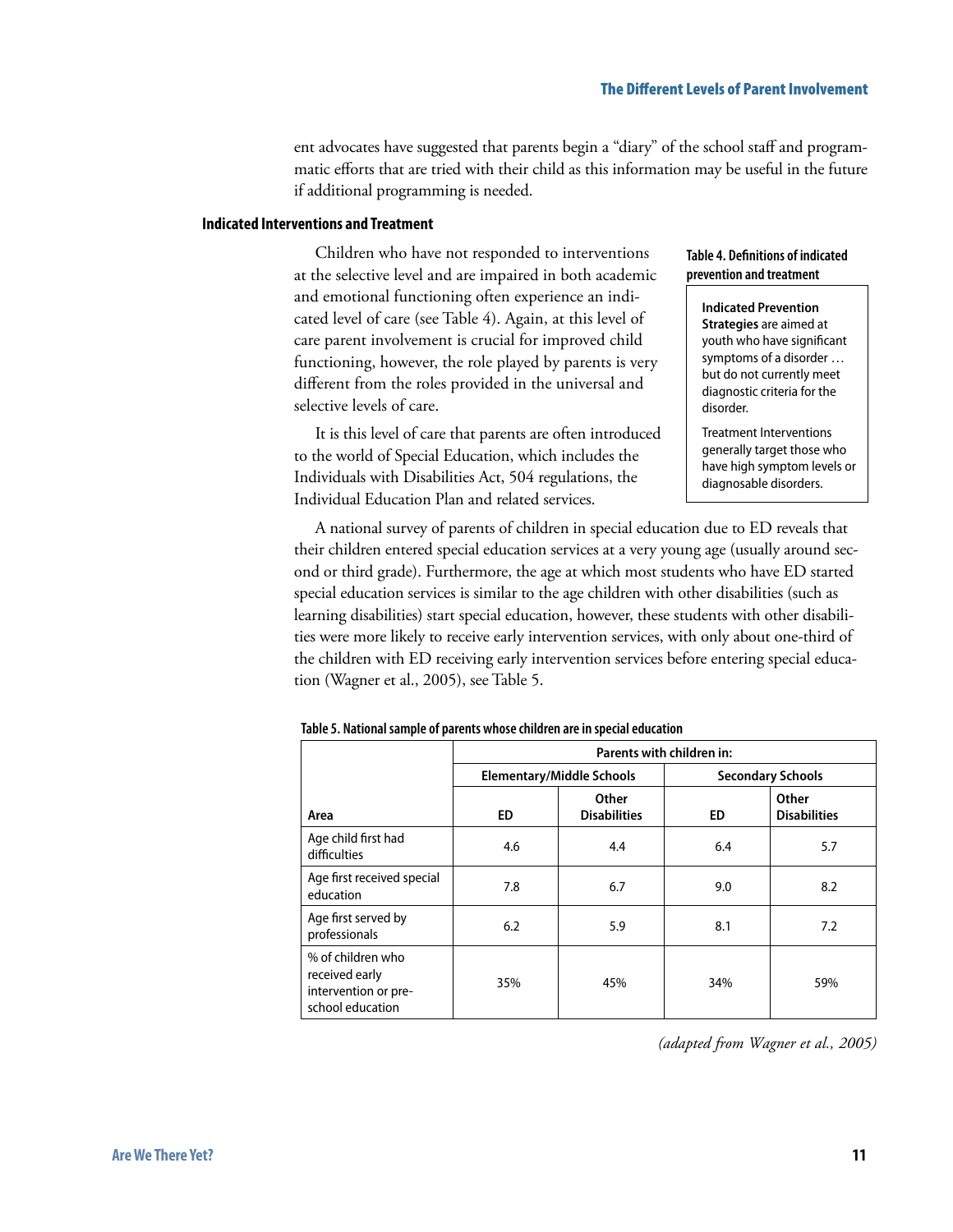ent advocates have suggested that parents begin a "diary" of the school staff and programmatic efforts that are tried with their child as this information may be useful in the future if additional programming is needed.

### Indicated Interventions and Treatment

Children who have not responded to interventions at the selective level and are impaired in both academic and emotional functioning often experience an indicated level of care (see Table 4). Again, at this level of care parent involvement is crucial for improved child functioning, however, the role played by parents is very different from the roles provided in the universal and selective levels of care.

It is this level of care that parents are often introduced to the world of Special Education, which includes the Individuals with Disabilities Act, 504 regulations, the Individual Education Plan and related services.

**Table 4. Definitions of indicated prevention and treatment**

> **Indicated Prevention Strategies** are aimed at youth who have significant symptoms of a disorder … but do not currently meet diagnostic criteria for the disorder.
>
> Treatment Interventions generally target those who have high symptom levels or diagnosable disorders.

A national survey of parents of children in special education due to ED reveals that their children entered special education services at a very young age (usually around second or third grade). Furthermore, the age at which most students who have ED started special education services is similar to the age children with other disabilities (such as learning disabilities) start special education, however, these students with other disabilities were more likely to receive early intervention services, with only about one-third of the children with ED receiving early intervention services before entering special education (Wagner et al., 2005), see Table 5.

**Table 5. National sample of parents whose children are in special education**

| | Parents with children in: | | | |
|---|---|---|---|---|
| | Elementary/Middle Schools | | Secondary Schools | |
| Area | ED | Other Disabilities | ED | Other Disabilities |
| Age child first had difficulties | 4.6 | 4.4 | 6.4 | 5.7 |
| Age first received special education | 7.8 | 6.7 | 9.0 | 8.2 |
| Age first served by professionals | 6.2 | 5.9 | 8.1 | 7.2 |
| % of children who received early intervention or pre-school education | 35% | 45% | 34% | 59% |

*(adapted from Wagner et al., 2005)*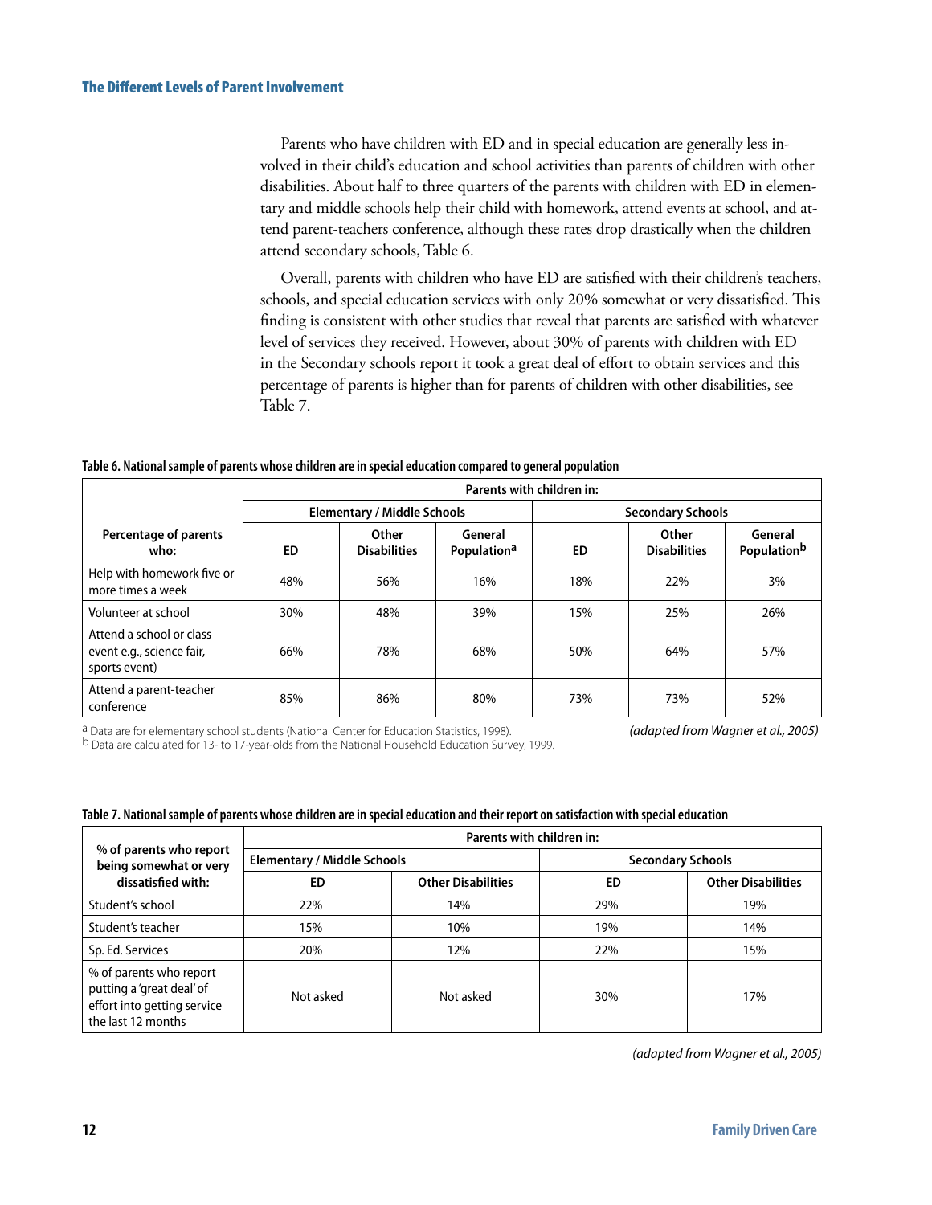## The Different Levels of Parent Involvement

Parents who have children with ED and in special education are generally less involved in their child's education and school activities than parents of children with other disabilities. About half to three quarters of the parents with children with ED in elementary and middle schools help their child with homework, attend events at school, and attend parent-teachers conference, although these rates drop drastically when the children attend secondary schools, Table 6.

Overall, parents with children who have ED are satisfied with their children's teachers, schools, and special education services with only 20% somewhat or very dissatisfied. This finding is consistent with other studies that reveal that parents are satisfied with whatever level of services they received. However, about 30% of parents with children with ED in the Secondary schools report it took a great deal of effort to obtain services and this percentage of parents is higher than for parents of children with other disabilities, see Table 7.

**Table 6. National sample of parents whose children are in special education compared to general population**

| Percentage of parents who: | Parents with children in: | | | | | |
|---|---|---|---|---|---|---|
| | Elementary / Middle Schools | | | Secondary Schools | | |
| | ED | Other Disabilities | General Population[a] | ED | Other Disabilities | General Population[b] |
| Help with homework five or more times a week | 48% | 56% | 16% | 18% | 22% | 3% |
| Volunteer at school | 30% | 48% | 39% | 15% | 25% | 26% |
| Attend a school or class event e.g., science fair, sports event) | 66% | 78% | 68% | 50% | 64% | 57% |
| Attend a parent-teacher conference | 85% | 86% | 80% | 73% | 73% | 52% |

[a] Data are for elementary school students (National Center for Education Statistics, 1998).
[b] Data are calculated for 13- to 17-year-olds from the National Household Education Survey, 1999.

*(adapted from Wagner et al., 2005)*

**Table 7. National sample of parents whose children are in special education and their report on satisfaction with special education**

| % of parents who report being somewhat or very dissatisfied with: | Parents with children in: | | | |
|---|---|---|---|---|
| | Elementary / Middle Schools | | Secondary Schools | |
| | ED | Other Disabilities | ED | Other Disabilities |
| Student's school | 22% | 14% | 29% | 19% |
| Student's teacher | 15% | 10% | 19% | 14% |
| Sp. Ed. Services | 20% | 12% | 22% | 15% |
| % of parents who report putting a 'great deal' of effort into getting service the last 12 months | Not asked | Not asked | 30% | 17% |

*(adapted from Wagner et al., 2005)*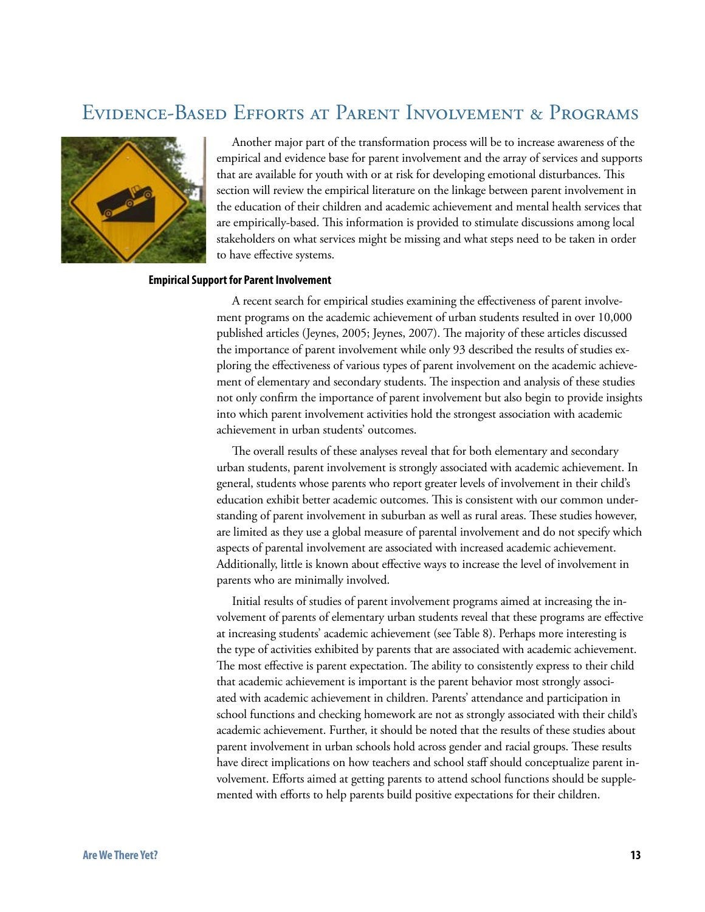# Evidence-Based Efforts at Parent Involvement & Programs

Another major part of the transformation process will be to increase awareness of the empirical and evidence base for parent involvement and the array of services and supports that are available for youth with or at risk for developing emotional disturbances. This section will review the empirical literature on the linkage between parent involvement in the education of their children and academic achievement and mental health services that are empirically-based. This information is provided to stimulate discussions among local stakeholders on what services might be missing and what steps need to be taken in order to have effective systems.

**Empirical Support for Parent Involvement**

A recent search for empirical studies examining the effectiveness of parent involvement programs on the academic achievement of urban students resulted in over 10,000 published articles (Jeynes, 2005; Jeynes, 2007). The majority of these articles discussed the importance of parent involvement while only 93 described the results of studies exploring the effectiveness of various types of parent involvement on the academic achievement of elementary and secondary students. The inspection and analysis of these studies not only confirm the importance of parent involvement but also begin to provide insights into which parent involvement activities hold the strongest association with academic achievement in urban students' outcomes.

The overall results of these analyses reveal that for both elementary and secondary urban students, parent involvement is strongly associated with academic achievement. In general, students whose parents who report greater levels of involvement in their child's education exhibit better academic outcomes. This is consistent with our common understanding of parent involvement in suburban as well as rural areas. These studies however, are limited as they use a global measure of parental involvement and do not specify which aspects of parental involvement are associated with increased academic achievement. Additionally, little is known about effective ways to increase the level of involvement in parents who are minimally involved.

Initial results of studies of parent involvement programs aimed at increasing the involvement of parents of elementary urban students reveal that these programs are effective at increasing students' academic achievement (see Table 8). Perhaps more interesting is the type of activities exhibited by parents that are associated with academic achievement. The most effective is parent expectation. The ability to consistently express to their child that academic achievement is important is the parent behavior most strongly associated with academic achievement in children. Parents' attendance and participation in school functions and checking homework are not as strongly associated with their child's academic achievement. Further, it should be noted that the results of these studies about parent involvement in urban schools hold across gender and racial groups. These results have direct implications on how teachers and school staff should conceptualize parent involvement. Efforts aimed at getting parents to attend school functions should be supplemented with efforts to help parents build positive expectations for their children.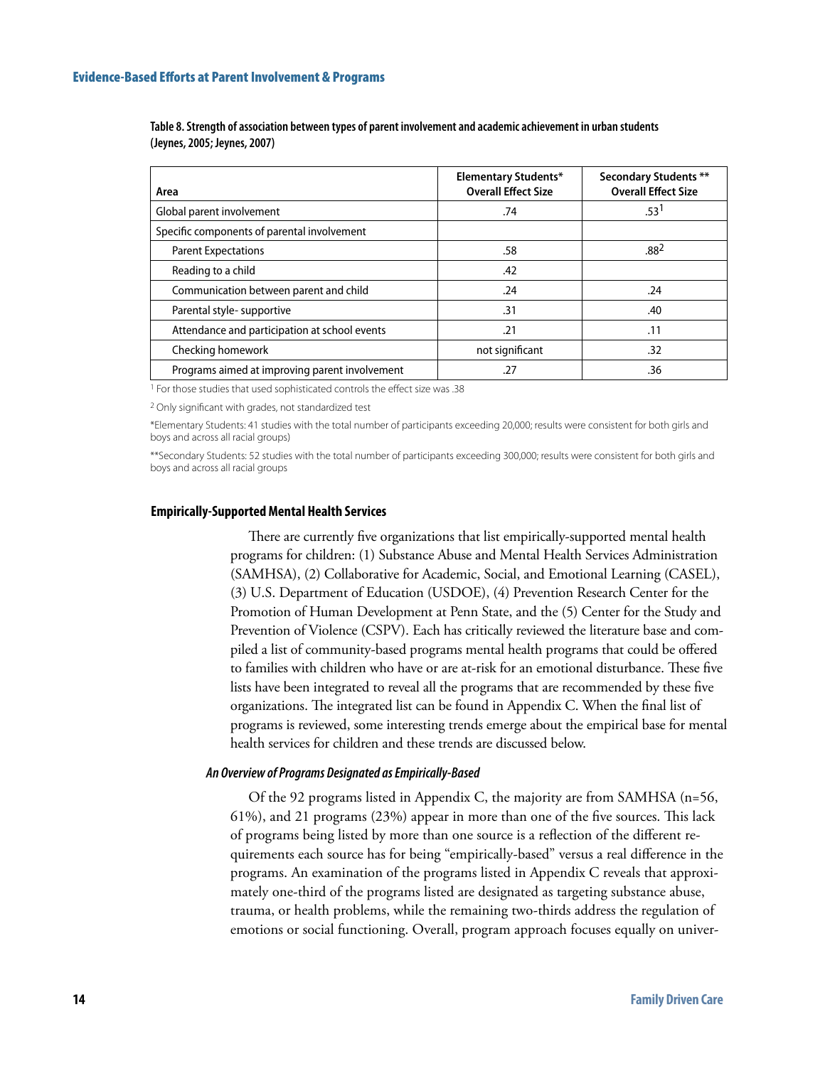**Table 8. Strength of association between types of parent involvement and academic achievement in urban students (Jeynes, 2005; Jeynes, 2007)**

| Area | Elementary Students* Overall Effect Size | Secondary Students ** Overall Effect Size |
|---|---|---|
| Global parent involvement | .74 | .53[1] |
| Specific components of parental involvement | | |
| Parent Expectations | .58 | .88[2] |
| Reading to a child | .42 | |
| Communication between parent and child | .24 | .24 |
| Parental style- supportive | .31 | .40 |
| Attendance and participation at school events | .21 | .11 |
| Checking homework | not significant | .32 |
| Programs aimed at improving parent involvement | .27 | .36 |

[1] For those studies that used sophisticated controls the effect size was .38

[2] Only significant with grades, not standardized test

*Elementary Students: 41 studies with the total number of participants exceeding 20,000; results were consistent for both girls and boys and across all racial groups)

**Secondary Students: 52 studies with the total number of participants exceeding 300,000; results were consistent for both girls and boys and across all racial groups

## Empirically-Supported Mental Health Services

There are currently five organizations that list empirically-supported mental health programs for children: (1) Substance Abuse and Mental Health Services Administration (SAMHSA), (2) Collaborative for Academic, Social, and Emotional Learning (CASEL), (3) U.S. Department of Education (USDOE), (4) Prevention Research Center for the Promotion of Human Development at Penn State, and the (5) Center for the Study and Prevention of Violence (CSPV). Each has critically reviewed the literature base and compiled a list of community-based programs mental health programs that could be offered to families with children who have or are at-risk for an emotional disturbance. These five lists have been integrated to reveal all the programs that are recommended by these five organizations. The integrated list can be found in Appendix C. When the final list of programs is reviewed, some interesting trends emerge about the empirical base for mental health services for children and these trends are discussed below.

### *An Overview of Programs Designated as Empirically-Based*

Of the 92 programs listed in Appendix C, the majority are from SAMHSA (n=56, 61%), and 21 programs (23%) appear in more than one of the five sources. This lack of programs being listed by more than one source is a reflection of the different requirements each source has for being "empirically-based" versus a real difference in the programs. An examination of the programs listed in Appendix C reveals that approximately one-third of the programs listed are designated as targeting substance abuse, trauma, or health problems, while the remaining two-thirds address the regulation of emotions or social functioning. Overall, program approach focuses equally on univer-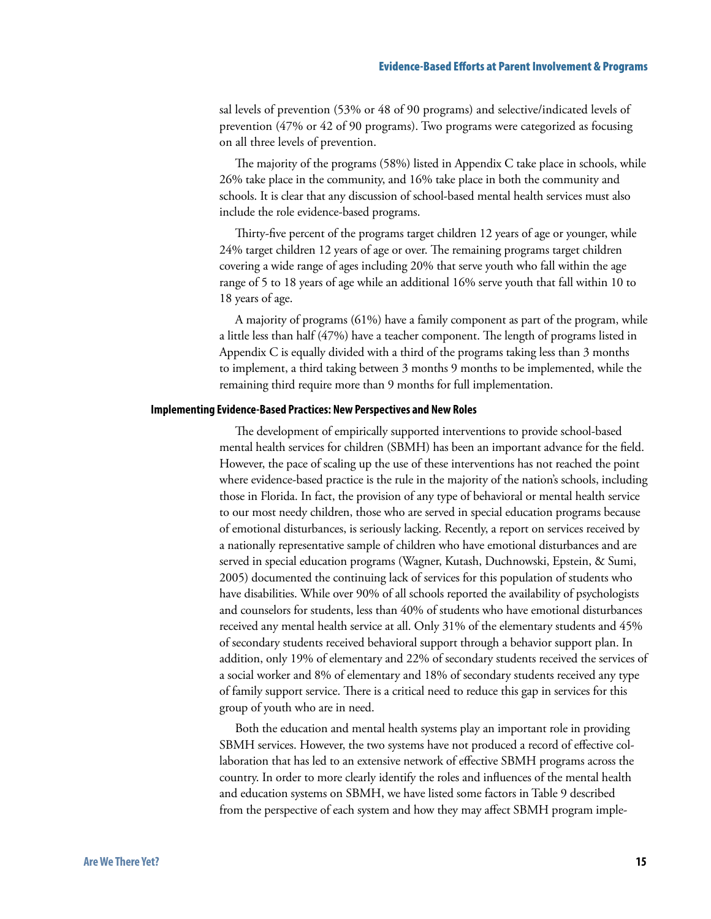sal levels of prevention (53% or 48 of 90 programs) and selective/indicated levels of prevention (47% or 42 of 90 programs). Two programs were categorized as focusing on all three levels of prevention.

The majority of the programs (58%) listed in Appendix C take place in schools, while 26% take place in the community, and 16% take place in both the community and schools. It is clear that any discussion of school-based mental health services must also include the role evidence-based programs.

Thirty-five percent of the programs target children 12 years of age or younger, while 24% target children 12 years of age or over. The remaining programs target children covering a wide range of ages including 20% that serve youth who fall within the age range of 5 to 18 years of age while an additional 16% serve youth that fall within 10 to 18 years of age.

A majority of programs (61%) have a family component as part of the program, while a little less than half (47%) have a teacher component. The length of programs listed in Appendix C is equally divided with a third of the programs taking less than 3 months to implement, a third taking between 3 months 9 months to be implemented, while the remaining third require more than 9 months for full implementation.

### Implementing Evidence-Based Practices: New Perspectives and New Roles

The development of empirically supported interventions to provide school-based mental health services for children (SBMH) has been an important advance for the field. However, the pace of scaling up the use of these interventions has not reached the point where evidence-based practice is the rule in the majority of the nation's schools, including those in Florida. In fact, the provision of any type of behavioral or mental health service to our most needy children, those who are served in special education programs because of emotional disturbances, is seriously lacking. Recently, a report on services received by a nationally representative sample of children who have emotional disturbances and are served in special education programs (Wagner, Kutash, Duchnowski, Epstein, & Sumi, 2005) documented the continuing lack of services for this population of students who have disabilities. While over 90% of all schools reported the availability of psychologists and counselors for students, less than 40% of students who have emotional disturbances received any mental health service at all. Only 31% of the elementary students and 45% of secondary students received behavioral support through a behavior support plan. In addition, only 19% of elementary and 22% of secondary students received the services of a social worker and 8% of elementary and 18% of secondary students received any type of family support service. There is a critical need to reduce this gap in services for this group of youth who are in need.

Both the education and mental health systems play an important role in providing SBMH services. However, the two systems have not produced a record of effective collaboration that has led to an extensive network of effective SBMH programs across the country. In order to more clearly identify the roles and influences of the mental health and education systems on SBMH, we have listed some factors in Table 9 described from the perspective of each system and how they may affect SBMH program imple-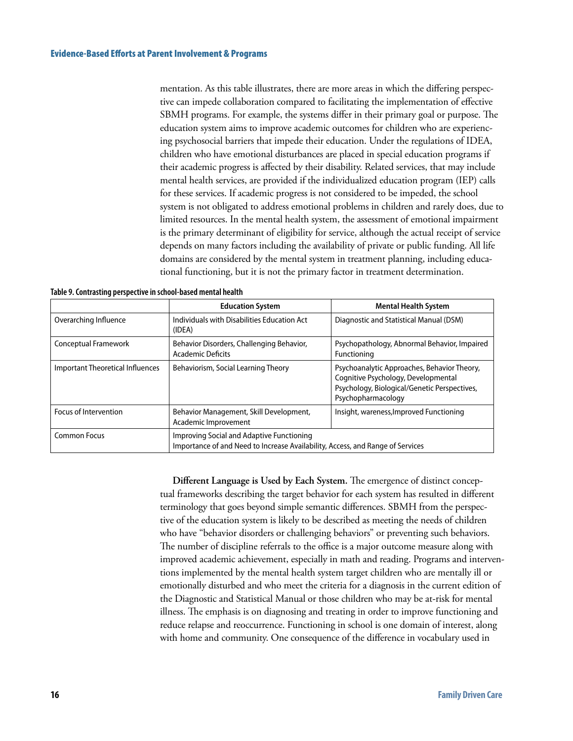mentation. As this table illustrates, there are more areas in which the differing perspective can impede collaboration compared to facilitating the implementation of effective SBMH programs. For example, the systems differ in their primary goal or purpose. The education system aims to improve academic outcomes for children who are experiencing psychosocial barriers that impede their education. Under the regulations of IDEA, children who have emotional disturbances are placed in special education programs if their academic progress is affected by their disability. Related services, that may include mental health services, are provided if the individualized education program (IEP) calls for these services. If academic progress is not considered to be impeded, the school system is not obligated to address emotional problems in children and rarely does, due to limited resources. In the mental health system, the assessment of emotional impairment is the primary determinant of eligibility for service, although the actual receipt of service depends on many factors including the availability of private or public funding. All life domains are considered by the mental system in treatment planning, including educational functioning, but it is not the primary factor in treatment determination.

**Table 9. Contrasting perspective in school-based mental health**

| | Education System | Mental Health System |
|---|---|---|
| Overarching Influence | Individuals with Disabilities Education Act (IDEA) | Diagnostic and Statistical Manual (DSM) |
| Conceptual Framework | Behavior Disorders, Challenging Behavior, Academic Deficits | Psychopathology, Abnormal Behavior, Impaired Functioning |
| Important Theoretical Influences | Behaviorism, Social Learning Theory | Psychoanalytic Approaches, Behavior Theory, Cognitive Psychology, Developmental Psychology, Biological/Genetic Perspectives, Psychopharmacology |
| Focus of Intervention | Behavior Management, Skill Development, Academic Improvement | Insight, wareness,Improved Functioning |
| Common Focus | Improving Social and Adaptive Functioning<br>Importance of and Need to Increase Availability, Access, and Range of Services | |

**Different Language is Used by Each System.** The emergence of distinct conceptual frameworks describing the target behavior for each system has resulted in different terminology that goes beyond simple semantic differences. SBMH from the perspective of the education system is likely to be described as meeting the needs of children who have "behavior disorders or challenging behaviors" or preventing such behaviors. The number of discipline referrals to the office is a major outcome measure along with improved academic achievement, especially in math and reading. Programs and interventions implemented by the mental health system target children who are mentally ill or emotionally disturbed and who meet the criteria for a diagnosis in the current edition of the Diagnostic and Statistical Manual or those children who may be at-risk for mental illness. The emphasis is on diagnosing and treating in order to improve functioning and reduce relapse and reoccurrence. Functioning in school is one domain of interest, along with home and community. One consequence of the difference in vocabulary used in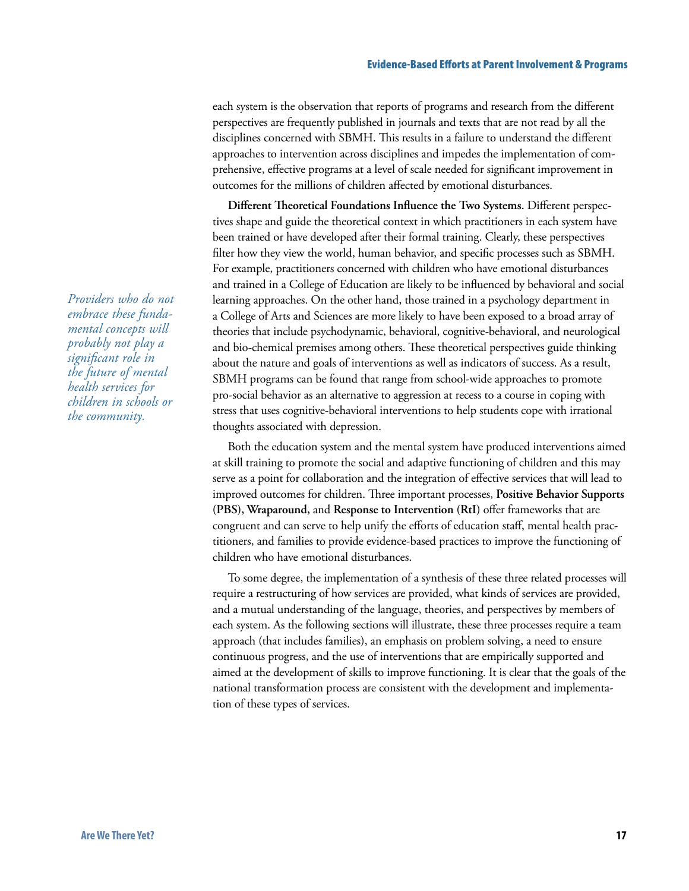each system is the observation that reports of programs and research from the different perspectives are frequently published in journals and texts that are not read by all the disciplines concerned with SBMH. This results in a failure to understand the different approaches to intervention across disciplines and impedes the implementation of comprehensive, effective programs at a level of scale needed for significant improvement in outcomes for the millions of children affected by emotional disturbances.

**Different Theoretical Foundations Influence the Two Systems.** Different perspectives shape and guide the theoretical context in which practitioners in each system have been trained or have developed after their formal training. Clearly, these perspectives filter how they view the world, human behavior, and specific processes such as SBMH. For example, practitioners concerned with children who have emotional disturbances and trained in a College of Education are likely to be influenced by behavioral and social learning approaches. On the other hand, those trained in a psychology department in a College of Arts and Sciences are more likely to have been exposed to a broad array of theories that include psychodynamic, behavioral, cognitive-behavioral, and neurological and bio-chemical premises among others. These theoretical perspectives guide thinking about the nature and goals of interventions as well as indicators of success. As a result, SBMH programs can be found that range from school-wide approaches to promote pro-social behavior as an alternative to aggression at recess to a course in coping with stress that uses cognitive-behavioral interventions to help students cope with irrational thoughts associated with depression.

*Providers who do not embrace these fundamental concepts will probably not play a significant role in the future of mental health services for children in schools or the community.*

Both the education system and the mental system have produced interventions aimed at skill training to promote the social and adaptive functioning of children and this may serve as a point for collaboration and the integration of effective services that will lead to improved outcomes for children. Three important processes, **Positive Behavior Supports (PBS), Wraparound,** and **Response to Intervention (RtI)** offer frameworks that are congruent and can serve to help unify the efforts of education staff, mental health practitioners, and families to provide evidence-based practices to improve the functioning of children who have emotional disturbances.

To some degree, the implementation of a synthesis of these three related processes will require a restructuring of how services are provided, what kinds of services are provided, and a mutual understanding of the language, theories, and perspectives by members of each system. As the following sections will illustrate, these three processes require a team approach (that includes families), an emphasis on problem solving, a need to ensure continuous progress, and the use of interventions that are empirically supported and aimed at the development of skills to improve functioning. It is clear that the goals of the national transformation process are consistent with the development and implementation of these types of services.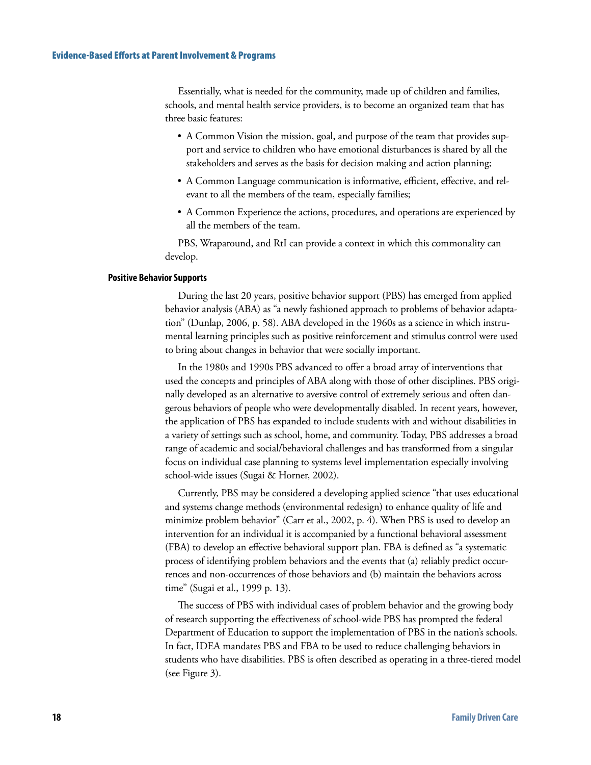Essentially, what is needed for the community, made up of children and families, schools, and mental health service providers, is to become an organized team that has three basic features:

- A Common Vision the mission, goal, and purpose of the team that provides support and service to children who have emotional disturbances is shared by all the stakeholders and serves as the basis for decision making and action planning;
- A Common Language communication is informative, efficient, effective, and relevant to all the members of the team, especially families;
- A Common Experience the actions, procedures, and operations are experienced by all the members of the team.

PBS, Wraparound, and RtI can provide a context in which this commonality can develop.

### Positive Behavior Supports

During the last 20 years, positive behavior support (PBS) has emerged from applied behavior analysis (ABA) as "a newly fashioned approach to problems of behavior adaptation" (Dunlap, 2006, p. 58). ABA developed in the 1960s as a science in which instrumental learning principles such as positive reinforcement and stimulus control were used to bring about changes in behavior that were socially important.

In the 1980s and 1990s PBS advanced to offer a broad array of interventions that used the concepts and principles of ABA along with those of other disciplines. PBS originally developed as an alternative to aversive control of extremely serious and often dangerous behaviors of people who were developmentally disabled. In recent years, however, the application of PBS has expanded to include students with and without disabilities in a variety of settings such as school, home, and community. Today, PBS addresses a broad range of academic and social/behavioral challenges and has transformed from a singular focus on individual case planning to systems level implementation especially involving school-wide issues (Sugai & Horner, 2002).

Currently, PBS may be considered a developing applied science "that uses educational and systems change methods (environmental redesign) to enhance quality of life and minimize problem behavior" (Carr et al., 2002, p. 4). When PBS is used to develop an intervention for an individual it is accompanied by a functional behavioral assessment (FBA) to develop an effective behavioral support plan. FBA is defined as "a systematic process of identifying problem behaviors and the events that (a) reliably predict occurrences and non-occurrences of those behaviors and (b) maintain the behaviors across time" (Sugai et al., 1999 p. 13).

The success of PBS with individual cases of problem behavior and the growing body of research supporting the effectiveness of school-wide PBS has prompted the federal Department of Education to support the implementation of PBS in the nation's schools. In fact, IDEA mandates PBS and FBA to be used to reduce challenging behaviors in students who have disabilities. PBS is often described as operating in a three-tiered model (see Figure 3).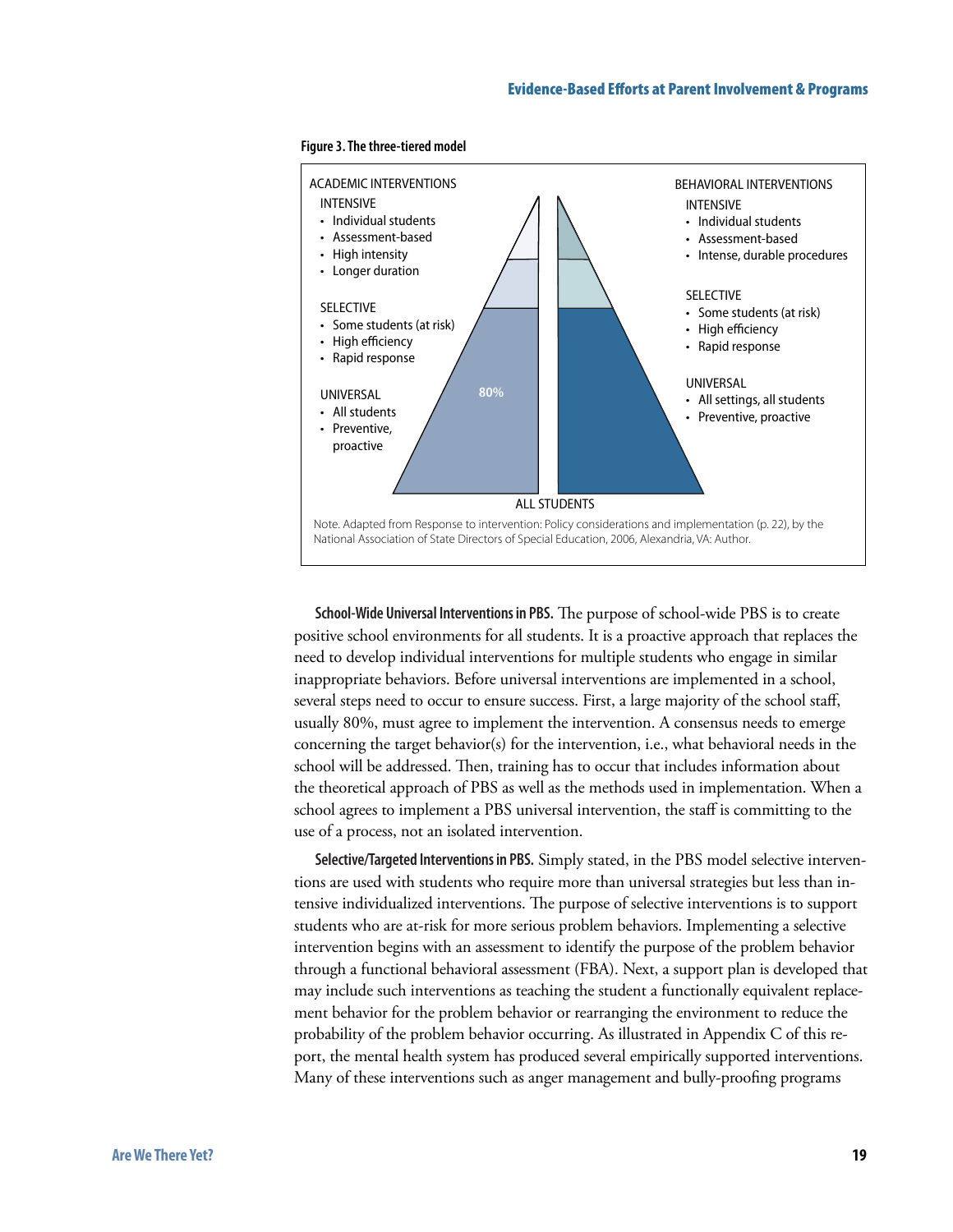**Figure 3. The three-tiered model**

ACADEMIC INTERVENTIONS

INTENSIVE
- Individual students
- Assessment-based
- High intensity
- Longer duration

SELECTIVE
- Some students (at risk)
- High efficiency
- Rapid response

UNIVERSAL
- All students
- Preventive, proactive

80%

BEHAVIORAL INTERVENTIONS

INTENSIVE
- Individual students
- Assessment-based
- Intense, durable procedures

SELECTIVE
- Some students (at risk)
- High efficiency
- Rapid response

UNIVERSAL
- All settings, all students
- Preventive, proactive

ALL STUDENTS

Note. Adapted from Response to intervention: Policy considerations and implementation (p. 22), by the National Association of State Directors of Special Education, 2006, Alexandria, VA: Author.

**School-Wide Universal Interventions in PBS.** The purpose of school-wide PBS is to create positive school environments for all students. It is a proactive approach that replaces the need to develop individual interventions for multiple students who engage in similar inappropriate behaviors. Before universal interventions are implemented in a school, several steps need to occur to ensure success. First, a large majority of the school staff, usually 80%, must agree to implement the intervention. A consensus needs to emerge concerning the target behavior(s) for the intervention, i.e., what behavioral needs in the school will be addressed. Then, training has to occur that includes information about the theoretical approach of PBS as well as the methods used in implementation. When a school agrees to implement a PBS universal intervention, the staff is committing to the use of a process, not an isolated intervention.

**Selective/Targeted Interventions in PBS.** Simply stated, in the PBS model selective interventions are used with students who require more than universal strategies but less than intensive individualized interventions. The purpose of selective interventions is to support students who are at-risk for more serious problem behaviors. Implementing a selective intervention begins with an assessment to identify the purpose of the problem behavior through a functional behavioral assessment (FBA). Next, a support plan is developed that may include such interventions as teaching the student a functionally equivalent replacement behavior for the problem behavior or rearranging the environment to reduce the probability of the problem behavior occurring. As illustrated in Appendix C of this report, the mental health system has produced several empirically supported interventions. Many of these interventions such as anger management and bully-proofing programs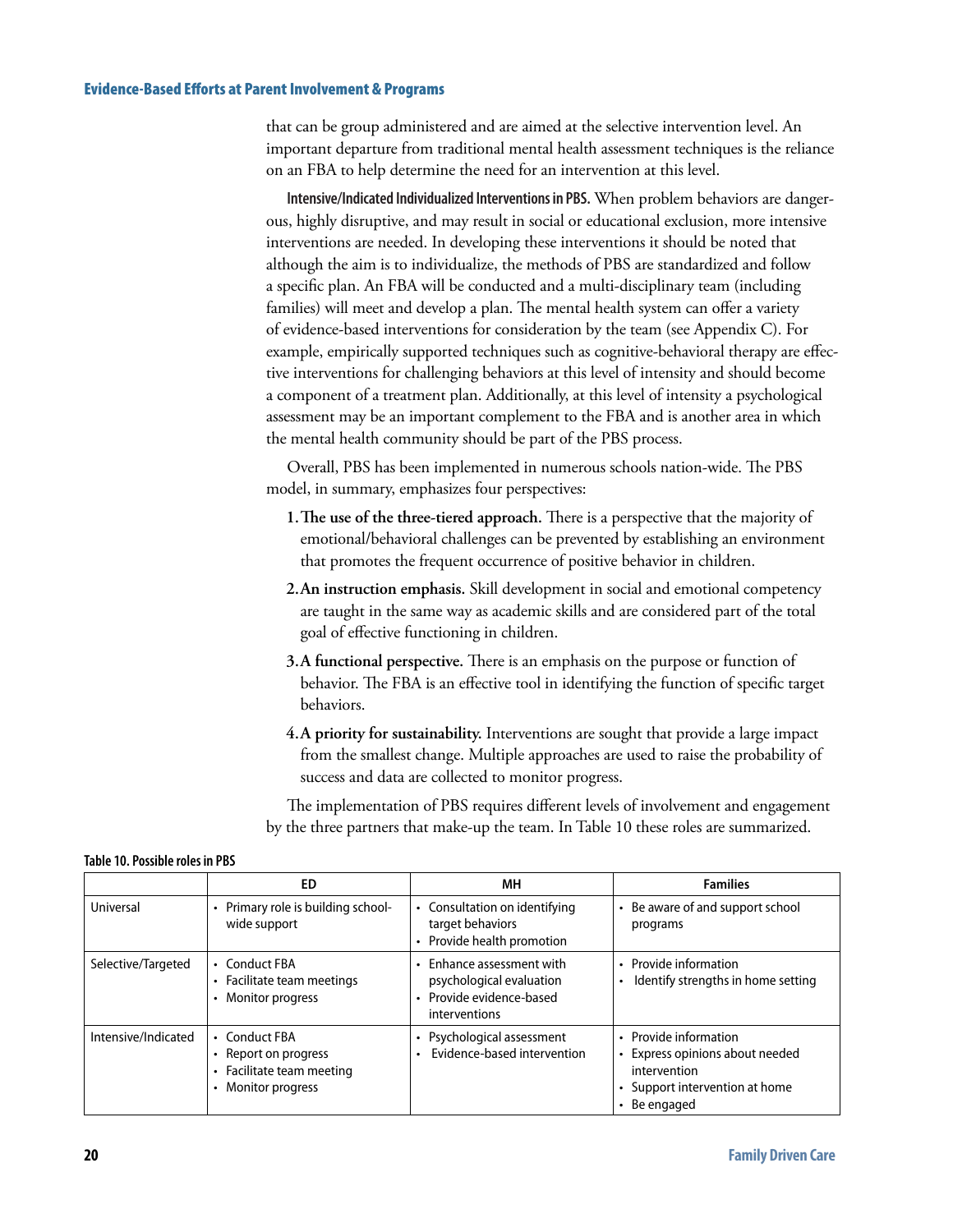that can be group administered and are aimed at the selective intervention level. An important departure from traditional mental health assessment techniques is the reliance on an FBA to help determine the need for an intervention at this level.

**Intensive/Indicated Individualized Interventions in PBS.** When problem behaviors are dangerous, highly disruptive, and may result in social or educational exclusion, more intensive interventions are needed. In developing these interventions it should be noted that although the aim is to individualize, the methods of PBS are standardized and follow a specific plan. An FBA will be conducted and a multi-disciplinary team (including families) will meet and develop a plan. The mental health system can offer a variety of evidence-based interventions for consideration by the team (see Appendix C). For example, empirically supported techniques such as cognitive-behavioral therapy are effective interventions for challenging behaviors at this level of intensity and should become a component of a treatment plan. Additionally, at this level of intensity a psychological assessment may be an important complement to the FBA and is another area in which the mental health community should be part of the PBS process.

Overall, PBS has been implemented in numerous schools nation-wide. The PBS model, in summary, emphasizes four perspectives:

1. **The use of the three-tiered approach.** There is a perspective that the majority of emotional/behavioral challenges can be prevented by establishing an environment that promotes the frequent occurrence of positive behavior in children.
2. **An instruction emphasis.** Skill development in social and emotional competency are taught in the same way as academic skills and are considered part of the total goal of effective functioning in children.
3. **A functional perspective.** There is an emphasis on the purpose or function of behavior. The FBA is an effective tool in identifying the function of specific target behaviors.
4. **A priority for sustainability.** Interventions are sought that provide a large impact from the smallest change. Multiple approaches are used to raise the probability of success and data are collected to monitor progress.

The implementation of PBS requires different levels of involvement and engagement by the three partners that make-up the team. In Table 10 these roles are summarized.

**Table 10. Possible roles in PBS**

| | ED | MH | Families |
|---|---|---|---|
| Universal | • Primary role is building school-wide support | • Consultation on identifying target behaviors<br>• Provide health promotion | • Be aware of and support school programs |
| Selective/Targeted | • Conduct FBA<br>• Facilitate team meetings<br>• Monitor progress | • Enhance assessment with psychological evaluation<br>• Provide evidence-based interventions | • Provide information<br>• Identify strengths in home setting |
| Intensive/Indicated | • Conduct FBA<br>• Report on progress<br>• Facilitate team meeting<br>• Monitor progress | • Psychological assessment<br>• Evidence-based intervention | • Provide information<br>• Express opinions about needed intervention<br>• Support intervention at home<br>• Be engaged |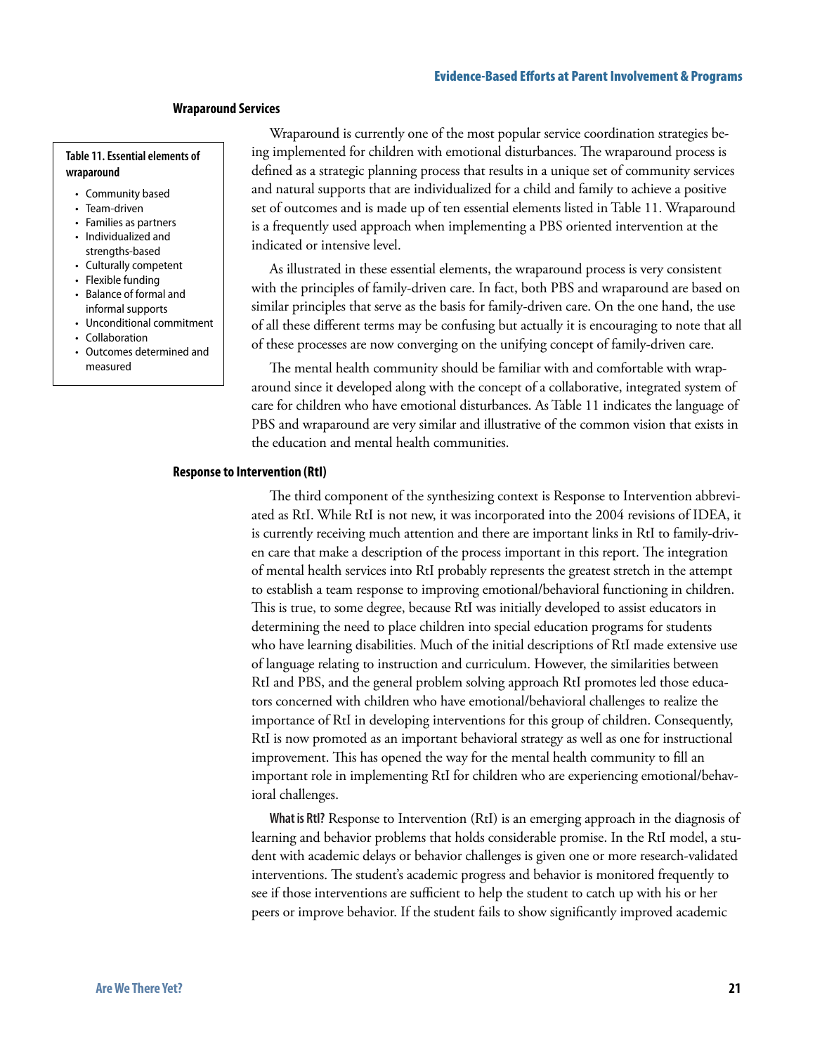### Wraparound Services

**Table 11. Essential elements of wraparound**

- Community based
- Team-driven
- Families as partners
- Individualized and strengths-based
- Culturally competent
- Flexible funding
- Balance of formal and informal supports
- Unconditional commitment
- Collaboration
- Outcomes determined and measured

Wraparound is currently one of the most popular service coordination strategies being implemented for children with emotional disturbances. The wraparound process is defined as a strategic planning process that results in a unique set of community services and natural supports that are individualized for a child and family to achieve a positive set of outcomes and is made up of ten essential elements listed in Table 11. Wraparound is a frequently used approach when implementing a PBS oriented intervention at the indicated or intensive level.

As illustrated in these essential elements, the wraparound process is very consistent with the principles of family-driven care. In fact, both PBS and wraparound are based on similar principles that serve as the basis for family-driven care. On the one hand, the use of all these different terms may be confusing but actually it is encouraging to note that all of these processes are now converging on the unifying concept of family-driven care.

The mental health community should be familiar with and comfortable with wraparound since it developed along with the concept of a collaborative, integrated system of care for children who have emotional disturbances. As Table 11 indicates the language of PBS and wraparound are very similar and illustrative of the common vision that exists in the education and mental health communities.

### Response to Intervention (RtI)

The third component of the synthesizing context is Response to Intervention abbreviated as RtI. While RtI is not new, it was incorporated into the 2004 revisions of IDEA, it is currently receiving much attention and there are important links in RtI to family-driven care that make a description of the process important in this report. The integration of mental health services into RtI probably represents the greatest stretch in the attempt to establish a team response to improving emotional/behavioral functioning in children. This is true, to some degree, because RtI was initially developed to assist educators in determining the need to place children into special education programs for students who have learning disabilities. Much of the initial descriptions of RtI made extensive use of language relating to instruction and curriculum. However, the similarities between RtI and PBS, and the general problem solving approach RtI promotes led those educators concerned with children who have emotional/behavioral challenges to realize the importance of RtI in developing interventions for this group of children. Consequently, RtI is now promoted as an important behavioral strategy as well as one for instructional improvement. This has opened the way for the mental health community to fill an important role in implementing RtI for children who are experiencing emotional/behavioral challenges.

**What is RtI?** Response to Intervention (RtI) is an emerging approach in the diagnosis of learning and behavior problems that holds considerable promise. In the RtI model, a student with academic delays or behavior challenges is given one or more research-validated interventions. The student's academic progress and behavior is monitored frequently to see if those interventions are sufficient to help the student to catch up with his or her peers or improve behavior. If the student fails to show significantly improved academic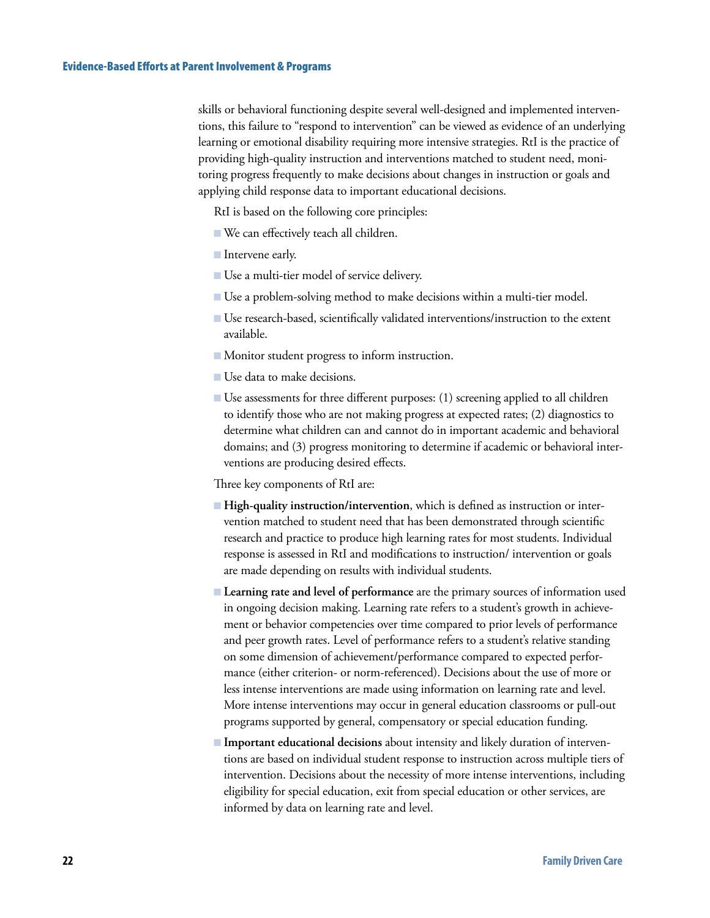skills or behavioral functioning despite several well-designed and implemented interventions, this failure to "respond to intervention" can be viewed as evidence of an underlying learning or emotional disability requiring more intensive strategies. RtI is the practice of providing high-quality instruction and interventions matched to student need, monitoring progress frequently to make decisions about changes in instruction or goals and applying child response data to important educational decisions.

RtI is based on the following core principles:

- We can effectively teach all children.
- Intervene early.
- Use a multi-tier model of service delivery.
- Use a problem-solving method to make decisions within a multi-tier model.
- Use research-based, scientifically validated interventions/instruction to the extent available.
- Monitor student progress to inform instruction.
- Use data to make decisions.
- Use assessments for three different purposes: (1) screening applied to all children to identify those who are not making progress at expected rates; (2) diagnostics to determine what children can and cannot do in important academic and behavioral domains; and (3) progress monitoring to determine if academic or behavioral interventions are producing desired effects.

Three key components of RtI are:

- **High-quality instruction/intervention**, which is defined as instruction or intervention matched to student need that has been demonstrated through scientific research and practice to produce high learning rates for most students. Individual response is assessed in RtI and modifications to instruction/ intervention or goals are made depending on results with individual students.
- **Learning rate and level of performance** are the primary sources of information used in ongoing decision making. Learning rate refers to a student's growth in achievement or behavior competencies over time compared to prior levels of performance and peer growth rates. Level of performance refers to a student's relative standing on some dimension of achievement/performance compared to expected performance (either criterion- or norm-referenced). Decisions about the use of more or less intense interventions are made using information on learning rate and level. More intense interventions may occur in general education classrooms or pull-out programs supported by general, compensatory or special education funding.
- **Important educational decisions** about intensity and likely duration of interventions are based on individual student response to instruction across multiple tiers of intervention. Decisions about the necessity of more intense interventions, including eligibility for special education, exit from special education or other services, are informed by data on learning rate and level.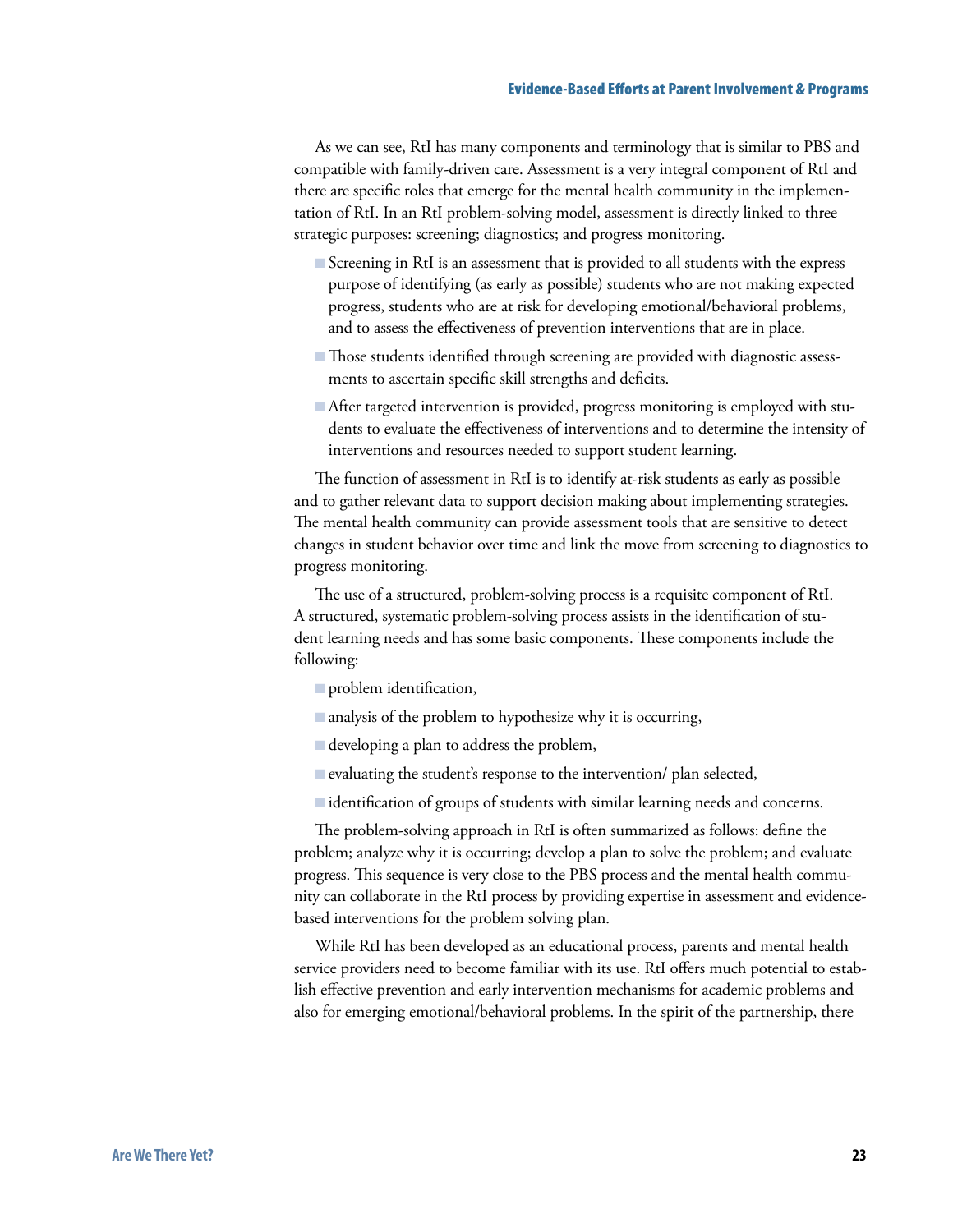As we can see, RtI has many components and terminology that is similar to PBS and compatible with family-driven care. Assessment is a very integral component of RtI and there are specific roles that emerge for the mental health community in the implementation of RtI. In an RtI problem-solving model, assessment is directly linked to three strategic purposes: screening; diagnostics; and progress monitoring.

- Screening in RtI is an assessment that is provided to all students with the express purpose of identifying (as early as possible) students who are not making expected progress, students who are at risk for developing emotional/behavioral problems, and to assess the effectiveness of prevention interventions that are in place.
- Those students identified through screening are provided with diagnostic assessments to ascertain specific skill strengths and deficits.
- After targeted intervention is provided, progress monitoring is employed with students to evaluate the effectiveness of interventions and to determine the intensity of interventions and resources needed to support student learning.

The function of assessment in RtI is to identify at-risk students as early as possible and to gather relevant data to support decision making about implementing strategies. The mental health community can provide assessment tools that are sensitive to detect changes in student behavior over time and link the move from screening to diagnostics to progress monitoring.

The use of a structured, problem-solving process is a requisite component of RtI. A structured, systematic problem-solving process assists in the identification of student learning needs and has some basic components. These components include the following:

- problem identification,
- analysis of the problem to hypothesize why it is occurring,
- developing a plan to address the problem,
- evaluating the student's response to the intervention/ plan selected,
- identification of groups of students with similar learning needs and concerns.

The problem-solving approach in RtI is often summarized as follows: define the problem; analyze why it is occurring; develop a plan to solve the problem; and evaluate progress. This sequence is very close to the PBS process and the mental health community can collaborate in the RtI process by providing expertise in assessment and evidence-based interventions for the problem solving plan.

While RtI has been developed as an educational process, parents and mental health service providers need to become familiar with its use. RtI offers much potential to establish effective prevention and early intervention mechanisms for academic problems and also for emerging emotional/behavioral problems. In the spirit of the partnership, there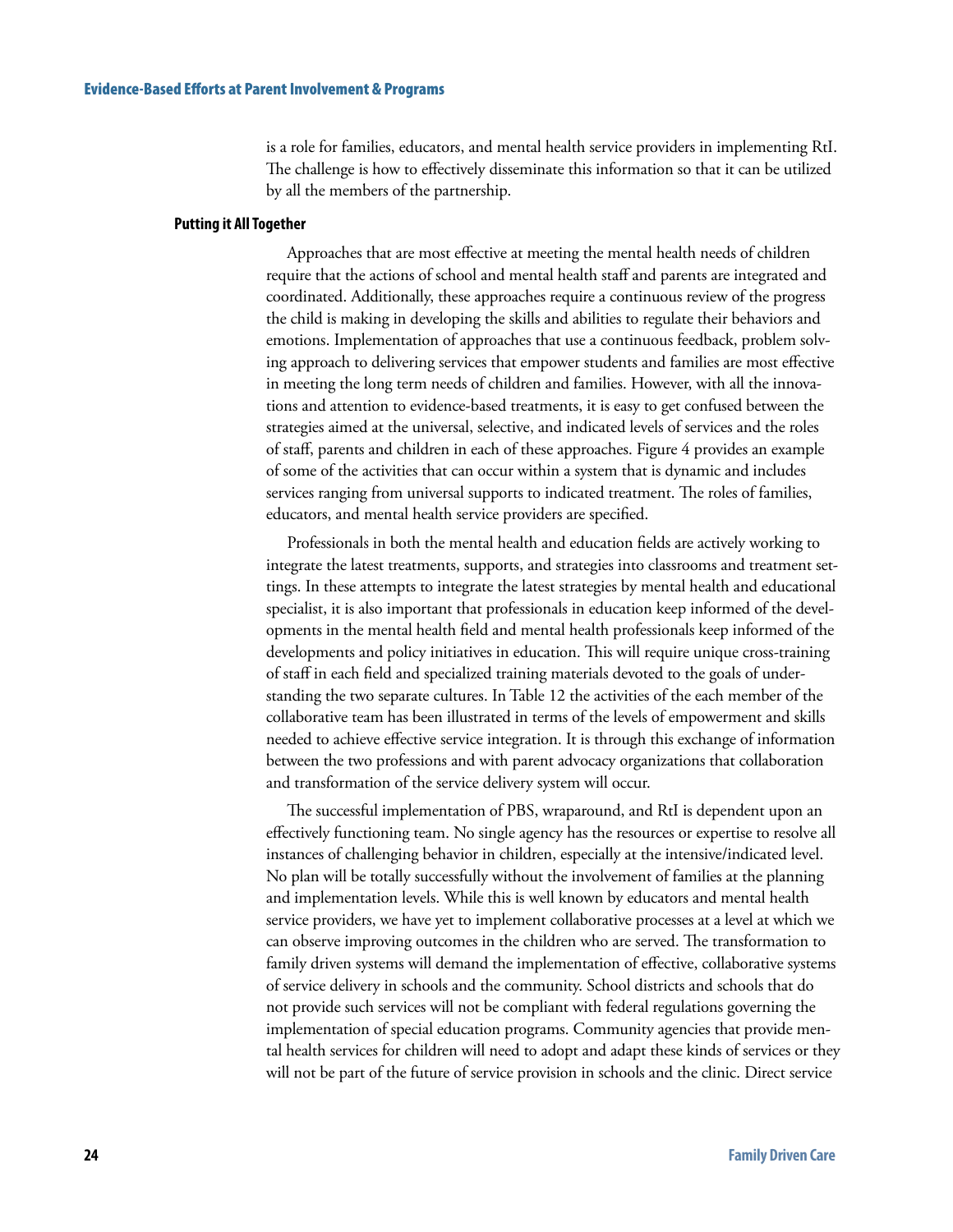is a role for families, educators, and mental health service providers in implementing RtI. The challenge is how to effectively disseminate this information so that it can be utilized by all the members of the partnership.

### Putting it All Together

Approaches that are most effective at meeting the mental health needs of children require that the actions of school and mental health staff and parents are integrated and coordinated. Additionally, these approaches require a continuous review of the progress the child is making in developing the skills and abilities to regulate their behaviors and emotions. Implementation of approaches that use a continuous feedback, problem solving approach to delivering services that empower students and families are most effective in meeting the long term needs of children and families. However, with all the innovations and attention to evidence-based treatments, it is easy to get confused between the strategies aimed at the universal, selective, and indicated levels of services and the roles of staff, parents and children in each of these approaches. Figure 4 provides an example of some of the activities that can occur within a system that is dynamic and includes services ranging from universal supports to indicated treatment. The roles of families, educators, and mental health service providers are specified.

Professionals in both the mental health and education fields are actively working to integrate the latest treatments, supports, and strategies into classrooms and treatment settings. In these attempts to integrate the latest strategies by mental health and educational specialist, it is also important that professionals in education keep informed of the developments in the mental health field and mental health professionals keep informed of the developments and policy initiatives in education. This will require unique cross-training of staff in each field and specialized training materials devoted to the goals of understanding the two separate cultures. In Table 12 the activities of the each member of the collaborative team has been illustrated in terms of the levels of empowerment and skills needed to achieve effective service integration. It is through this exchange of information between the two professions and with parent advocacy organizations that collaboration and transformation of the service delivery system will occur.

The successful implementation of PBS, wraparound, and RtI is dependent upon an effectively functioning team. No single agency has the resources or expertise to resolve all instances of challenging behavior in children, especially at the intensive/indicated level. No plan will be totally successfully without the involvement of families at the planning and implementation levels. While this is well known by educators and mental health service providers, we have yet to implement collaborative processes at a level at which we can observe improving outcomes in the children who are served. The transformation to family driven systems will demand the implementation of effective, collaborative systems of service delivery in schools and the community. School districts and schools that do not provide such services will not be compliant with federal regulations governing the implementation of special education programs. Community agencies that provide mental health services for children will need to adopt and adapt these kinds of services or they will not be part of the future of service provision in schools and the clinic. Direct service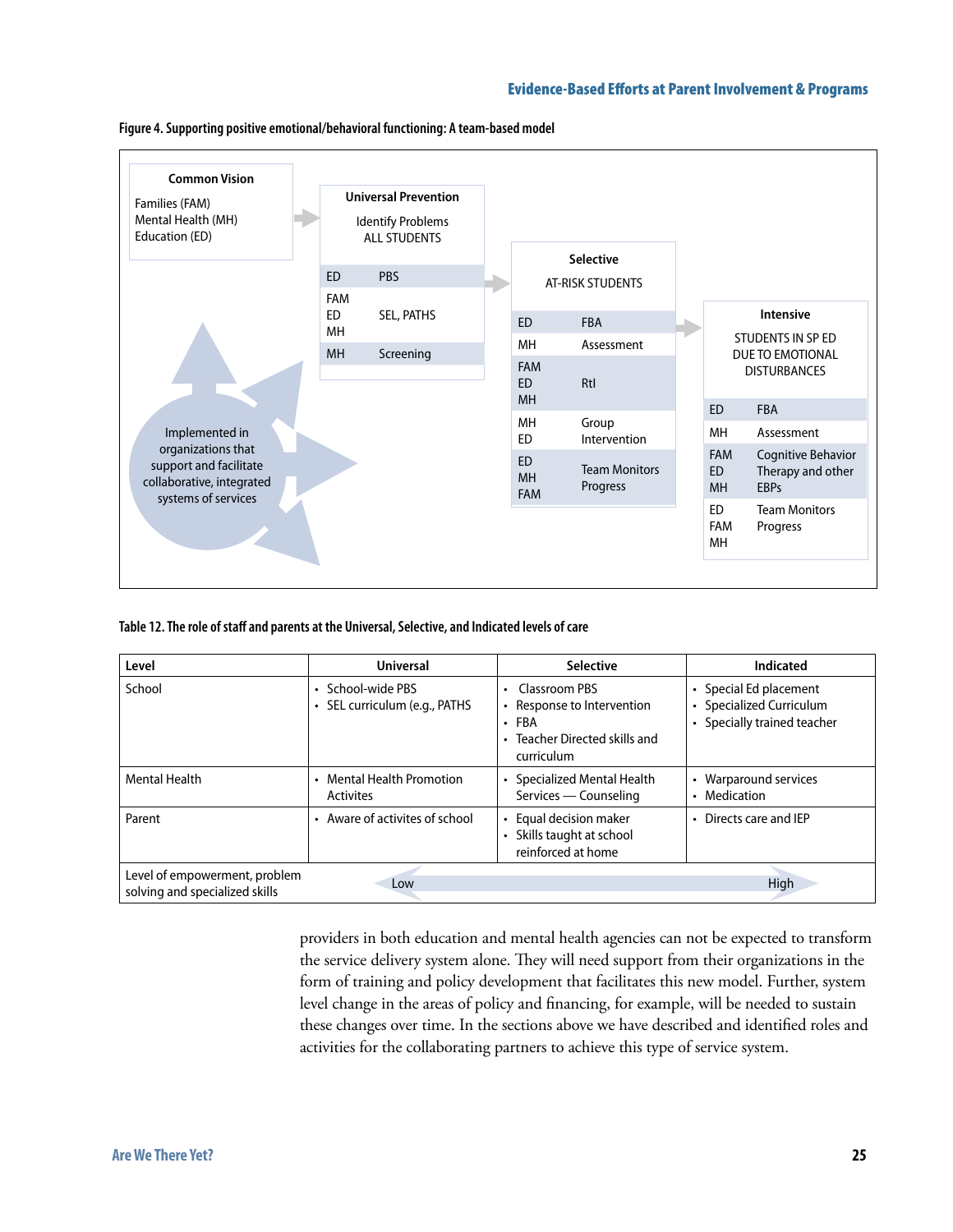**Figure 4. Supporting positive emotional/behavioral functioning: A team-based model**

**Common Vision**

Families (FAM)
Mental Health (MH)
Education (ED)

**Universal Prevention**

Identify Problems
ALL STUDENTS

| | |
|---|---|
| ED | PBS |
| FAM ED MH | SEL, PATHS |
| MH | Screening |

**Selective**

AT-RISK STUDENTS

| | |
|---|---|
| ED | FBA |
| MH | Assessment |
| FAM ED MH | RtI |
| MH ED | Group Intervention |
| ED MH FAM | Team Monitors Progress |

**Intensive**

STUDENTS IN SP ED DUE TO EMOTIONAL DISTURBANCES

| | |
|---|---|
| ED | FBA |
| MH | Assessment |
| FAM ED MH | Cognitive Behavior Therapy and other EBPs |
| ED FAM MH | Team Monitors Progress |

Implemented in organizations that support and facilitate collaborative, integrated systems of services

**Table 12. The role of staff and parents at the Universal, Selective, and Indicated levels of care**

| Level | Universal | Selective | Indicated |
|---|---|---|---|
| School | • School-wide PBS<br>• SEL curriculum (e.g., PATHS | • Classroom PBS<br>• Response to Intervention<br>• FBA<br>• Teacher Directed skills and curriculum | • Special Ed placement<br>• Specialized Curriculum<br>• Specially trained teacher |
| Mental Health | • Mental Health Promotion Activites | • Specialized Mental Health Services — Counseling | • Warparound services<br>• Medication |
| Parent | • Aware of activites of school | • Equal decision maker<br>• Skills taught at school reinforced at home | • Directs care and IEP |
| Level of empowerment, problem solving and specialized skills | Low | | High |

providers in both education and mental health agencies can not be expected to transform the service delivery system alone. They will need support from their organizations in the form of training and policy development that facilitates this new model. Further, system level change in the areas of policy and financing, for example, will be needed to sustain these changes over time. In the sections above we have described and identified roles and activities for the collaborating partners to achieve this type of service system.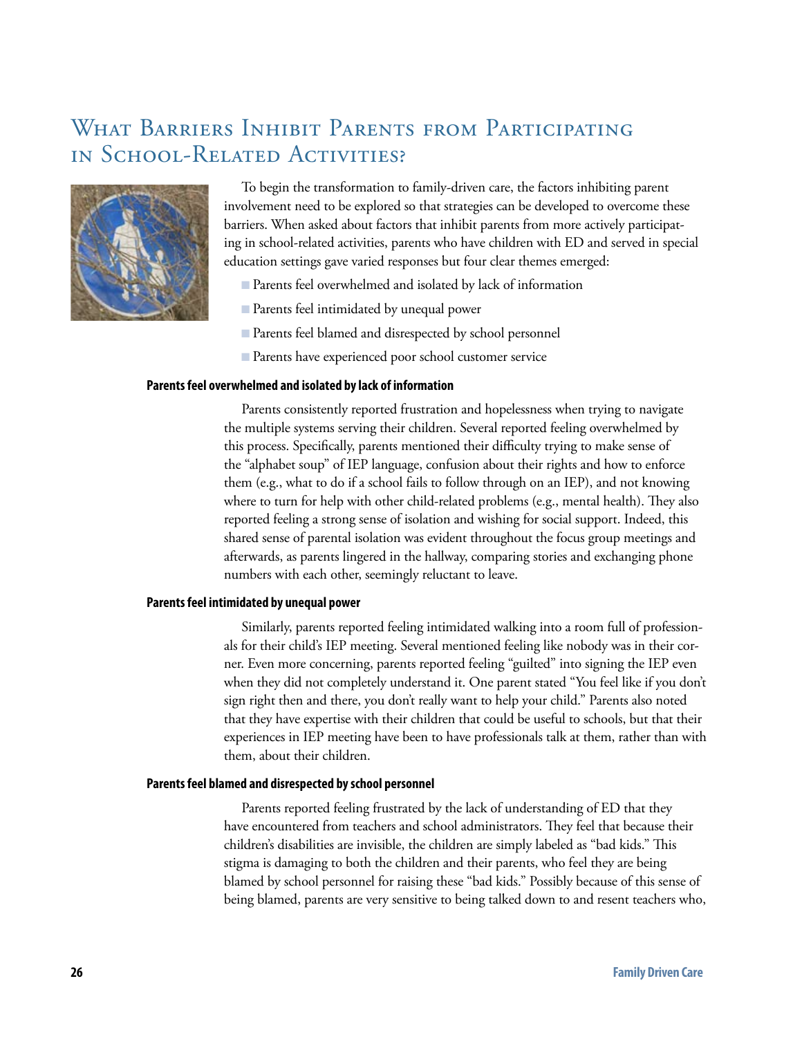# What Barriers Inhibit Parents from Participating in School-Related Activities?

To begin the transformation to family-driven care, the factors inhibiting parent involvement need to be explored so that strategies can be developed to overcome these barriers. When asked about factors that inhibit parents from more actively participating in school-related activities, parents who have children with ED and served in special education settings gave varied responses but four clear themes emerged:

- Parents feel overwhelmed and isolated by lack of information
- Parents feel intimidated by unequal power
- Parents feel blamed and disrespected by school personnel
- Parents have experienced poor school customer service

### Parents feel overwhelmed and isolated by lack of information

Parents consistently reported frustration and hopelessness when trying to navigate the multiple systems serving their children. Several reported feeling overwhelmed by this process. Specifically, parents mentioned their difficulty trying to make sense of the "alphabet soup" of IEP language, confusion about their rights and how to enforce them (e.g., what to do if a school fails to follow through on an IEP), and not knowing where to turn for help with other child-related problems (e.g., mental health). They also reported feeling a strong sense of isolation and wishing for social support. Indeed, this shared sense of parental isolation was evident throughout the focus group meetings and afterwards, as parents lingered in the hallway, comparing stories and exchanging phone numbers with each other, seemingly reluctant to leave.

### Parents feel intimidated by unequal power

Similarly, parents reported feeling intimidated walking into a room full of professionals for their child's IEP meeting. Several mentioned feeling like nobody was in their corner. Even more concerning, parents reported feeling "guilted" into signing the IEP even when they did not completely understand it. One parent stated "You feel like if you don't sign right then and there, you don't really want to help your child." Parents also noted that they have expertise with their children that could be useful to schools, but that their experiences in IEP meeting have been to have professionals talk at them, rather than with them, about their children.

### Parents feel blamed and disrespected by school personnel

Parents reported feeling frustrated by the lack of understanding of ED that they have encountered from teachers and school administrators. They feel that because their children's disabilities are invisible, the children are simply labeled as "bad kids." This stigma is damaging to both the children and their parents, who feel they are being blamed by school personnel for raising these "bad kids." Possibly because of this sense of being blamed, parents are very sensitive to being talked down to and resent teachers who,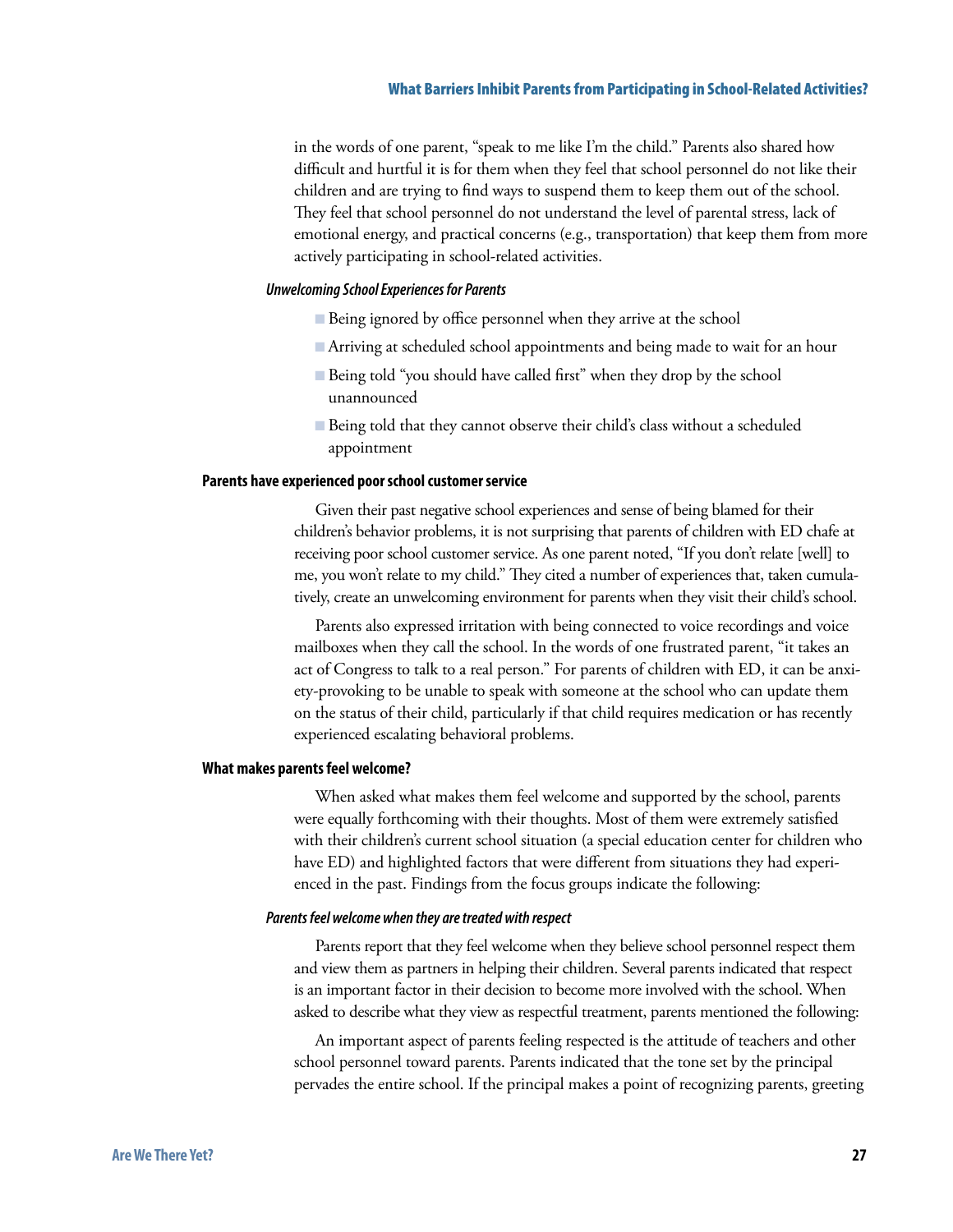in the words of one parent, "speak to me like I'm the child." Parents also shared how difficult and hurtful it is for them when they feel that school personnel do not like their children and are trying to find ways to suspend them to keep them out of the school. They feel that school personnel do not understand the level of parental stress, lack of emotional energy, and practical concerns (e.g., transportation) that keep them from more actively participating in school-related activities.

#### *Unwelcoming School Experiences for Parents*

- Being ignored by office personnel when they arrive at the school
- Arriving at scheduled school appointments and being made to wait for an hour
- Being told "you should have called first" when they drop by the school unannounced
- Being told that they cannot observe their child's class without a scheduled appointment

### Parents have experienced poor school customer service

Given their past negative school experiences and sense of being blamed for their children's behavior problems, it is not surprising that parents of children with ED chafe at receiving poor school customer service. As one parent noted, "If you don't relate [well] to me, you won't relate to my child." They cited a number of experiences that, taken cumulatively, create an unwelcoming environment for parents when they visit their child's school.

Parents also expressed irritation with being connected to voice recordings and voice mailboxes when they call the school. In the words of one frustrated parent, "it takes an act of Congress to talk to a real person." For parents of children with ED, it can be anxiety-provoking to be unable to speak with someone at the school who can update them on the status of their child, particularly if that child requires medication or has recently experienced escalating behavioral problems.

### What makes parents feel welcome?

When asked what makes them feel welcome and supported by the school, parents were equally forthcoming with their thoughts. Most of them were extremely satisfied with their children's current school situation (a special education center for children who have ED) and highlighted factors that were different from situations they had experienced in the past. Findings from the focus groups indicate the following:

#### *Parents feel welcome when they are treated with respect*

Parents report that they feel welcome when they believe school personnel respect them and view them as partners in helping their children. Several parents indicated that respect is an important factor in their decision to become more involved with the school. When asked to describe what they view as respectful treatment, parents mentioned the following:

An important aspect of parents feeling respected is the attitude of teachers and other school personnel toward parents. Parents indicated that the tone set by the principal pervades the entire school. If the principal makes a point of recognizing parents, greeting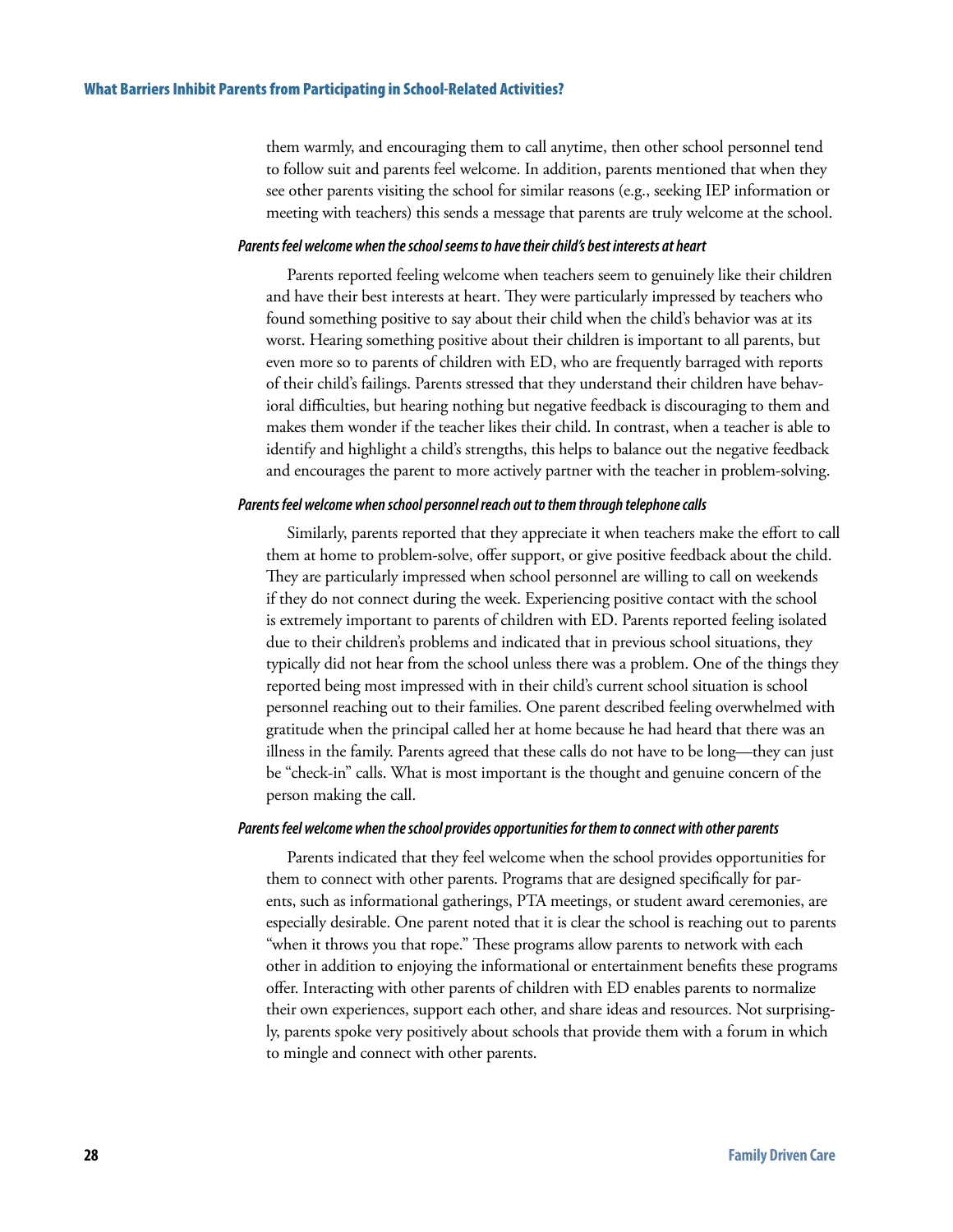them warmly, and encouraging them to call anytime, then other school personnel tend to follow suit and parents feel welcome. In addition, parents mentioned that when they see other parents visiting the school for similar reasons (e.g., seeking IEP information or meeting with teachers) this sends a message that parents are truly welcome at the school.

#### *Parents feel welcome when the school seems to have their child's best interests at heart*

Parents reported feeling welcome when teachers seem to genuinely like their children and have their best interests at heart. They were particularly impressed by teachers who found something positive to say about their child when the child's behavior was at its worst. Hearing something positive about their children is important to all parents, but even more so to parents of children with ED, who are frequently barraged with reports of their child's failings. Parents stressed that they understand their children have behavioral difficulties, but hearing nothing but negative feedback is discouraging to them and makes them wonder if the teacher likes their child. In contrast, when a teacher is able to identify and highlight a child's strengths, this helps to balance out the negative feedback and encourages the parent to more actively partner with the teacher in problem-solving.

#### *Parents feel welcome when school personnel reach out to them through telephone calls*

Similarly, parents reported that they appreciate it when teachers make the effort to call them at home to problem-solve, offer support, or give positive feedback about the child. They are particularly impressed when school personnel are willing to call on weekends if they do not connect during the week. Experiencing positive contact with the school is extremely important to parents of children with ED. Parents reported feeling isolated due to their children's problems and indicated that in previous school situations, they typically did not hear from the school unless there was a problem. One of the things they reported being most impressed with in their child's current school situation is school personnel reaching out to their families. One parent described feeling overwhelmed with gratitude when the principal called her at home because he had heard that there was an illness in the family. Parents agreed that these calls do not have to be long—they can just be "check-in" calls. What is most important is the thought and genuine concern of the person making the call.

#### *Parents feel welcome when the school provides opportunities for them to connect with other parents*

Parents indicated that they feel welcome when the school provides opportunities for them to connect with other parents. Programs that are designed specifically for parents, such as informational gatherings, PTA meetings, or student award ceremonies, are especially desirable. One parent noted that it is clear the school is reaching out to parents "when it throws you that rope." These programs allow parents to network with each other in addition to enjoying the informational or entertainment benefits these programs offer. Interacting with other parents of children with ED enables parents to normalize their own experiences, support each other, and share ideas and resources. Not surprisingly, parents spoke very positively about schools that provide them with a forum in which to mingle and connect with other parents.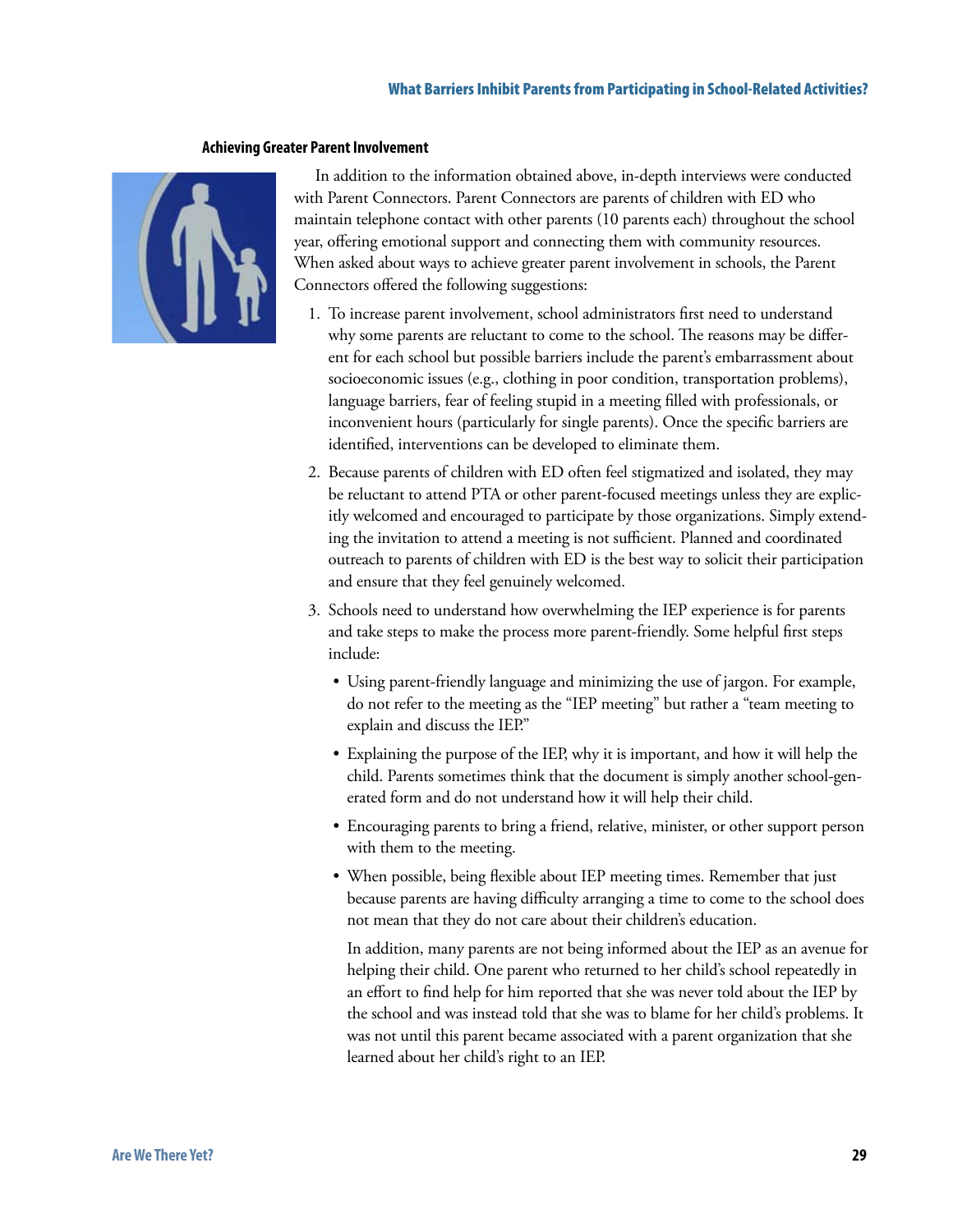### Achieving Greater Parent Involvement

In addition to the information obtained above, in-depth interviews were conducted with Parent Connectors. Parent Connectors are parents of children with ED who maintain telephone contact with other parents (10 parents each) throughout the school year, offering emotional support and connecting them with community resources. When asked about ways to achieve greater parent involvement in schools, the Parent Connectors offered the following suggestions:

1. To increase parent involvement, school administrators first need to understand why some parents are reluctant to come to the school. The reasons may be different for each school but possible barriers include the parent's embarrassment about socioeconomic issues (e.g., clothing in poor condition, transportation problems), language barriers, fear of feeling stupid in a meeting filled with professionals, or inconvenient hours (particularly for single parents). Once the specific barriers are identified, interventions can be developed to eliminate them.

2. Because parents of children with ED often feel stigmatized and isolated, they may be reluctant to attend PTA or other parent-focused meetings unless they are explicitly welcomed and encouraged to participate by those organizations. Simply extending the invitation to attend a meeting is not sufficient. Planned and coordinated outreach to parents of children with ED is the best way to solicit their participation and ensure that they feel genuinely welcomed.

3. Schools need to understand how overwhelming the IEP experience is for parents and take steps to make the process more parent-friendly. Some helpful first steps include:

   - Using parent-friendly language and minimizing the use of jargon. For example, do not refer to the meeting as the "IEP meeting" but rather a "team meeting to explain and discuss the IEP."

   - Explaining the purpose of the IEP, why it is important, and how it will help the child. Parents sometimes think that the document is simply another school-generated form and do not understand how it will help their child.

   - Encouraging parents to bring a friend, relative, minister, or other support person with them to the meeting.

   - When possible, being flexible about IEP meeting times. Remember that just because parents are having difficulty arranging a time to come to the school does not mean that they do not care about their children's education.

   In addition, many parents are not being informed about the IEP as an avenue for helping their child. One parent who returned to her child's school repeatedly in an effort to find help for him reported that she was never told about the IEP by the school and was instead told that she was to blame for her child's problems. It was not until this parent became associated with a parent organization that she learned about her child's right to an IEP.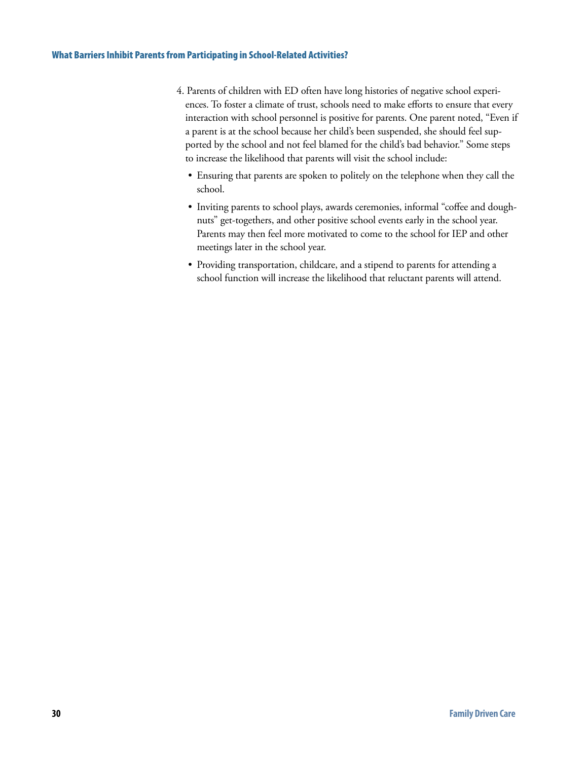4. Parents of children with ED often have long histories of negative school experiences. To foster a climate of trust, schools need to make efforts to ensure that every interaction with school personnel is positive for parents. One parent noted, "Even if a parent is at the school because her child's been suspended, she should feel supported by the school and not feel blamed for the child's bad behavior." Some steps to increase the likelihood that parents will visit the school include:

   - Ensuring that parents are spoken to politely on the telephone when they call the school.
   - Inviting parents to school plays, awards ceremonies, informal "coffee and doughnuts" get-togethers, and other positive school events early in the school year. Parents may then feel more motivated to come to the school for IEP and other meetings later in the school year.
   - Providing transportation, childcare, and a stipend to parents for attending a school function will increase the likelihood that reluctant parents will attend.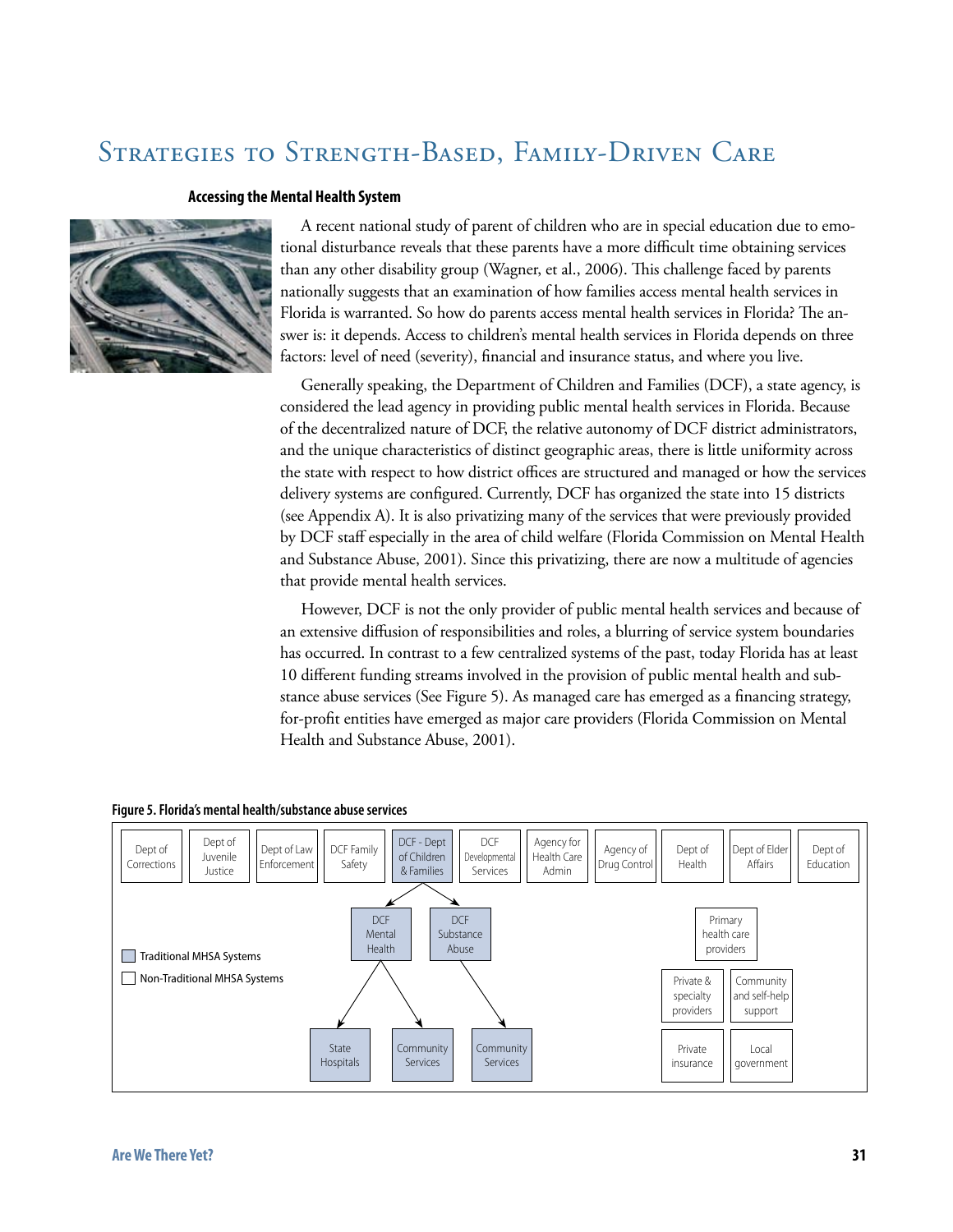# Strategies to Strength-Based, Family-Driven Care

### Accessing the Mental Health System

A recent national study of parent of children who are in special education due to emotional disturbance reveals that these parents have a more difficult time obtaining services than any other disability group (Wagner, et al., 2006). This challenge faced by parents nationally suggests that an examination of how families access mental health services in Florida is warranted. So how do parents access mental health services in Florida? The answer is: it depends. Access to children's mental health services in Florida depends on three factors: level of need (severity), financial and insurance status, and where you live.

Generally speaking, the Department of Children and Families (DCF), a state agency, is considered the lead agency in providing public mental health services in Florida. Because of the decentralized nature of DCF, the relative autonomy of DCF district administrators, and the unique characteristics of distinct geographic areas, there is little uniformity across the state with respect to how district offices are structured and managed or how the services delivery systems are configured. Currently, DCF has organized the state into 15 districts (see Appendix A). It is also privatizing many of the services that were previously provided by DCF staff especially in the area of child welfare (Florida Commission on Mental Health and Substance Abuse, 2001). Since this privatizing, there are now a multitude of agencies that provide mental health services.

However, DCF is not the only provider of public mental health services and because of an extensive diffusion of responsibilities and roles, a blurring of service system boundaries has occurred. In contrast to a few centralized systems of the past, today Florida has at least 10 different funding streams involved in the provision of public mental health and substance abuse services (See Figure 5). As managed care has emerged as a financing strategy, for-profit entities have emerged as major care providers (Florida Commission on Mental Health and Substance Abuse, 2001).

**Figure 5. Florida's mental health/substance abuse services**

Top row: Dept of Corrections | Dept of Juvenile Justice | Dept of Law Enforcement | DCF Family Safety | DCF - Dept of Children & Families | DCF Developmental Services | Agency for Health Care Admin | Agency of Drug Control | Dept of Health | Dept of Elder Affairs | Dept of Education

- DCF - Dept of Children & Families → DCF Mental Health; DCF Substance Abuse
  - DCF Mental Health → State Hospitals; Community Services
  - DCF Substance Abuse → Community Services

Other: Primary health care providers | Private & specialty providers | Community and self-help support | Private insurance | Local government

Legend: Traditional MHSA Systems (shaded) / Non-Traditional MHSA Systems (unshaded)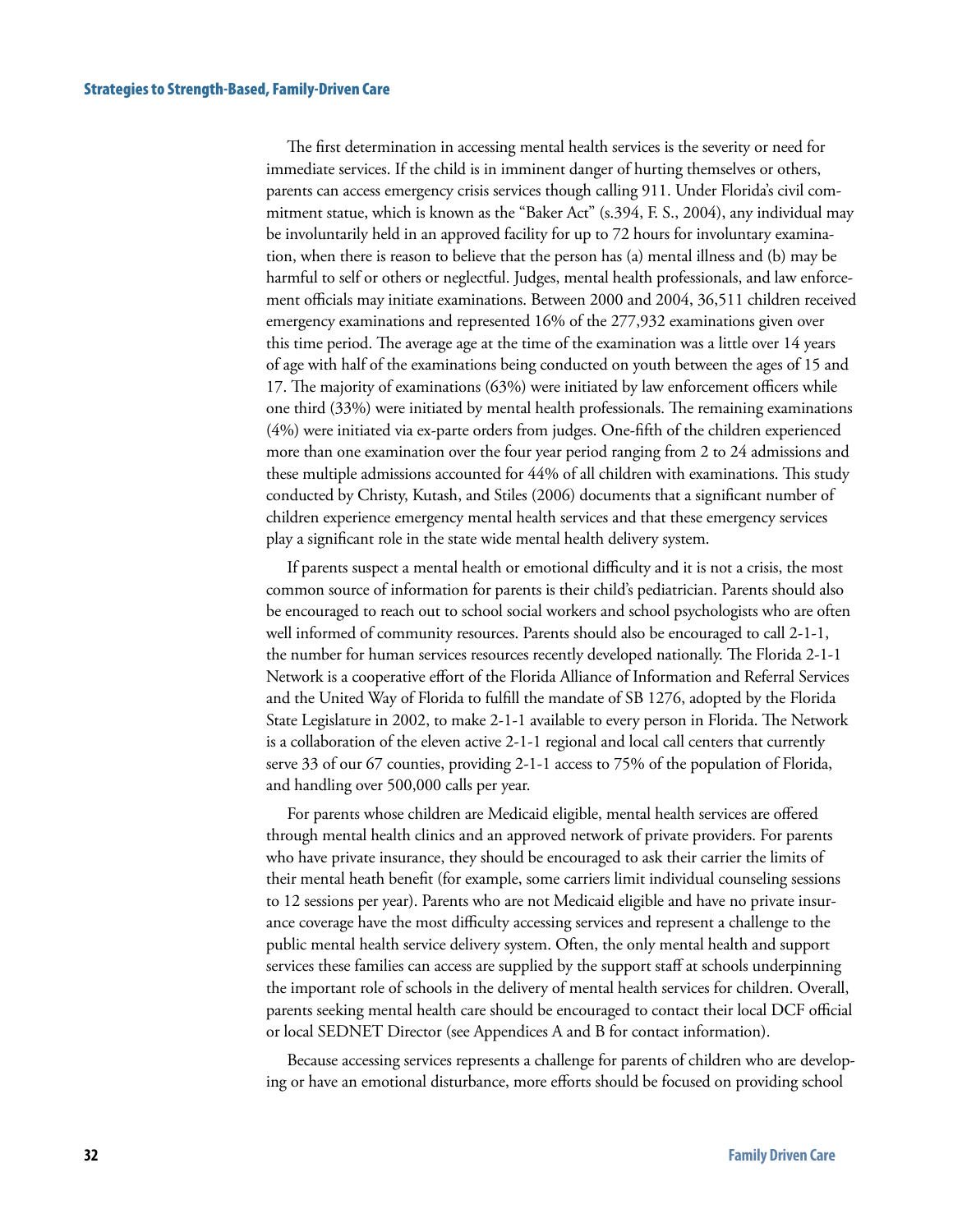The first determination in accessing mental health services is the severity or need for immediate services. If the child is in imminent danger of hurting themselves or others, parents can access emergency crisis services though calling 911. Under Florida's civil commitment statue, which is known as the "Baker Act" (s.394, F. S., 2004), any individual may be involuntarily held in an approved facility for up to 72 hours for involuntary examination, when there is reason to believe that the person has (a) mental illness and (b) may be harmful to self or others or neglectful. Judges, mental health professionals, and law enforcement officials may initiate examinations. Between 2000 and 2004, 36,511 children received emergency examinations and represented 16% of the 277,932 examinations given over this time period. The average age at the time of the examination was a little over 14 years of age with half of the examinations being conducted on youth between the ages of 15 and 17. The majority of examinations (63%) were initiated by law enforcement officers while one third (33%) were initiated by mental health professionals. The remaining examinations (4%) were initiated via ex-parte orders from judges. One-fifth of the children experienced more than one examination over the four year period ranging from 2 to 24 admissions and these multiple admissions accounted for 44% of all children with examinations. This study conducted by Christy, Kutash, and Stiles (2006) documents that a significant number of children experience emergency mental health services and that these emergency services play a significant role in the state wide mental health delivery system.

If parents suspect a mental health or emotional difficulty and it is not a crisis, the most common source of information for parents is their child's pediatrician. Parents should also be encouraged to reach out to school social workers and school psychologists who are often well informed of community resources. Parents should also be encouraged to call 2-1-1, the number for human services resources recently developed nationally. The Florida 2-1-1 Network is a cooperative effort of the Florida Alliance of Information and Referral Services and the United Way of Florida to fulfill the mandate of SB 1276, adopted by the Florida State Legislature in 2002, to make 2-1-1 available to every person in Florida. The Network is a collaboration of the eleven active 2-1-1 regional and local call centers that currently serve 33 of our 67 counties, providing 2-1-1 access to 75% of the population of Florida, and handling over 500,000 calls per year.

For parents whose children are Medicaid eligible, mental health services are offered through mental health clinics and an approved network of private providers. For parents who have private insurance, they should be encouraged to ask their carrier the limits of their mental heath benefit (for example, some carriers limit individual counseling sessions to 12 sessions per year). Parents who are not Medicaid eligible and have no private insurance coverage have the most difficulty accessing services and represent a challenge to the public mental health service delivery system. Often, the only mental health and support services these families can access are supplied by the support staff at schools underpinning the important role of schools in the delivery of mental health services for children. Overall, parents seeking mental health care should be encouraged to contact their local DCF official or local SEDNET Director (see Appendices A and B for contact information).

Because accessing services represents a challenge for parents of children who are developing or have an emotional disturbance, more efforts should be focused on providing school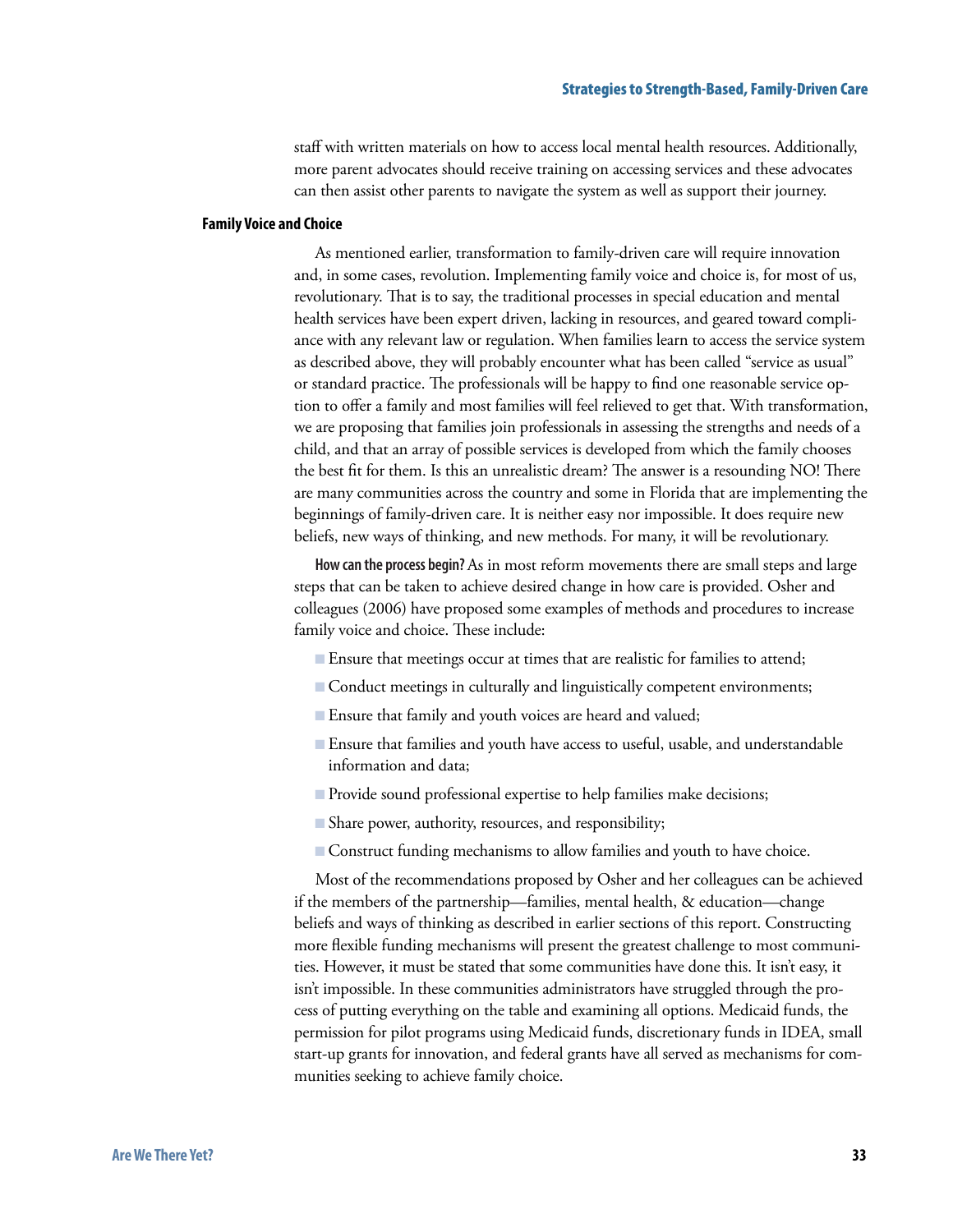staff with written materials on how to access local mental health resources. Additionally, more parent advocates should receive training on accessing services and these advocates can then assist other parents to navigate the system as well as support their journey.

### Family Voice and Choice

As mentioned earlier, transformation to family-driven care will require innovation and, in some cases, revolution. Implementing family voice and choice is, for most of us, revolutionary. That is to say, the traditional processes in special education and mental health services have been expert driven, lacking in resources, and geared toward compliance with any relevant law or regulation. When families learn to access the service system as described above, they will probably encounter what has been called "service as usual" or standard practice. The professionals will be happy to find one reasonable service option to offer a family and most families will feel relieved to get that. With transformation, we are proposing that families join professionals in assessing the strengths and needs of a child, and that an array of possible services is developed from which the family chooses the best fit for them. Is this an unrealistic dream? The answer is a resounding NO! There are many communities across the country and some in Florida that are implementing the beginnings of family-driven care. It is neither easy nor impossible. It does require new beliefs, new ways of thinking, and new methods. For many, it will be revolutionary.

**How can the process begin?** As in most reform movements there are small steps and large steps that can be taken to achieve desired change in how care is provided. Osher and colleagues (2006) have proposed some examples of methods and procedures to increase family voice and choice. These include:

- Ensure that meetings occur at times that are realistic for families to attend;
- Conduct meetings in culturally and linguistically competent environments;
- Ensure that family and youth voices are heard and valued;
- Ensure that families and youth have access to useful, usable, and understandable information and data;
- Provide sound professional expertise to help families make decisions;
- Share power, authority, resources, and responsibility;
- Construct funding mechanisms to allow families and youth to have choice.

Most of the recommendations proposed by Osher and her colleagues can be achieved if the members of the partnership—families, mental health, & education—change beliefs and ways of thinking as described in earlier sections of this report. Constructing more flexible funding mechanisms will present the greatest challenge to most communities. However, it must be stated that some communities have done this. It isn't easy, it isn't impossible. In these communities administrators have struggled through the process of putting everything on the table and examining all options. Medicaid funds, the permission for pilot programs using Medicaid funds, discretionary funds in IDEA, small start-up grants for innovation, and federal grants have all served as mechanisms for communities seeking to achieve family choice.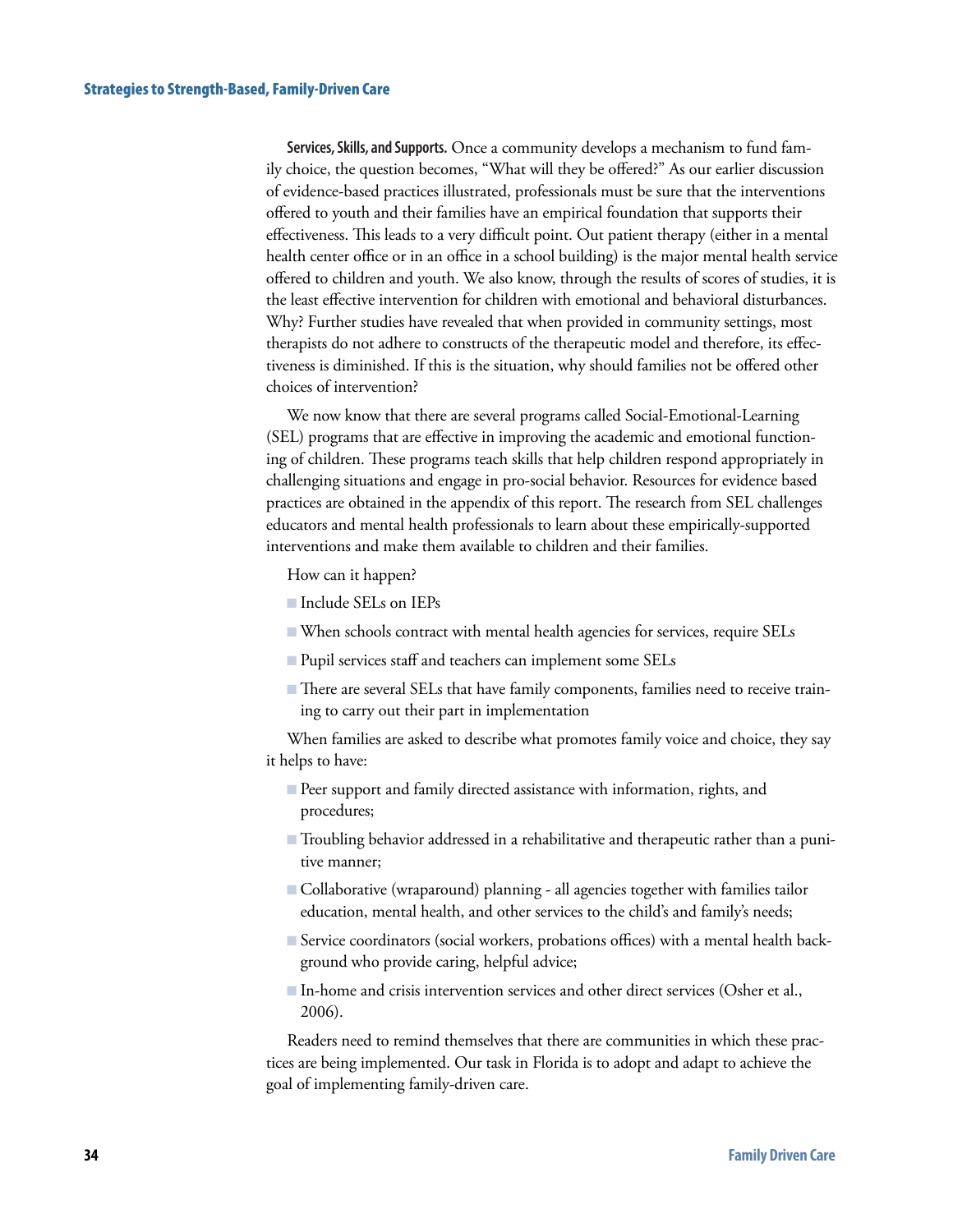**Services, Skills, and Supports.** Once a community develops a mechanism to fund family choice, the question becomes, "What will they be offered?" As our earlier discussion of evidence-based practices illustrated, professionals must be sure that the interventions offered to youth and their families have an empirical foundation that supports their effectiveness. This leads to a very difficult point. Out patient therapy (either in a mental health center office or in an office in a school building) is the major mental health service offered to children and youth. We also know, through the results of scores of studies, it is the least effective intervention for children with emotional and behavioral disturbances. Why? Further studies have revealed that when provided in community settings, most therapists do not adhere to constructs of the therapeutic model and therefore, its effectiveness is diminished. If this is the situation, why should families not be offered other choices of intervention?

We now know that there are several programs called Social-Emotional-Learning (SEL) programs that are effective in improving the academic and emotional functioning of children. These programs teach skills that help children respond appropriately in challenging situations and engage in pro-social behavior. Resources for evidence based practices are obtained in the appendix of this report. The research from SEL challenges educators and mental health professionals to learn about these empirically-supported interventions and make them available to children and their families.

How can it happen?

- Include SELs on IEPs
- When schools contract with mental health agencies for services, require SELs
- Pupil services staff and teachers can implement some SELs
- There are several SELs that have family components, families need to receive training to carry out their part in implementation

When families are asked to describe what promotes family voice and choice, they say it helps to have:

- Peer support and family directed assistance with information, rights, and procedures;
- Troubling behavior addressed in a rehabilitative and therapeutic rather than a punitive manner;
- Collaborative (wraparound) planning - all agencies together with families tailor education, mental health, and other services to the child's and family's needs;
- Service coordinators (social workers, probations offices) with a mental health background who provide caring, helpful advice;
- In-home and crisis intervention services and other direct services (Osher et al., 2006).

Readers need to remind themselves that there are communities in which these practices are being implemented. Our task in Florida is to adopt and adapt to achieve the goal of implementing family-driven care.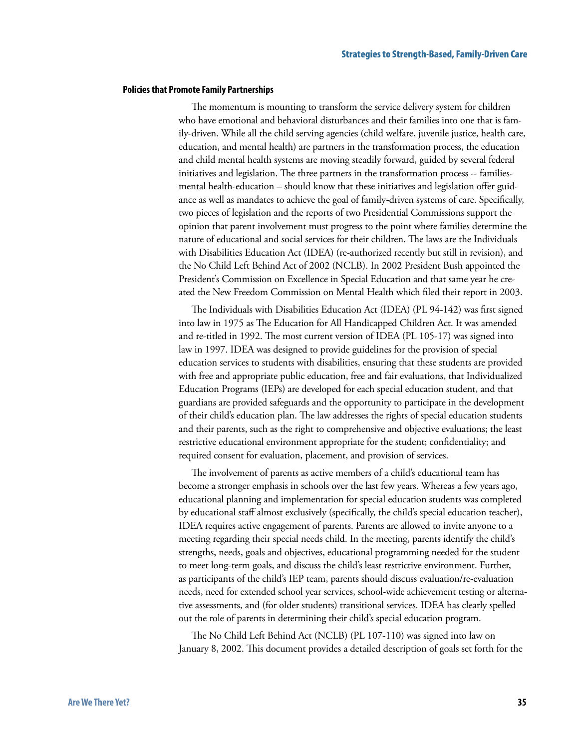### Policies that Promote Family Partnerships

The momentum is mounting to transform the service delivery system for children who have emotional and behavioral disturbances and their families into one that is family-driven. While all the child serving agencies (child welfare, juvenile justice, health care, education, and mental health) are partners in the transformation process, the education and child mental health systems are moving steadily forward, guided by several federal initiatives and legislation. The three partners in the transformation process -- families-mental health-education – should know that these initiatives and legislation offer guidance as well as mandates to achieve the goal of family-driven systems of care. Specifically, two pieces of legislation and the reports of two Presidential Commissions support the opinion that parent involvement must progress to the point where families determine the nature of educational and social services for their children. The laws are the Individuals with Disabilities Education Act (IDEA) (re-authorized recently but still in revision), and the No Child Left Behind Act of 2002 (NCLB). In 2002 President Bush appointed the President's Commission on Excellence in Special Education and that same year he created the New Freedom Commission on Mental Health which filed their report in 2003.

The Individuals with Disabilities Education Act (IDEA) (PL 94-142) was first signed into law in 1975 as The Education for All Handicapped Children Act. It was amended and re-titled in 1992. The most current version of IDEA (PL 105-17) was signed into law in 1997. IDEA was designed to provide guidelines for the provision of special education services to students with disabilities, ensuring that these students are provided with free and appropriate public education, free and fair evaluations, that Individualized Education Programs (IEPs) are developed for each special education student, and that guardians are provided safeguards and the opportunity to participate in the development of their child's education plan. The law addresses the rights of special education students and their parents, such as the right to comprehensive and objective evaluations; the least restrictive educational environment appropriate for the student; confidentiality; and required consent for evaluation, placement, and provision of services.

The involvement of parents as active members of a child's educational team has become a stronger emphasis in schools over the last few years. Whereas a few years ago, educational planning and implementation for special education students was completed by educational staff almost exclusively (specifically, the child's special education teacher), IDEA requires active engagement of parents. Parents are allowed to invite anyone to a meeting regarding their special needs child. In the meeting, parents identify the child's strengths, needs, goals and objectives, educational programming needed for the student to meet long-term goals, and discuss the child's least restrictive environment. Further, as participants of the child's IEP team, parents should discuss evaluation/re-evaluation needs, need for extended school year services, school-wide achievement testing or alternative assessments, and (for older students) transitional services. IDEA has clearly spelled out the role of parents in determining their child's special education program.

The No Child Left Behind Act (NCLB) (PL 107-110) was signed into law on January 8, 2002. This document provides a detailed description of goals set forth for the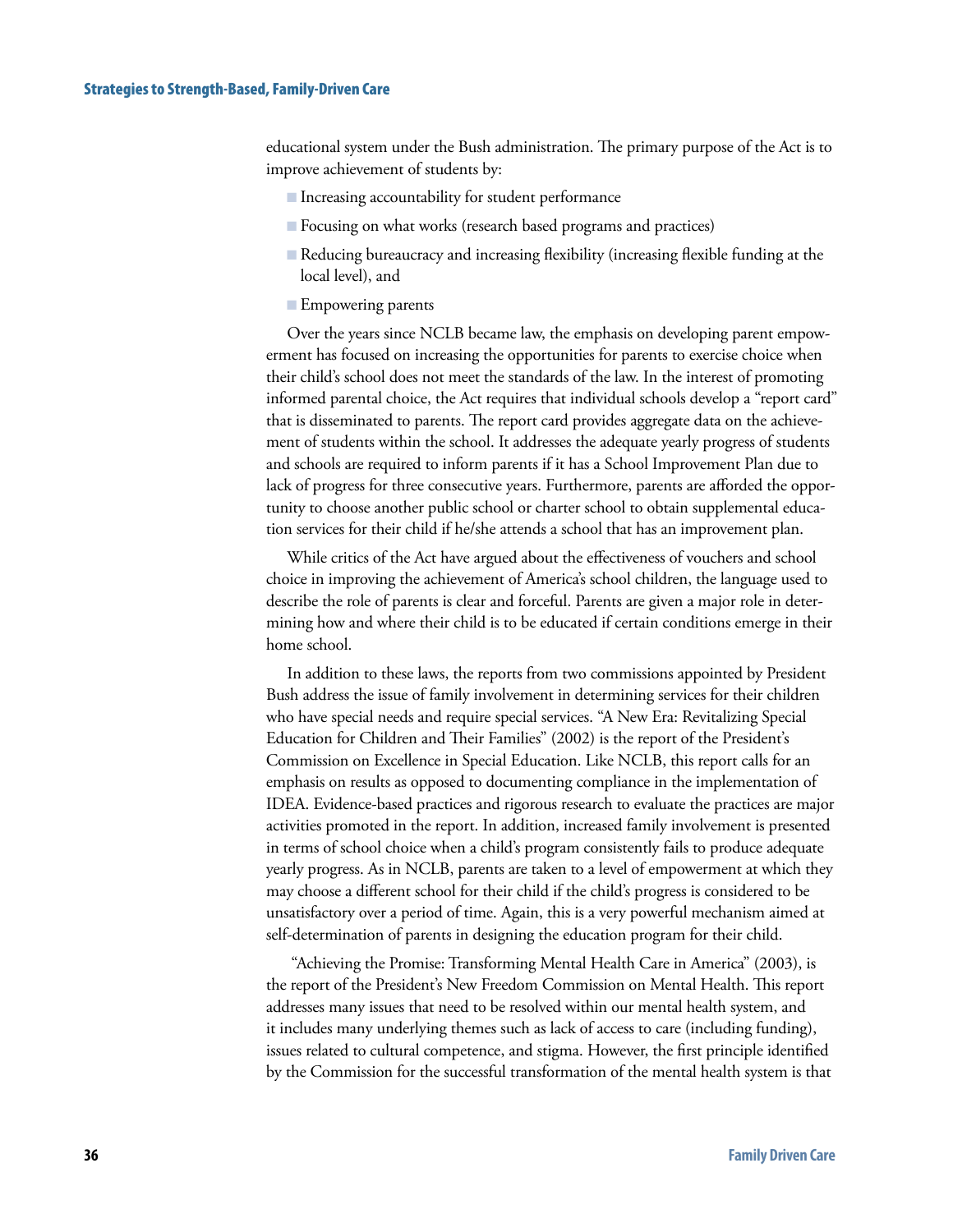educational system under the Bush administration. The primary purpose of the Act is to improve achievement of students by:

- Increasing accountability for student performance
- Focusing on what works (research based programs and practices)
- Reducing bureaucracy and increasing flexibility (increasing flexible funding at the local level), and
- Empowering parents

Over the years since NCLB became law, the emphasis on developing parent empowerment has focused on increasing the opportunities for parents to exercise choice when their child's school does not meet the standards of the law. In the interest of promoting informed parental choice, the Act requires that individual schools develop a "report card" that is disseminated to parents. The report card provides aggregate data on the achievement of students within the school. It addresses the adequate yearly progress of students and schools are required to inform parents if it has a School Improvement Plan due to lack of progress for three consecutive years. Furthermore, parents are afforded the opportunity to choose another public school or charter school to obtain supplemental education services for their child if he/she attends a school that has an improvement plan.

While critics of the Act have argued about the effectiveness of vouchers and school choice in improving the achievement of America's school children, the language used to describe the role of parents is clear and forceful. Parents are given a major role in determining how and where their child is to be educated if certain conditions emerge in their home school.

In addition to these laws, the reports from two commissions appointed by President Bush address the issue of family involvement in determining services for their children who have special needs and require special services. "A New Era: Revitalizing Special Education for Children and Their Families" (2002) is the report of the President's Commission on Excellence in Special Education. Like NCLB, this report calls for an emphasis on results as opposed to documenting compliance in the implementation of IDEA. Evidence-based practices and rigorous research to evaluate the practices are major activities promoted in the report. In addition, increased family involvement is presented in terms of school choice when a child's program consistently fails to produce adequate yearly progress. As in NCLB, parents are taken to a level of empowerment at which they may choose a different school for their child if the child's progress is considered to be unsatisfactory over a period of time. Again, this is a very powerful mechanism aimed at self-determination of parents in designing the education program for their child.

"Achieving the Promise: Transforming Mental Health Care in America" (2003), is the report of the President's New Freedom Commission on Mental Health. This report addresses many issues that need to be resolved within our mental health system, and it includes many underlying themes such as lack of access to care (including funding), issues related to cultural competence, and stigma. However, the first principle identified by the Commission for the successful transformation of the mental health system is that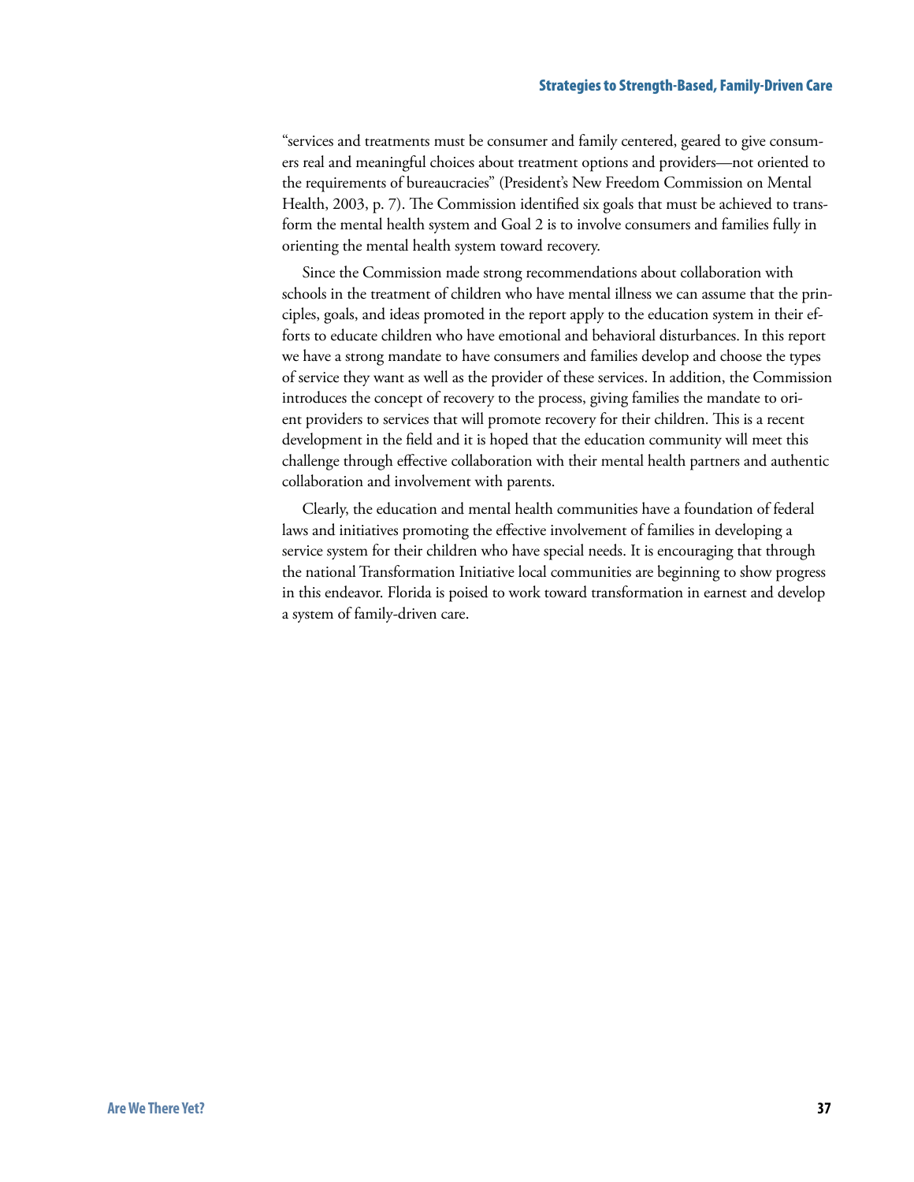"services and treatments must be consumer and family centered, geared to give consumers real and meaningful choices about treatment options and providers—not oriented to the requirements of bureaucracies" (President's New Freedom Commission on Mental Health, 2003, p. 7). The Commission identified six goals that must be achieved to transform the mental health system and Goal 2 is to involve consumers and families fully in orienting the mental health system toward recovery.

Since the Commission made strong recommendations about collaboration with schools in the treatment of children who have mental illness we can assume that the principles, goals, and ideas promoted in the report apply to the education system in their efforts to educate children who have emotional and behavioral disturbances. In this report we have a strong mandate to have consumers and families develop and choose the types of service they want as well as the provider of these services. In addition, the Commission introduces the concept of recovery to the process, giving families the mandate to orient providers to services that will promote recovery for their children. This is a recent development in the field and it is hoped that the education community will meet this challenge through effective collaboration with their mental health partners and authentic collaboration and involvement with parents.

Clearly, the education and mental health communities have a foundation of federal laws and initiatives promoting the effective involvement of families in developing a service system for their children who have special needs. It is encouraging that through the national Transformation Initiative local communities are beginning to show progress in this endeavor. Florida is poised to work toward transformation in earnest and develop a system of family-driven care.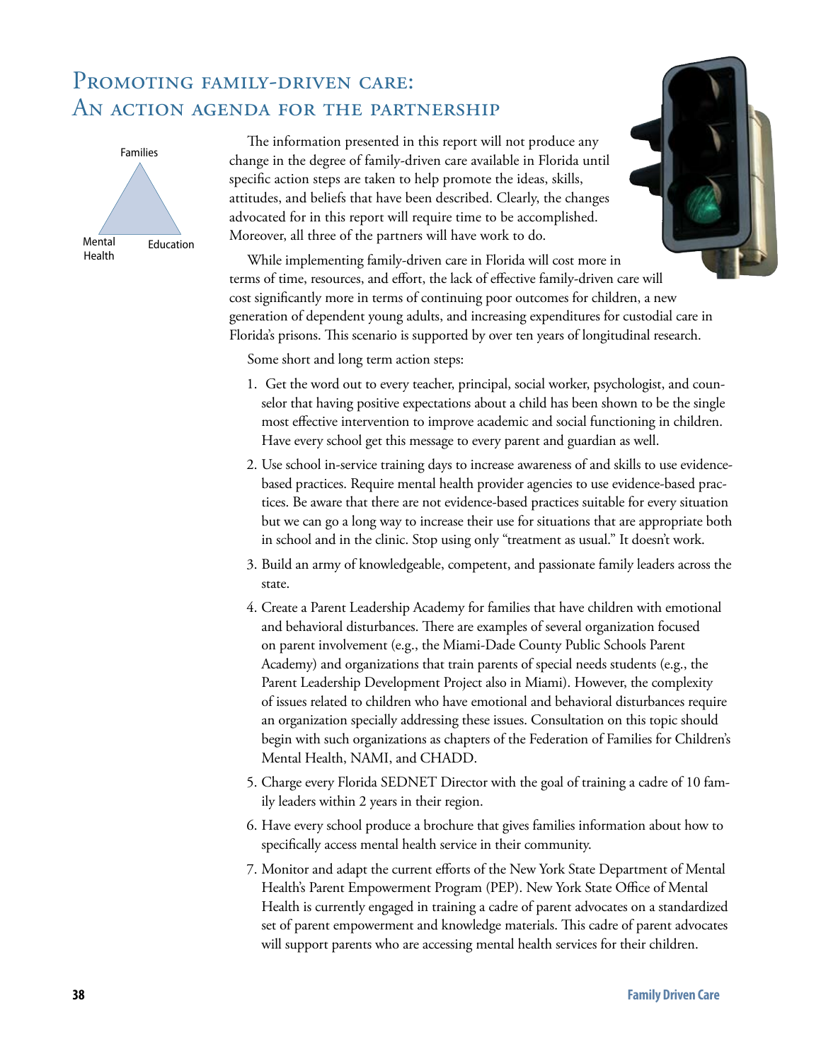# Promoting family-driven care: An action agenda for the partnership

Families

Mental Health

Education

The information presented in this report will not produce any change in the degree of family-driven care available in Florida until specific action steps are taken to help promote the ideas, skills, attitudes, and beliefs that have been described. Clearly, the changes advocated for in this report will require time to be accomplished. Moreover, all three of the partners will have work to do.

While implementing family-driven care in Florida will cost more in terms of time, resources, and effort, the lack of effective family-driven care will cost significantly more in terms of continuing poor outcomes for children, a new generation of dependent young adults, and increasing expenditures for custodial care in Florida's prisons. This scenario is supported by over ten years of longitudinal research.

Some short and long term action steps:

1. Get the word out to every teacher, principal, social worker, psychologist, and counselor that having positive expectations about a child has been shown to be the single most effective intervention to improve academic and social functioning in children. Have every school get this message to every parent and guardian as well.
2. Use school in-service training days to increase awareness of and skills to use evidence-based practices. Require mental health provider agencies to use evidence-based practices. Be aware that there are not evidence-based practices suitable for every situation but we can go a long way to increase their use for situations that are appropriate both in school and in the clinic. Stop using only "treatment as usual." It doesn't work.
3. Build an army of knowledgeable, competent, and passionate family leaders across the state.
4. Create a Parent Leadership Academy for families that have children with emotional and behavioral disturbances. There are examples of several organization focused on parent involvement (e.g., the Miami-Dade County Public Schools Parent Academy) and organizations that train parents of special needs students (e.g., the Parent Leadership Development Project also in Miami). However, the complexity of issues related to children who have emotional and behavioral disturbances require an organization specially addressing these issues. Consultation on this topic should begin with such organizations as chapters of the Federation of Families for Children's Mental Health, NAMI, and CHADD.
5. Charge every Florida SEDNET Director with the goal of training a cadre of 10 family leaders within 2 years in their region.
6. Have every school produce a brochure that gives families information about how to specifically access mental health service in their community.
7. Monitor and adapt the current efforts of the New York State Department of Mental Health's Parent Empowerment Program (PEP). New York State Office of Mental Health is currently engaged in training a cadre of parent advocates on a standardized set of parent empowerment and knowledge materials. This cadre of parent advocates will support parents who are accessing mental health services for their children.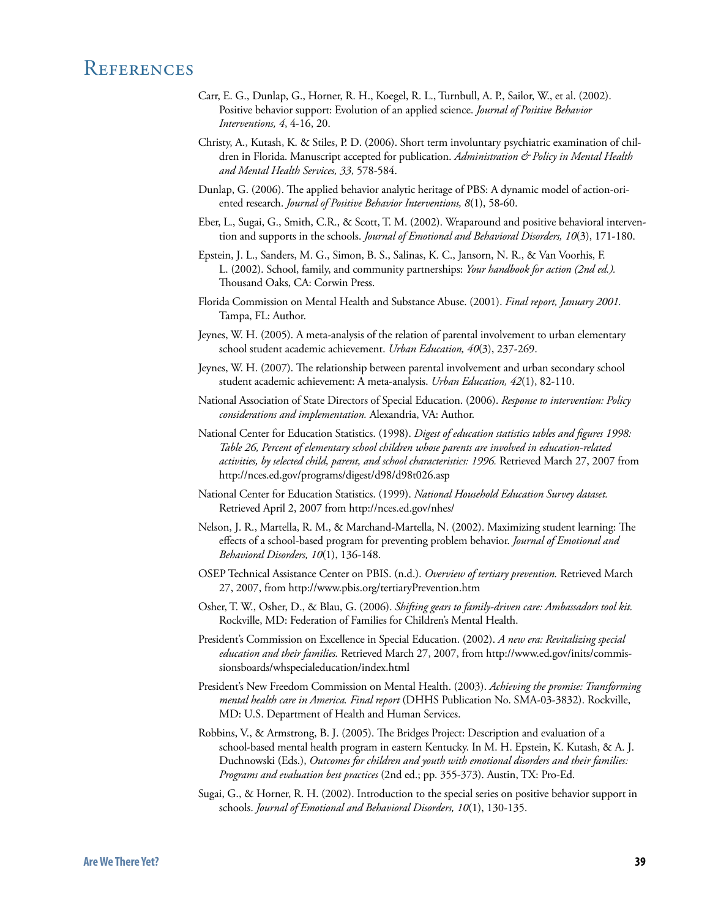# References

Carr, E. G., Dunlap, G., Horner, R. H., Koegel, R. L., Turnbull, A. P., Sailor, W., et al. (2002). Positive behavior support: Evolution of an applied science. *Journal of Positive Behavior Interventions, 4*, 4-16, 20.

Christy, A., Kutash, K. & Stiles, P. D. (2006). Short term involuntary psychiatric examination of children in Florida. Manuscript accepted for publication. *Administration & Policy in Mental Health and Mental Health Services, 33*, 578-584.

Dunlap, G. (2006). The applied behavior analytic heritage of PBS: A dynamic model of action-oriented research. *Journal of Positive Behavior Interventions, 8*(1), 58-60.

Eber, L., Sugai, G., Smith, C.R., & Scott, T. M. (2002). Wraparound and positive behavioral intervention and supports in the schools. *Journal of Emotional and Behavioral Disorders, 10*(3), 171-180.

Epstein, J. L., Sanders, M. G., Simon, B. S., Salinas, K. C., Jansorn, N. R., & Van Voorhis, F. L. (2002). School, family, and community partnerships: *Your handbook for action (2nd ed.).* Thousand Oaks, CA: Corwin Press.

Florida Commission on Mental Health and Substance Abuse. (2001). *Final report, January 2001.* Tampa, FL: Author.

Jeynes, W. H. (2005). A meta-analysis of the relation of parental involvement to urban elementary school student academic achievement. *Urban Education, 40*(3), 237-269.

Jeynes, W. H. (2007). The relationship between parental involvement and urban secondary school student academic achievement: A meta-analysis. *Urban Education, 42*(1), 82-110.

National Association of State Directors of Special Education. (2006). *Response to intervention: Policy considerations and implementation.* Alexandria, VA: Author.

National Center for Education Statistics. (1998). *Digest of education statistics tables and figures 1998: Table 26, Percent of elementary school children whose parents are involved in education-related activities, by selected child, parent, and school characteristics: 1996.* Retrieved March 27, 2007 from http://nces.ed.gov/programs/digest/d98/d98t026.asp

National Center for Education Statistics. (1999). *National Household Education Survey dataset.* Retrieved April 2, 2007 from http://nces.ed.gov/nhes/

Nelson, J. R., Martella, R. M., & Marchand-Martella, N. (2002). Maximizing student learning: The effects of a school-based program for preventing problem behavior. *Journal of Emotional and Behavioral Disorders, 10*(1), 136-148.

OSEP Technical Assistance Center on PBIS. (n.d.). *Overview of tertiary prevention.* Retrieved March 27, 2007, from http://www.pbis.org/tertiaryPrevention.htm

Osher, T. W., Osher, D., & Blau, G. (2006). *Shifting gears to family-driven care: Ambassadors tool kit.* Rockville, MD: Federation of Families for Children's Mental Health.

President's Commission on Excellence in Special Education. (2002). *A new era: Revitalizing special education and their families.* Retrieved March 27, 2007, from http://www.ed.gov/inits/commissionsboards/whspecialeducation/index.html

President's New Freedom Commission on Mental Health. (2003). *Achieving the promise: Transforming mental health care in America. Final report* (DHHS Publication No. SMA-03-3832). Rockville, MD: U.S. Department of Health and Human Services.

Robbins, V., & Armstrong, B. J. (2005). The Bridges Project: Description and evaluation of a school-based mental health program in eastern Kentucky. In M. H. Epstein, K. Kutash, & A. J. Duchnowski (Eds.), *Outcomes for children and youth with emotional disorders and their families: Programs and evaluation best practices* (2nd ed.; pp. 355-373). Austin, TX: Pro-Ed.

Sugai, G., & Horner, R. H. (2002). Introduction to the special series on positive behavior support in schools. *Journal of Emotional and Behavioral Disorders, 10*(1), 130-135.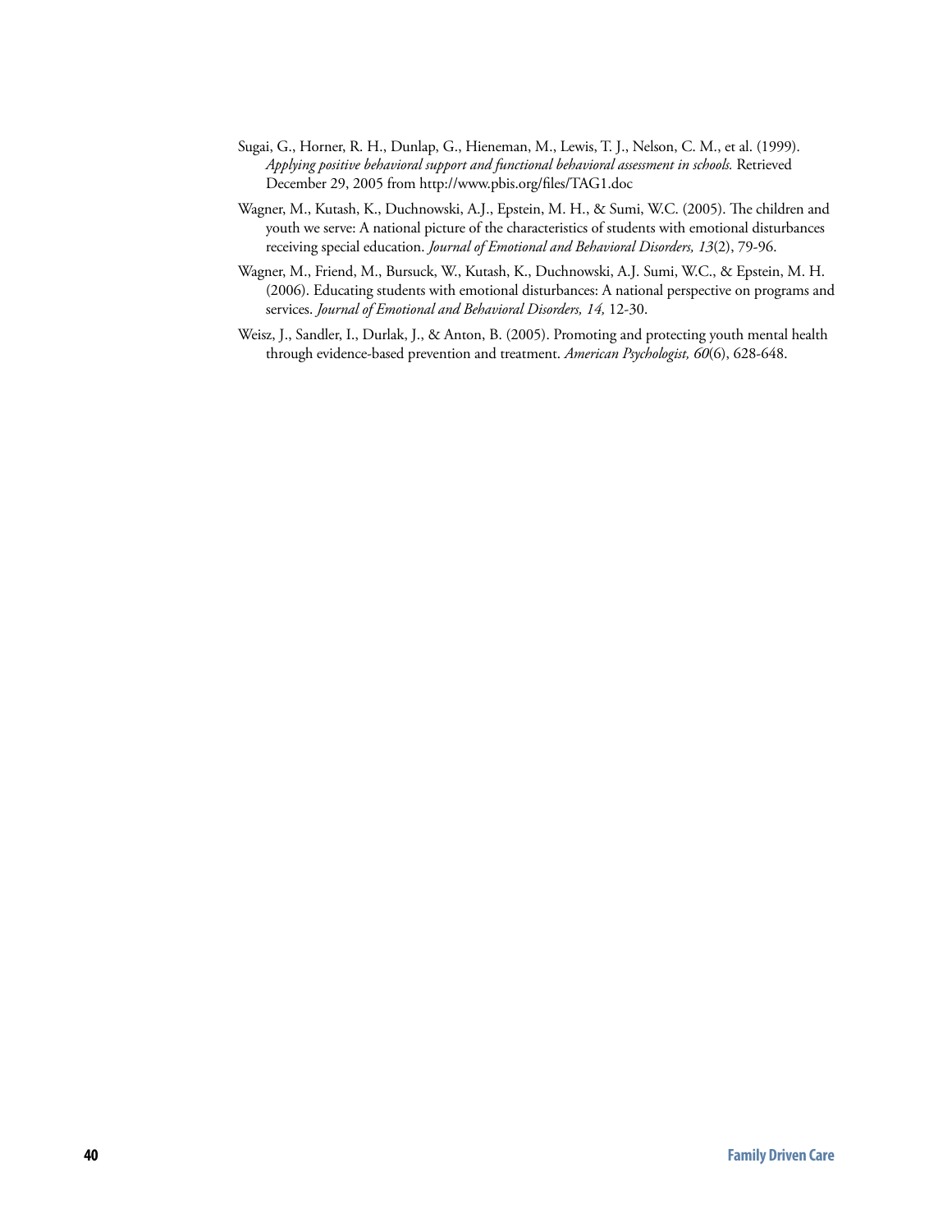Sugai, G., Horner, R. H., Dunlap, G., Hieneman, M., Lewis, T. J., Nelson, C. M., et al. (1999). *Applying positive behavioral support and functional behavioral assessment in schools.* Retrieved December 29, 2005 from http://www.pbis.org/files/TAG1.doc

Wagner, M., Kutash, K., Duchnowski, A.J., Epstein, M. H., & Sumi, W.C. (2005). The children and youth we serve: A national picture of the characteristics of students with emotional disturbances receiving special education. *Journal of Emotional and Behavioral Disorders, 13*(2), 79-96.

Wagner, M., Friend, M., Bursuck, W., Kutash, K., Duchnowski, A.J. Sumi, W.C., & Epstein, M. H. (2006). Educating students with emotional disturbances: A national perspective on programs and services. *Journal of Emotional and Behavioral Disorders, 14,* 12-30.

Weisz, J., Sandler, I., Durlak, J., & Anton, B. (2005). Promoting and protecting youth mental health through evidence-based prevention and treatment. *American Psychologist, 60*(6), 628-648.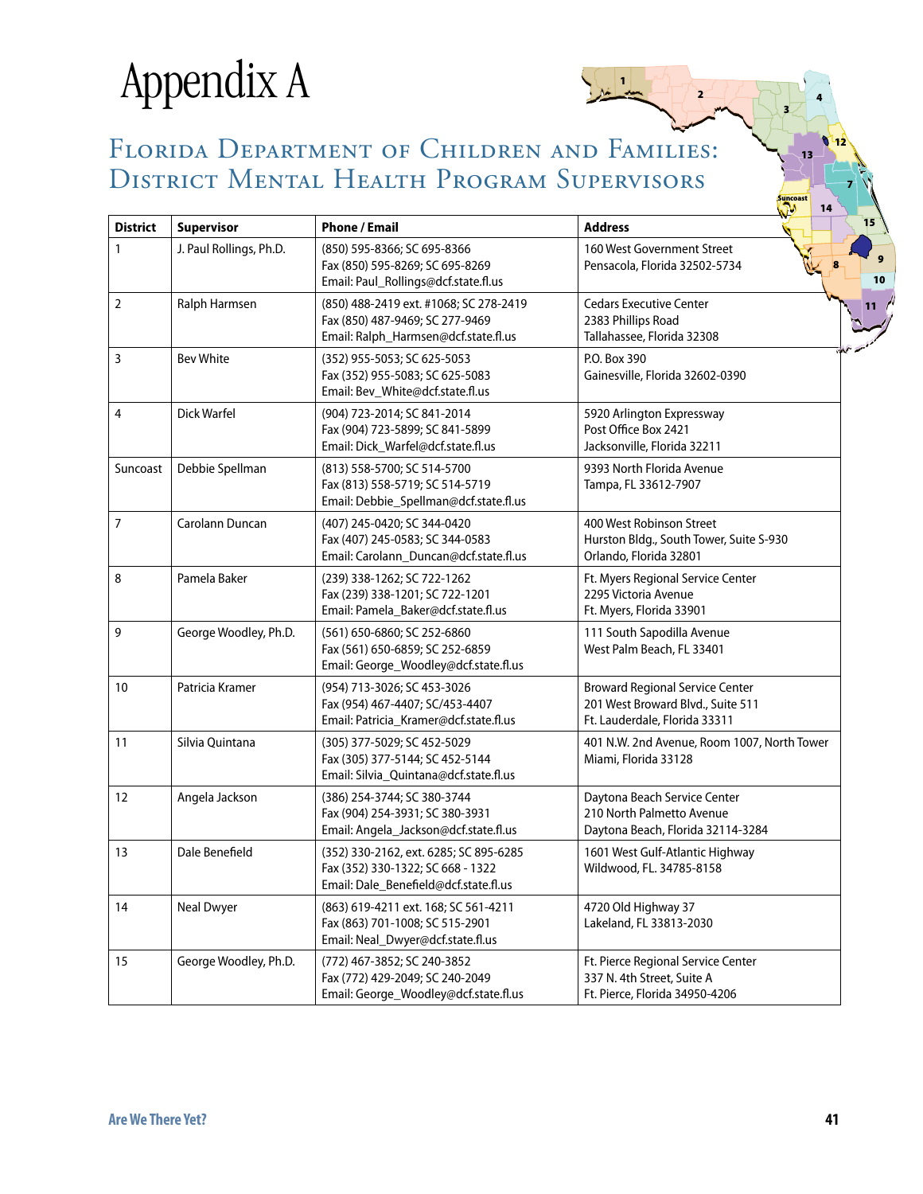# Appendix A

## Florida Department of Children and Families: District Mental Health Program Supervisors

| District | Supervisor | Phone / Email | Address |
|---|---|---|---|
| 1 | J. Paul Rollings, Ph.D. | (850) 595-8366; SC 695-8366<br>Fax (850) 595-8269; SC 695-8269<br>Email: Paul_Rollings@dcf.state.fl.us | 160 West Government Street<br>Pensacola, Florida 32502-5734 |
| 2 | Ralph Harmsen | (850) 488-2419 ext. #1068; SC 278-2419<br>Fax (850) 487-9469; SC 277-9469<br>Email: Ralph_Harmsen@dcf.state.fl.us | Cedars Executive Center<br>2383 Phillips Road<br>Tallahassee, Florida 32308 |
| 3 | Bev White | (352) 955-5053; SC 625-5053<br>Fax (352) 955-5083; SC 625-5083<br>Email: Bev_White@dcf.state.fl.us | P.O. Box 390<br>Gainesville, Florida 32602-0390 |
| 4 | Dick Warfel | (904) 723-2014; SC 841-2014<br>Fax (904) 723-5899; SC 841-5899<br>Email: Dick_Warfel@dcf.state.fl.us | 5920 Arlington Expressway<br>Post Office Box 2421<br>Jacksonville, Florida 32211 |
| Suncoast | Debbie Spellman | (813) 558-5700; SC 514-5700<br>Fax (813) 558-5719; SC 514-5719<br>Email: Debbie_Spellman@dcf.state.fl.us | 9393 North Florida Avenue<br>Tampa, FL 33612-7907 |
| 7 | Carolann Duncan | (407) 245-0420; SC 344-0420<br>Fax (407) 245-0583; SC 344-0583<br>Email: Carolann_Duncan@dcf.state.fl.us | 400 West Robinson Street<br>Hurston Bldg., South Tower, Suite S-930<br>Orlando, Florida 32801 |
| 8 | Pamela Baker | (239) 338-1262; SC 722-1262<br>Fax (239) 338-1201; SC 722-1201<br>Email: Pamela_Baker@dcf.state.fl.us | Ft. Myers Regional Service Center<br>2295 Victoria Avenue<br>Ft. Myers, Florida 33901 |
| 9 | George Woodley, Ph.D. | (561) 650-6860; SC 252-6860<br>Fax (561) 650-6859; SC 252-6859<br>Email: George_Woodley@dcf.state.fl.us | 111 South Sapodilla Avenue<br>West Palm Beach, FL 33401 |
| 10 | Patricia Kramer | (954) 713-3026; SC 453-3026<br>Fax (954) 467-4407; SC/453-4407<br>Email: Patricia_Kramer@dcf.state.fl.us | Broward Regional Service Center<br>201 West Broward Blvd., Suite 511<br>Ft. Lauderdale, Florida 33311 |
| 11 | Silvia Quintana | (305) 377-5029; SC 452-5029<br>Fax (305) 377-5144; SC 452-5144<br>Email: Silvia_Quintana@dcf.state.fl.us | 401 N.W. 2nd Avenue, Room 1007, North Tower<br>Miami, Florida 33128 |
| 12 | Angela Jackson | (386) 254-3744; SC 380-3744<br>Fax (904) 254-3931; SC 380-3931<br>Email: Angela_Jackson@dcf.state.fl.us | Daytona Beach Service Center<br>210 North Palmetto Avenue<br>Daytona Beach, Florida 32114-3284 |
| 13 | Dale Benefield | (352) 330-2162, ext. 6285; SC 895-6285<br>Fax (352) 330-1322; SC 668 - 1322<br>Email: Dale_Benefield@dcf.state.fl.us | 1601 West Gulf-Atlantic Highway<br>Wildwood, FL. 34785-8158 |
| 14 | Neal Dwyer | (863) 619-4211 ext. 168; SC 561-4211<br>Fax (863) 701-1008; SC 515-2901<br>Email: Neal_Dwyer@dcf.state.fl.us | 4720 Old Highway 37<br>Lakeland, FL 33813-2030 |
| 15 | George Woodley, Ph.D. | (772) 467-3852; SC 240-3852<br>Fax (772) 429-2049; SC 240-2049<br>Email: George_Woodley@dcf.state.fl.us | Ft. Pierce Regional Service Center<br>337 N. 4th Street, Suite A<br>Ft. Pierce, Florida 34950-4206 |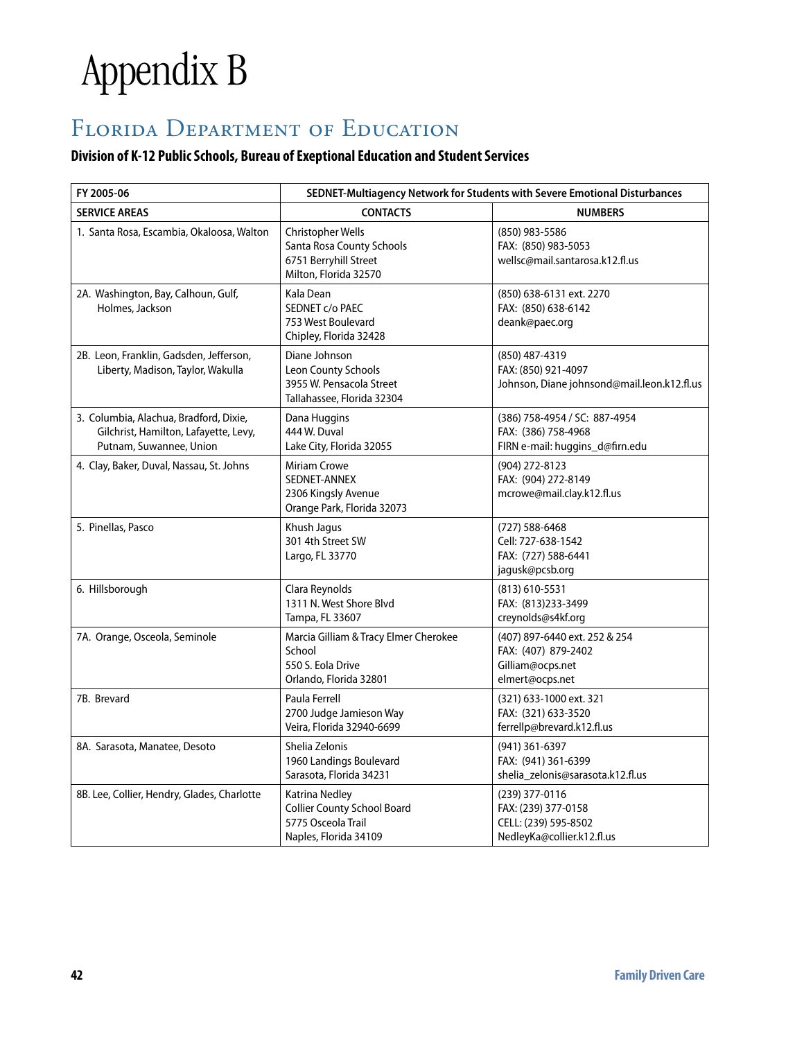# Appendix B

## Florida Department of Education

### Division of K-12 Public Schools, Bureau of Exeptional Education and Student Services

| FY 2005-06 | SEDNET-Multiagency Network for Students with Severe Emotional Disturbances | |
|---|---|---|
| **SERVICE AREAS** | **CONTACTS** | **NUMBERS** |
| 1. Santa Rosa, Escambia, Okaloosa, Walton | Christopher Wells<br>Santa Rosa County Schools<br>6751 Berryhill Street<br>Milton, Florida 32570 | (850) 983-5586<br>FAX: (850) 983-5053<br>wellsc@mail.santarosa.k12.fl.us |
| 2A. Washington, Bay, Calhoun, Gulf, Holmes, Jackson | Kala Dean<br>SEDNET c/o PAEC<br>753 West Boulevard<br>Chipley, Florida 32428 | (850) 638-6131 ext. 2270<br>FAX: (850) 638-6142<br>deank@paec.org |
| 2B. Leon, Franklin, Gadsden, Jefferson, Liberty, Madison, Taylor, Wakulla | Diane Johnson<br>Leon County Schools<br>3955 W. Pensacola Street<br>Tallahassee, Florida 32304 | (850) 487-4319<br>FAX: (850) 921-4097<br>Johnson, Diane johnsond@mail.leon.k12.fl.us |
| 3. Columbia, Alachua, Bradford, Dixie, Gilchrist, Hamilton, Lafayette, Levy, Putnam, Suwannee, Union | Dana Huggins<br>444 W. Duval<br>Lake City, Florida 32055 | (386) 758-4954 / SC: 887-4954<br>FAX: (386) 758-4968<br>FIRN e-mail: huggins_d@firn.edu |
| 4. Clay, Baker, Duval, Nassau, St. Johns | Miriam Crowe<br>SEDNET-ANNEX<br>2306 Kingsly Avenue<br>Orange Park, Florida 32073 | (904) 272-8123<br>FAX: (904) 272-8149<br>mcrowe@mail.clay.k12.fl.us |
| 5. Pinellas, Pasco | Khush Jagus<br>301 4th Street SW<br>Largo, FL 33770 | (727) 588-6468<br>Cell: 727-638-1542<br>FAX: (727) 588-6441<br>jagusk@pcsb.org |
| 6. Hillsborough | Clara Reynolds<br>1311 N. West Shore Blvd<br>Tampa, FL 33607 | (813) 610-5531<br>FAX: (813)233-3499<br>creynolds@s4kf.org |
| 7A. Orange, Osceola, Seminole | Marcia Gilliam & Tracy Elmer Cherokee School<br>550 S. Eola Drive<br>Orlando, Florida 32801 | (407) 897-6440 ext. 252 & 254<br>FAX: (407) 879-2402<br>Gilliam@ocps.net<br>elmert@ocps.net |
| 7B. Brevard | Paula Ferrell<br>2700 Judge Jamieson Way<br>Veira, Florida 32940-6699 | (321) 633-1000 ext. 321<br>FAX: (321) 633-3520<br>ferrellp@brevard.k12.fl.us |
| 8A. Sarasota, Manatee, Desoto | Shelia Zelonis<br>1960 Landings Boulevard<br>Sarasota, Florida 34231 | (941) 361-6397<br>FAX: (941) 361-6399<br>shelia_zelonis@sarasota.k12.fl.us |
| 8B. Lee, Collier, Hendry, Glades, Charlotte | Katrina Nedley<br>Collier County School Board<br>5775 Osceola Trail<br>Naples, Florida 34109 | (239) 377-0116<br>FAX: (239) 377-0158<br>CELL: (239) 595-8502<br>NedleyKa@collier.k12.fl.us |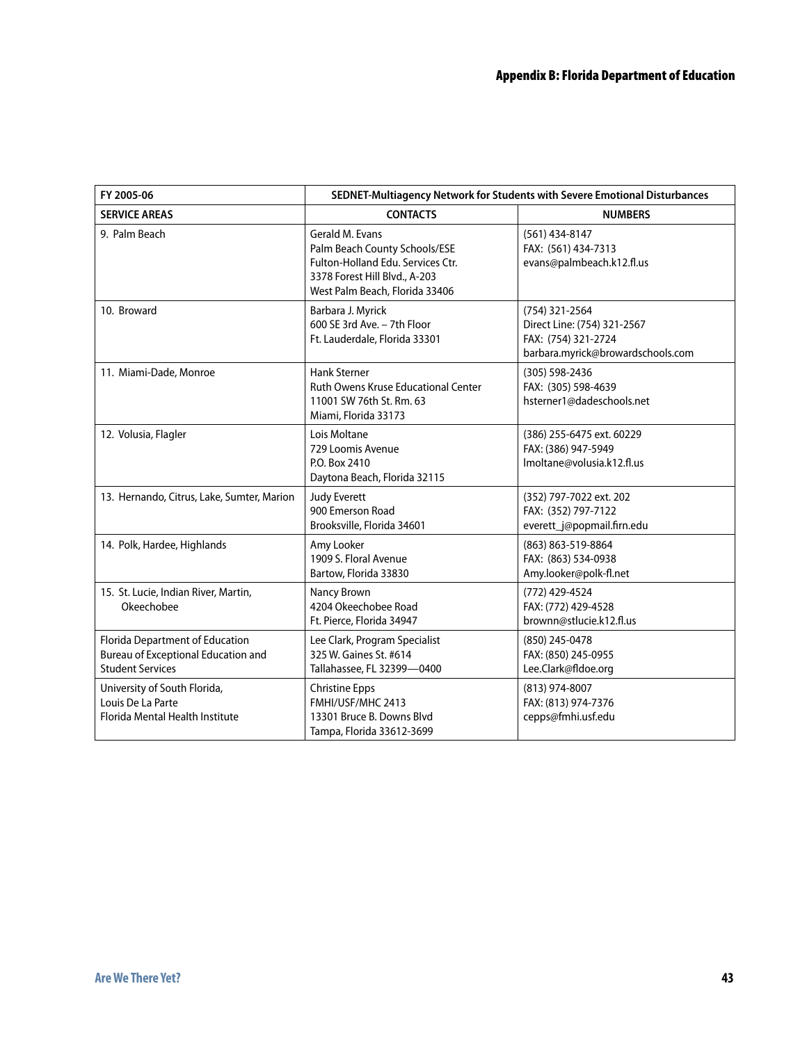| FY 2005-06 | SEDNET-Multiagency Network for Students with Severe Emotional Disturbances | |
|---|---|---|
| **SERVICE AREAS** | **CONTACTS** | **NUMBERS** |
| 9. Palm Beach | Gerald M. Evans<br>Palm Beach County Schools/ESE<br>Fulton-Holland Edu. Services Ctr.<br>3378 Forest Hill Blvd., A-203<br>West Palm Beach, Florida 33406 | (561) 434-8147<br>FAX: (561) 434-7313<br>evans@palmbeach.k12.fl.us |
| 10. Broward | Barbara J. Myrick<br>600 SE 3rd Ave. – 7th Floor<br>Ft. Lauderdale, Florida 33301 | (754) 321-2564<br>Direct Line: (754) 321-2567<br>FAX: (754) 321-2724<br>barbara.myrick@browardschools.com |
| 11. Miami-Dade, Monroe | Hank Sterner<br>Ruth Owens Kruse Educational Center<br>11001 SW 76th St. Rm. 63<br>Miami, Florida 33173 | (305) 598-2436<br>FAX: (305) 598-4639<br>hsterner1@dadeschools.net |
| 12. Volusia, Flagler | Lois Moltane<br>729 Loomis Avenue<br>P.O. Box 2410<br>Daytona Beach, Florida 32115 | (386) 255-6475 ext. 60229<br>FAX: (386) 947-5949<br>lmoltane@volusia.k12.fl.us |
| 13. Hernando, Citrus, Lake, Sumter, Marion | Judy Everett<br>900 Emerson Road<br>Brooksville, Florida 34601 | (352) 797-7022 ext. 202<br>FAX: (352) 797-7122<br>everett_j@popmail.firn.edu |
| 14. Polk, Hardee, Highlands | Amy Looker<br>1909 S. Floral Avenue<br>Bartow, Florida 33830 | (863) 863-519-8864<br>FAX: (863) 534-0938<br>Amy.looker@polk-fl.net |
| 15. St. Lucie, Indian River, Martin, Okeechobee | Nancy Brown<br>4204 Okeechobee Road<br>Ft. Pierce, Florida 34947 | (772) 429-4524<br>FAX: (772) 429-4528<br>brownn@stlucie.k12.fl.us |
| Florida Department of Education<br>Bureau of Exceptional Education and Student Services | Lee Clark, Program Specialist<br>325 W. Gaines St. #614<br>Tallahassee, FL 32399—0400 | (850) 245-0478<br>FAX: (850) 245-0955<br>Lee.Clark@fldoe.org |
| University of South Florida,<br>Louis De La Parte<br>Florida Mental Health Institute | Christine Epps<br>FMHI/USF/MHC 2413<br>13301 Bruce B. Downs Blvd<br>Tampa, Florida 33612-3699 | (813) 974-8007<br>FAX: (813) 974-7376<br>cepps@fmhi.usf.edu |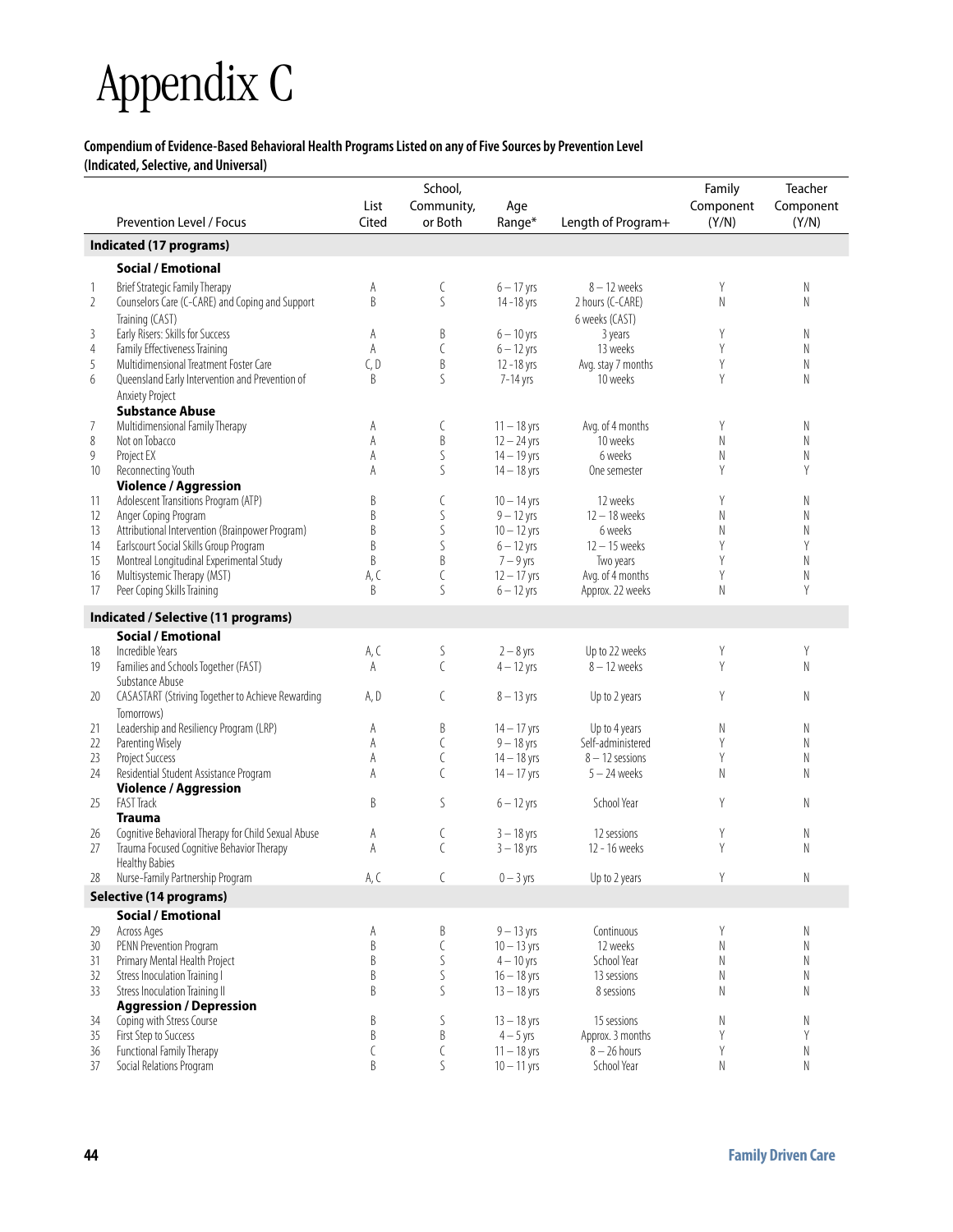# Appendix C

**Compendium of Evidence-Based Behavioral Health Programs Listed on any of Five Sources by Prevention Level (Indicated, Selective, and Universal)**

| | Prevention Level / Focus | List Cited | School, Community, or Both | Age Range* | Length of Program+ | Family Component (Y/N) | Teacher Component (Y/N) |
|---|---|---|---|---|---|---|---|
| | **Indicated (17 programs)** | | | | | | |
| | **Social / Emotional** | | | | | | |
| 1 | Brief Strategic Family Therapy | A | C | 6 – 17 yrs | 8 – 12 weeks | Y | N |
| 2 | Counselors Care (C-CARE) and Coping and Support Training (CAST) | B | S | 14 -18 yrs | 2 hours (C-CARE) 6 weeks (CAST) | N | N |
| 3 | Early Risers: Skills for Success | A | B | 6 – 10 yrs | 3 years | Y | N |
| 4 | Family Effectiveness Training | A | C | 6 – 12 yrs | 13 weeks | Y | N |
| 5 | Multidimensional Treatment Foster Care | C, D | B | 12 -18 yrs | Avg. stay 7 months | Y | N |
| 6 | Queensland Early Intervention and Prevention of Anxiety Project | B | S | 7-14 yrs | 10 weeks | Y | N |
| | **Substance Abuse** | | | | | | |
| 7 | Multidimensional Family Therapy | A | C | 11 – 18 yrs | Avg. of 4 months | Y | N |
| 8 | Not on Tobacco | A | B | 12 – 24 yrs | 10 weeks | N | N |
| 9 | Project EX | A | S | 14 – 19 yrs | 6 weeks | N | N |
| 10 | Reconnecting Youth | A | S | 14 – 18 yrs | One semester | Y | Y |
| | **Violence / Aggression** | | | | | | |
| 11 | Adolescent Transitions Program (ATP) | B | C | 10 – 14 yrs | 12 weeks | Y | N |
| 12 | Anger Coping Program | B | S | 9 – 12 yrs | 12 – 18 weeks | N | N |
| 13 | Attributional Intervention (Brainpower Program) | B | S | 10 – 12 yrs | 6 weeks | N | N |
| 14 | Earlscourt Social Skills Group Program | B | S | 6 – 12 yrs | 12 – 15 weeks | Y | Y |
| 15 | Montreal Longitudinal Experimental Study | B | B | 7 – 9 yrs | Two years | Y | N |
| 16 | Multisystemic Therapy (MST) | A, C | C | 12 – 17 yrs | Avg. of 4 months | Y | N |
| 17 | Peer Coping Skills Training | B | S | 6 – 12 yrs | Approx. 22 weeks | N | Y |
| | **Indicated / Selective (11 programs)** | | | | | | |
| | **Social / Emotional** | | | | | | |
| 18 | Incredible Years | A, C | S | 2 – 8 yrs | Up to 22 weeks | Y | Y |
| 19 | Families and Schools Together (FAST) | A | C | 4 – 12 yrs | 8 – 12 weeks | Y | N |
| | Substance Abuse | | | | | | |
| 20 | CASASTART (Striving Together to Achieve Rewarding Tomorrows) | A, D | C | 8 – 13 yrs | Up to 2 years | Y | N |
| 21 | Leadership and Resiliency Program (LRP) | A | B | 14 – 17 yrs | Up to 4 years | N | N |
| 22 | Parenting Wisely | A | C | 9 – 18 yrs | Self-administered | Y | N |
| 23 | Project Success | A | C | 14 – 18 yrs | 8 – 12 sessions | Y | N |
| 24 | Residential Student Assistance Program | A | C | 14 – 17 yrs | 5 – 24 weeks | N | N |
| | **Violence / Aggression** | | | | | | |
| 25 | FAST Track | B | S | 6 – 12 yrs | School Year | Y | N |
| | **Trauma** | | | | | | |
| 26 | Cognitive Behavioral Therapy for Child Sexual Abuse | A | C | 3 – 18 yrs | 12 sessions | Y | N |
| 27 | Trauma Focused Cognitive Behavior Therapy | A | C | 3 – 18 yrs | 12 - 16 weeks | Y | N |
| | Healthy Babies | | | | | | |
| 28 | Nurse-Family Partnership Program | A, C | C | 0 – 3 yrs | Up to 2 years | Y | N |
| | **Selective (14 programs)** | | | | | | |
| | **Social / Emotional** | | | | | | |
| 29 | Across Ages | A | B | 9 – 13 yrs | Continuous | Y | N |
| 30 | PENN Prevention Program | B | C | 10 – 13 yrs | 12 weeks | N | N |
| 31 | Primary Mental Health Project | B | S | 4 – 10 yrs | School Year | N | N |
| 32 | Stress Inoculation Training I | B | S | 16 – 18 yrs | 13 sessions | N | N |
| 33 | Stress Inoculation Training II | B | S | 13 – 18 yrs | 8 sessions | N | N |
| | **Aggression / Depression** | | | | | | |
| 34 | Coping with Stress Course | B | S | 13 – 18 yrs | 15 sessions | N | N |
| 35 | First Step to Success | B | B | 4 – 5 yrs | Approx. 3 months | Y | Y |
| 36 | Functional Family Therapy | C | C | 11 – 18 yrs | 8 – 26 hours | Y | N |
| 37 | Social Relations Program | B | S | 10 – 11 yrs | School Year | N | N |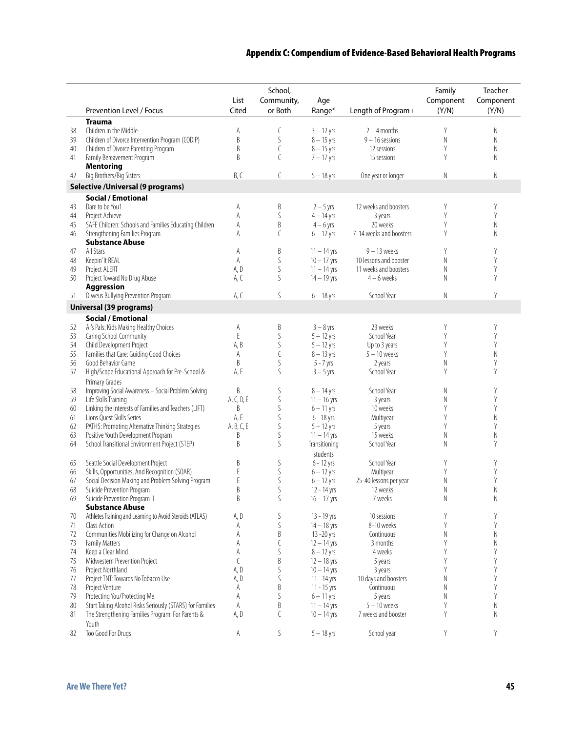## Appendix C: Compendium of Evidence-Based Behavioral Health Programs

| | Prevention Level / Focus | List Cited | School, Community, or Both | Age Range* | Length of Program+ | Family Component (Y/N) | Teacher Component (Y/N) |
|---|---|---|---|---|---|---|---|
| | **Trauma** | | | | | | |
| 38 | Children in the Middle | A | C | 3 – 12 yrs | 2 – 4 months | Y | N |
| 39 | Children of Divorce Intervention Program (CODIP) | B | S | 8 – 15 yrs | 9 – 16 sessions | N | N |
| 40 | Children of Divorce Parenting Program | B | C | 8 – 15 yrs | 12 sessions | Y | N |
| 41 | Family Bereavement Program | B | C | 7 – 17 yrs | 15 sessions | Y | N |
| | **Mentoring** | | | | | | |
| 42 | Big Brothers/Big Sisters | B, C | C | 5 – 18 yrs | One year or longer | N | N |
| | **Selective /Universal (9 programs)** | | | | | | |
| | **Social / Emotional** | | | | | | |
| 43 | Dare to be You1 | A | B | 2 – 5 yrs | 12 weeks and boosters | Y | Y |
| 44 | Project Achieve | A | S | 4 – 14 yrs | 3 years | Y | Y |
| 45 | SAFE Children: Schools and Families Educating Children | A | B | 4 – 6 yrs | 20 weeks | Y | N |
| 46 | Strengthening Families Program | A | C | 6 – 12 yrs | 7-14 weeks and boosters | Y | N |
| | **Substance Abuse** | | | | | | |
| 47 | All Stars | A | B | 11 – 14 yrs | 9 – 13 weeks | Y | Y |
| 48 | Keepin' It REAL | A | S | 10 – 17 yrs | 10 lessons and booster | N | Y |
| 49 | Project ALERT | A, D | S | 11 – 14 yrs | 11 weeks and boosters | N | Y |
| 50 | Project Toward No Drug Abuse | A, C | S | 14 – 19 yrs | 4 – 6 weeks | N | Y |
| | **Aggression** | | | | | | |
| 51 | Olweus Bullying Prevention Program | A, C | S | 6 – 18 yrs | School Year | N | Y |
| | **Universal (39 programs)** | | | | | | |
| | **Social / Emotional** | | | | | | |
| 52 | Al's Pals: Kids Making Healthy Choices | A | B | 3 – 8 yrs | 23 weeks | Y | Y |
| 53 | Caring School Community | E | S | 5 – 12 yrs | School Year | Y | Y |
| 54 | Child Development Project | A, B | S | 5 – 12 yrs | Up to 3 years | Y | Y |
| 55 | Families that Care: Guiding Good Choices | A | C | 8 – 13 yrs | 5 – 10 weeks | Y | N |
| 56 | Good Behavior Game | B | S | 5 - 7 yrs | 2 years | N | Y |
| 57 | High/Scope Educational Approach for Pre-School & Primary Grades | A, E | S | 3 – 5 yrs | School Year | Y | Y |
| 58 | Improving Social Awareness – Social Problem Solving | B | S | 8 – 14 yrs | School Year | N | Y |
| 59 | Life Skills Training | A, C, D, E | S | 11 – 16 yrs | 3 years | N | Y |
| 60 | Linking the Interests of Families and Teachers (LIFT) | B | S | 6 – 11 yrs | 10 weeks | Y | Y |
| 61 | Lions Quest Skills Series | A, E | S | 6 - 18 yrs | Multiyear | Y | N |
| 62 | PATHS: Promoting Alternative Thinking Strategies | A, B, C, E | S | 5 – 12 yrs | 5 years | Y | Y |
| 63 | Positive Youth Development Program | B | S | 11 – 14 yrs | 15 weeks | N | N |
| 64 | School Transitional Environment Project (STEP) | B | S | Transitioning students | School Year | N | Y |
| 65 | Seattle Social Development Project | B | S | 6 - 12 yrs | School Year | Y | Y |
| 66 | Skills, Opportunities, And Recognition (SOAR) | E | S | 6 – 12 yrs | Multiyear | Y | Y |
| 67 | Social Decision Making and Problem Solving Program | E | S | 6 – 12 yrs | 25-40 lessons per year | N | Y |
| 68 | Suicide Prevention Program I | B | S | 12 - 14 yrs | 12 weeks | N | N |
| 69 | Suicide Prevention Program II | B | S | 16 – 17 yrs | 7 weeks | N | N |
| | **Substance Abuse** | | | | | | |
| 70 | Athletes Training and Learning to Avoid Steroids (ATLAS) | A, D | S | 13 - 19 yrs | 10 sessions | Y | Y |
| 71 | Class Action | A | S | 14 – 18 yrs | 8-10 weeks | Y | Y |
| 72 | Communities Mobilizing for Change on Alcohol | A | B | 13 -20 yrs | Continuous | N | N |
| 73 | Family Matters | A | C | 12 – 14 yrs | 3 months | Y | N |
| 74 | Keep a Clear Mind | A | S | 8 – 12 yrs | 4 weeks | Y | Y |
| 75 | Midwestern Prevention Project | C | B | 12 – 18 yrs | 5 years | Y | Y |
| 76 | Project Northland | A, D | S | 10 – 14 yrs | 3 years | Y | Y |
| 77 | Project TNT: Towards No Tobacco Use | A, D | S | 11 - 14 yrs | 10 days and boosters | N | Y |
| 78 | Project Venture | A | B | 11 - 15 yrs | Continuous | N | Y |
| 79 | Protecting You/Protecting Me | A | S | 6 – 11 yrs | 5 years | N | Y |
| 80 | Start Taking Alcohol Risks Seriously (STARS) for Families | A | B | 11 – 14 yrs | 5 – 10 weeks | Y | N |
| 81 | The Strengthening Families Program: For Parents & Youth | A, D | C | 10 – 14 yrs | 7 weeks and booster | Y | N |
| 82 | Too Good For Drugs | A | S | 5 – 18 yrs | School year | Y | Y |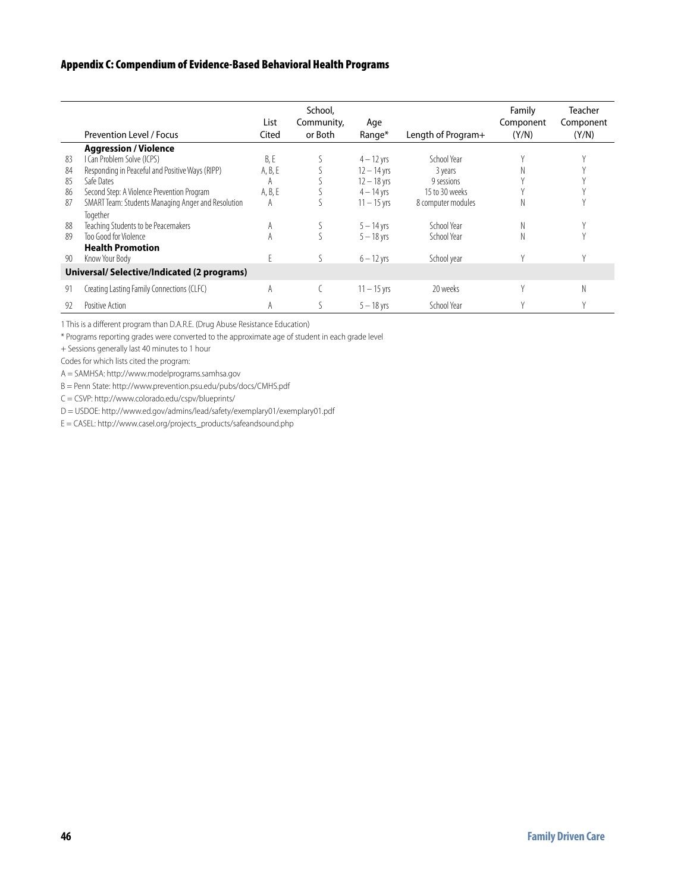## Appendix C: Compendium of Evidence-Based Behavioral Health Programs

| | Prevention Level / Focus | List Cited | School, Community, or Both | Age Range* | Length of Program+ | Family Component (Y/N) | Teacher Component (Y/N) |
|---|---|---|---|---|---|---|---|
| | **Aggression / Violence** | | | | | | |
| 83 | I Can Problem Solve (ICPS) | B, E | S | 4 – 12 yrs | School Year | Y | Y |
| 84 | Responding in Peaceful and Positive Ways (RIPP) | A, B, E | S | 12 – 14 yrs | 3 years | N | Y |
| 85 | Safe Dates | A | S | 12 – 18 yrs | 9 sessions | Y | Y |
| 86 | Second Step: A Violence Prevention Program | A, B, E | S | 4 – 14 yrs | 15 to 30 weeks | Y | Y |
| 87 | SMART Team: Students Managing Anger and Resolution Together | A | S | 11 – 15 yrs | 8 computer modules | N | Y |
| 88 | Teaching Students to be Peacemakers | A | S | 5 – 14 yrs | School Year | N | Y |
| 89 | Too Good for Violence | A | S | 5 – 18 yrs | School Year | N | Y |
| | **Health Promotion** | | | | | | |
| 90 | Know Your Body | E | S | 6 – 12 yrs | School year | Y | Y |
| | **Universal/ Selective/Indicated (2 programs)** | | | | | | |
| 91 | Creating Lasting Family Connections (CLFC) | A | C | 11 – 15 yrs | 20 weeks | Y | N |
| 92 | Positive Action | A | S | 5 – 18 yrs | School Year | Y | Y |

1 This is a different program than D.A.R.E. (Drug Abuse Resistance Education)

* Programs reporting grades were converted to the approximate age of student in each grade level

+ Sessions generally last 40 minutes to 1 hour

Codes for which lists cited the program:

A = SAMHSA: http://www.modelprograms.samhsa.gov

B = Penn State: http://www.prevention.psu.edu/pubs/docs/CMHS.pdf

C = CSVP: http://www.colorado.edu/cspv/blueprints/

D = USDOE: http://www.ed.gov/admins/lead/safety/exemplary01/exemplary01.pdf

E = CASEL: http://www.casel.org/projects_products/safeandsound.php